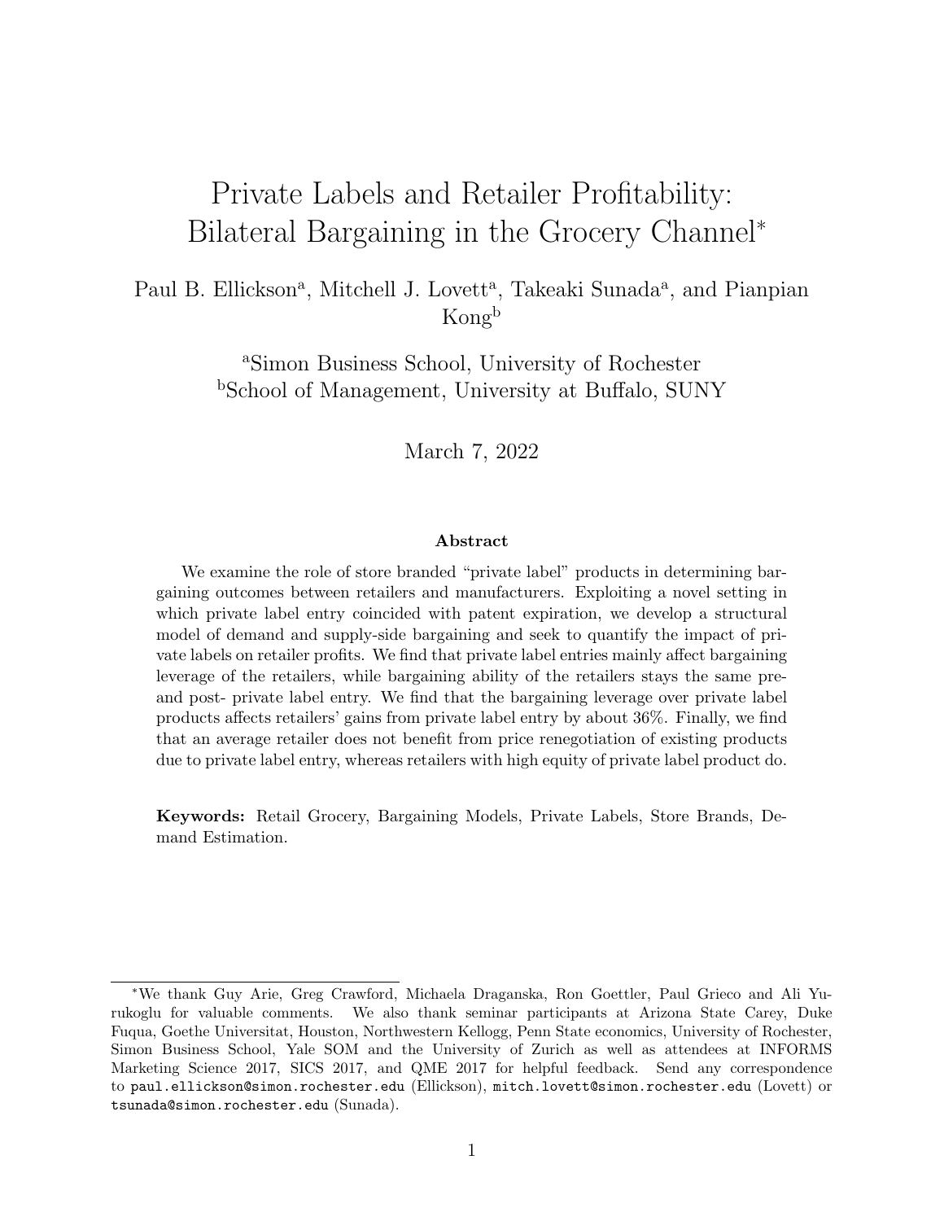# Private Labels and Retailer Profitability: Bilateral Bargaining in the Grocery Channel*

Paul B. Ellickson[a], Mitchell J. Lovett[a], Takeaki Sunada[a], and Pianpian Kong[b]

[a]Simon Business School, University of Rochester
[b]School of Management, University at Buffalo, SUNY

March 7, 2022

**Abstract**

We examine the role of store branded "private label" products in determining bargaining outcomes between retailers and manufacturers. Exploiting a novel setting in which private label entry coincided with patent expiration, we develop a structural model of demand and supply-side bargaining and seek to quantify the impact of private labels on retailer profits. We find that private label entries mainly affect bargaining leverage of the retailers, while bargaining ability of the retailers stays the same pre- and post- private label entry. We find that the bargaining leverage over private label products affects retailers' gains from private label entry by about 36%. Finally, we find that an average retailer does not benefit from price renegotiation of existing products due to private label entry, whereas retailers with high equity of private label product do.

**Keywords:** Retail Grocery, Bargaining Models, Private Labels, Store Brands, Demand Estimation.

---

*We thank Guy Arie, Greg Crawford, Michaela Draganska, Ron Goettler, Paul Grieco and Ali Yurukoglu for valuable comments. We also thank seminar participants at Arizona State Carey, Duke Fuqua, Goethe Universitat, Houston, Northwestern Kellogg, Penn State economics, University of Rochester, Simon Business School, Yale SOM and the University of Zurich as well as attendees at INFORMS Marketing Science 2017, SICS 2017, and QME 2017 for helpful feedback. Send any correspondence to paul.ellickson@simon.rochester.edu (Ellickson), mitch.lovett@simon.rochester.edu (Lovett) or tsunada@simon.rochester.edu (Sunada).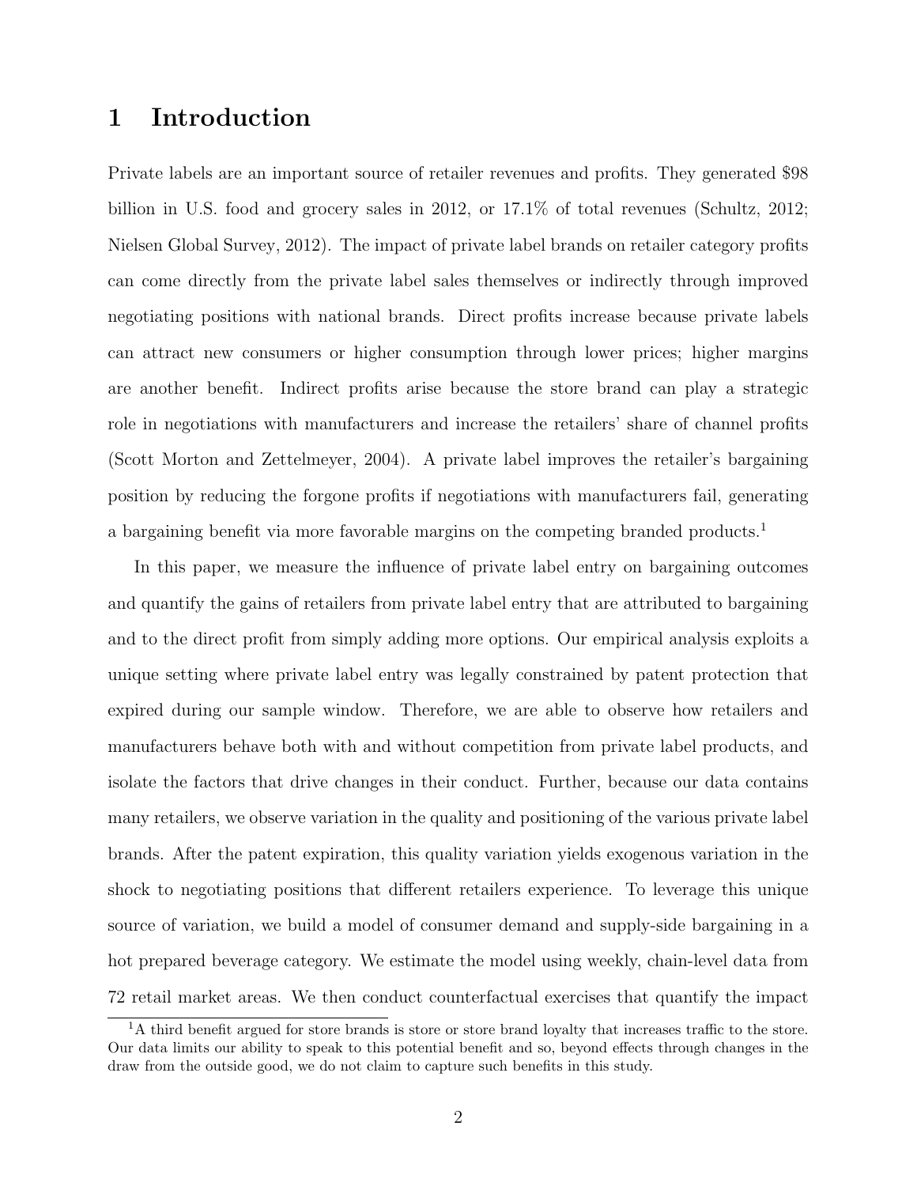# 1 Introduction

Private labels are an important source of retailer revenues and profits. They generated $98 billion in U.S. food and grocery sales in 2012, or 17.1% of total revenues (Schultz, 2012; Nielsen Global Survey, 2012). The impact of private label brands on retailer category profits can come directly from the private label sales themselves or indirectly through improved negotiating positions with national brands. Direct profits increase because private labels can attract new consumers or higher consumption through lower prices; higher margins are another benefit. Indirect profits arise because the store brand can play a strategic role in negotiations with manufacturers and increase the retailers' share of channel profits (Scott Morton and Zettelmeyer, 2004). A private label improves the retailer's bargaining position by reducing the forgone profits if negotiations with manufacturers fail, generating a bargaining benefit via more favorable margins on the competing branded products.[1]

In this paper, we measure the influence of private label entry on bargaining outcomes and quantify the gains of retailers from private label entry that are attributed to bargaining and to the direct profit from simply adding more options. Our empirical analysis exploits a unique setting where private label entry was legally constrained by patent protection that expired during our sample window. Therefore, we are able to observe how retailers and manufacturers behave both with and without competition from private label products, and isolate the factors that drive changes in their conduct. Further, because our data contains many retailers, we observe variation in the quality and positioning of the various private label brands. After the patent expiration, this quality variation yields exogenous variation in the shock to negotiating positions that different retailers experience. To leverage this unique source of variation, we build a model of consumer demand and supply-side bargaining in a hot prepared beverage category. We estimate the model using weekly, chain-level data from 72 retail market areas. We then conduct counterfactual exercises that quantify the impact

[1] A third benefit argued for store brands is store or store brand loyalty that increases traffic to the store. Our data limits our ability to speak to this potential benefit and so, beyond effects through changes in the draw from the outside good, we do not claim to capture such benefits in this study.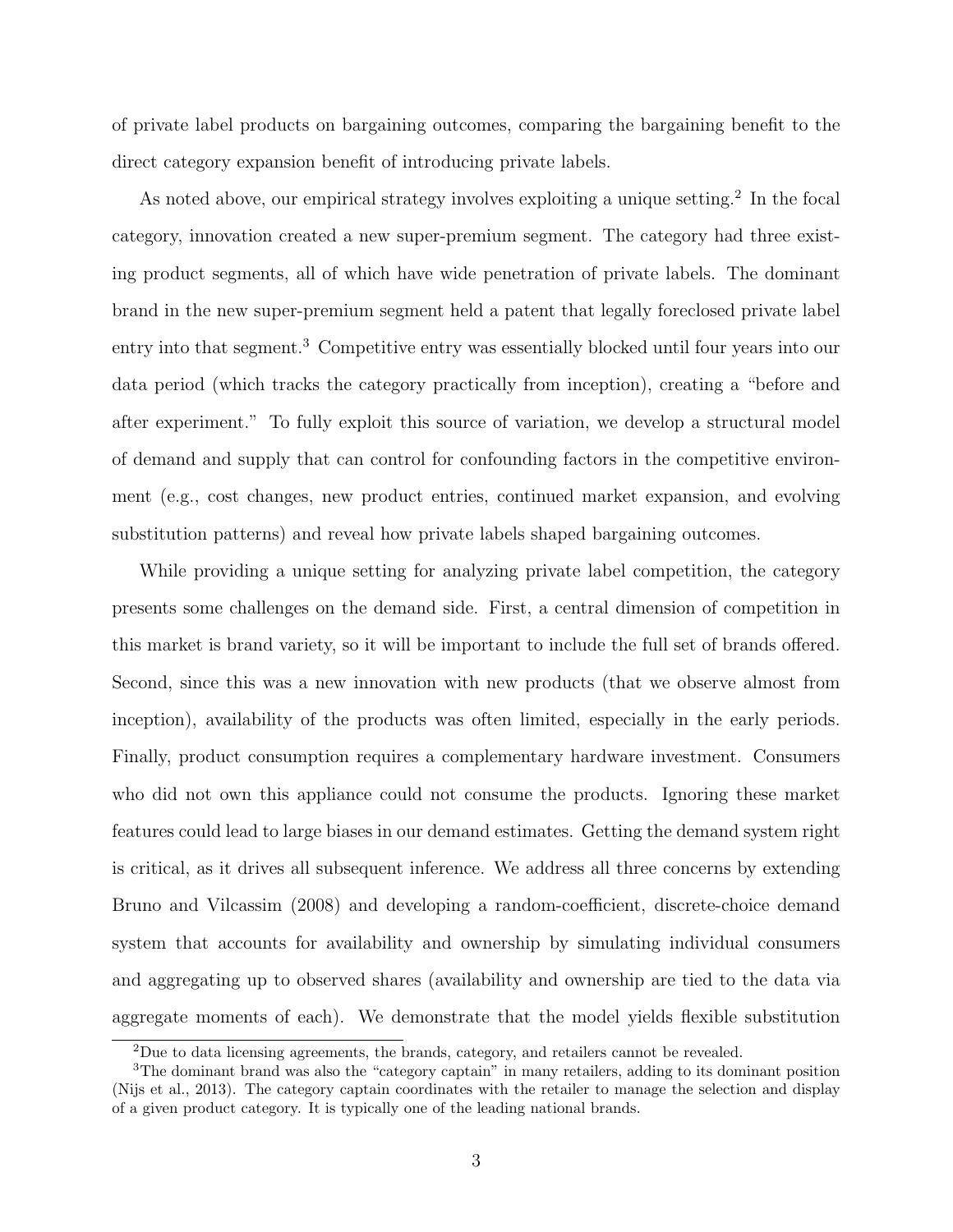of private label products on bargaining outcomes, comparing the bargaining benefit to the direct category expansion benefit of introducing private labels.

As noted above, our empirical strategy involves exploiting a unique setting.[2] In the focal category, innovation created a new super-premium segment. The category had three existing product segments, all of which have wide penetration of private labels. The dominant brand in the new super-premium segment held a patent that legally foreclosed private label entry into that segment.[3] Competitive entry was essentially blocked until four years into our data period (which tracks the category practically from inception), creating a "before and after experiment." To fully exploit this source of variation, we develop a structural model of demand and supply that can control for confounding factors in the competitive environment (e.g., cost changes, new product entries, continued market expansion, and evolving substitution patterns) and reveal how private labels shaped bargaining outcomes.

While providing a unique setting for analyzing private label competition, the category presents some challenges on the demand side. First, a central dimension of competition in this market is brand variety, so it will be important to include the full set of brands offered. Second, since this was a new innovation with new products (that we observe almost from inception), availability of the products was often limited, especially in the early periods. Finally, product consumption requires a complementary hardware investment. Consumers who did not own this appliance could not consume the products. Ignoring these market features could lead to large biases in our demand estimates. Getting the demand system right is critical, as it drives all subsequent inference. We address all three concerns by extending Bruno and Vilcassim (2008) and developing a random-coefficient, discrete-choice demand system that accounts for availability and ownership by simulating individual consumers and aggregating up to observed shares (availability and ownership are tied to the data via aggregate moments of each). We demonstrate that the model yields flexible substitution

[2] Due to data licensing agreements, the brands, category, and retailers cannot be revealed.

[3] The dominant brand was also the "category captain" in many retailers, adding to its dominant position (Nijs et al., 2013). The category captain coordinates with the retailer to manage the selection and display of a given product category. It is typically one of the leading national brands.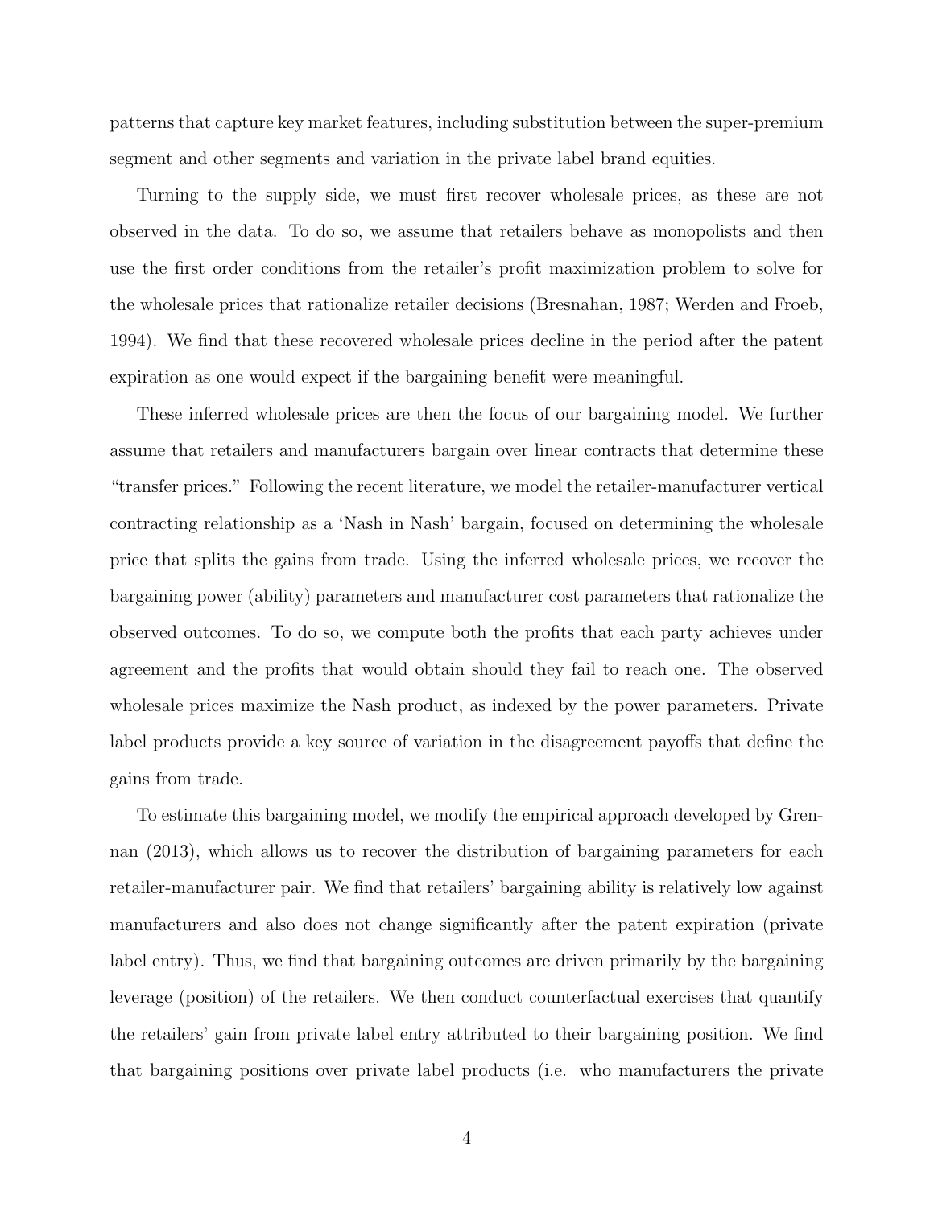patterns that capture key market features, including substitution between the super-premium segment and other segments and variation in the private label brand equities.

Turning to the supply side, we must first recover wholesale prices, as these are not observed in the data. To do so, we assume that retailers behave as monopolists and then use the first order conditions from the retailer's profit maximization problem to solve for the wholesale prices that rationalize retailer decisions (Bresnahan, 1987; Werden and Froeb, 1994). We find that these recovered wholesale prices decline in the period after the patent expiration as one would expect if the bargaining benefit were meaningful.

These inferred wholesale prices are then the focus of our bargaining model. We further assume that retailers and manufacturers bargain over linear contracts that determine these "transfer prices." Following the recent literature, we model the retailer-manufacturer vertical contracting relationship as a 'Nash in Nash' bargain, focused on determining the wholesale price that splits the gains from trade. Using the inferred wholesale prices, we recover the bargaining power (ability) parameters and manufacturer cost parameters that rationalize the observed outcomes. To do so, we compute both the profits that each party achieves under agreement and the profits that would obtain should they fail to reach one. The observed wholesale prices maximize the Nash product, as indexed by the power parameters. Private label products provide a key source of variation in the disagreement payoffs that define the gains from trade.

To estimate this bargaining model, we modify the empirical approach developed by Grennan (2013), which allows us to recover the distribution of bargaining parameters for each retailer-manufacturer pair. We find that retailers' bargaining ability is relatively low against manufacturers and also does not change significantly after the patent expiration (private label entry). Thus, we find that bargaining outcomes are driven primarily by the bargaining leverage (position) of the retailers. We then conduct counterfactual exercises that quantify the retailers' gain from private label entry attributed to their bargaining position. We find that bargaining positions over private label products (i.e. who manufacturers the private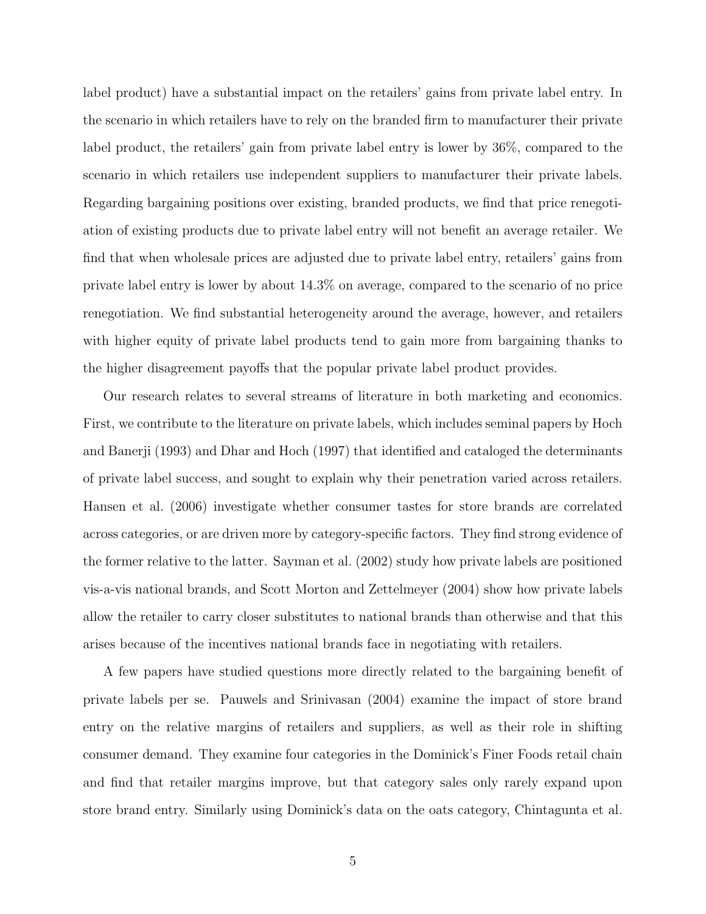label product) have a substantial impact on the retailers' gains from private label entry. In the scenario in which retailers have to rely on the branded firm to manufacturer their private label product, the retailers' gain from private label entry is lower by 36%, compared to the scenario in which retailers use independent suppliers to manufacturer their private labels. Regarding bargaining positions over existing, branded products, we find that price renegotiation of existing products due to private label entry will not benefit an average retailer. We find that when wholesale prices are adjusted due to private label entry, retailers' gains from private label entry is lower by about 14.3% on average, compared to the scenario of no price renegotiation. We find substantial heterogeneity around the average, however, and retailers with higher equity of private label products tend to gain more from bargaining thanks to the higher disagreement payoffs that the popular private label product provides.

Our research relates to several streams of literature in both marketing and economics. First, we contribute to the literature on private labels, which includes seminal papers by Hoch and Banerji (1993) and Dhar and Hoch (1997) that identified and cataloged the determinants of private label success, and sought to explain why their penetration varied across retailers. Hansen et al. (2006) investigate whether consumer tastes for store brands are correlated across categories, or are driven more by category-specific factors. They find strong evidence of the former relative to the latter. Sayman et al. (2002) study how private labels are positioned vis-a-vis national brands, and Scott Morton and Zettelmeyer (2004) show how private labels allow the retailer to carry closer substitutes to national brands than otherwise and that this arises because of the incentives national brands face in negotiating with retailers.

A few papers have studied questions more directly related to the bargaining benefit of private labels per se. Pauwels and Srinivasan (2004) examine the impact of store brand entry on the relative margins of retailers and suppliers, as well as their role in shifting consumer demand. They examine four categories in the Dominick's Finer Foods retail chain and find that retailer margins improve, but that category sales only rarely expand upon store brand entry. Similarly using Dominick's data on the oats category, Chintagunta et al.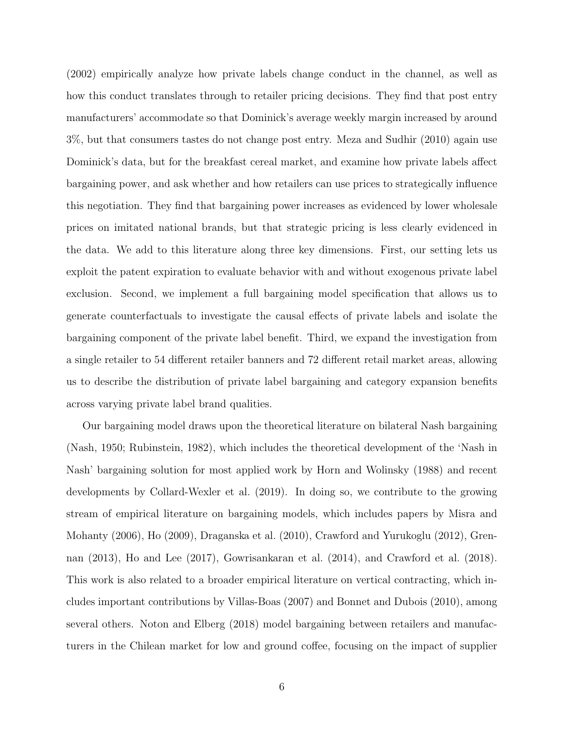(2002) empirically analyze how private labels change conduct in the channel, as well as how this conduct translates through to retailer pricing decisions. They find that post entry manufacturers' accommodate so that Dominick's average weekly margin increased by around 3%, but that consumers tastes do not change post entry. Meza and Sudhir (2010) again use Dominick's data, but for the breakfast cereal market, and examine how private labels affect bargaining power, and ask whether and how retailers can use prices to strategically influence this negotiation. They find that bargaining power increases as evidenced by lower wholesale prices on imitated national brands, but that strategic pricing is less clearly evidenced in the data. We add to this literature along three key dimensions. First, our setting lets us exploit the patent expiration to evaluate behavior with and without exogenous private label exclusion. Second, we implement a full bargaining model specification that allows us to generate counterfactuals to investigate the causal effects of private labels and isolate the bargaining component of the private label benefit. Third, we expand the investigation from a single retailer to 54 different retailer banners and 72 different retail market areas, allowing us to describe the distribution of private label bargaining and category expansion benefits across varying private label brand qualities.

Our bargaining model draws upon the theoretical literature on bilateral Nash bargaining (Nash, 1950; Rubinstein, 1982), which includes the theoretical development of the 'Nash in Nash' bargaining solution for most applied work by Horn and Wolinsky (1988) and recent developments by Collard-Wexler et al. (2019). In doing so, we contribute to the growing stream of empirical literature on bargaining models, which includes papers by Misra and Mohanty (2006), Ho (2009), Draganska et al. (2010), Crawford and Yurukoglu (2012), Grennan (2013), Ho and Lee (2017), Gowrisankaran et al. (2014), and Crawford et al. (2018). This work is also related to a broader empirical literature on vertical contracting, which includes important contributions by Villas-Boas (2007) and Bonnet and Dubois (2010), among several others. Noton and Elberg (2018) model bargaining between retailers and manufacturers in the Chilean market for low and ground coffee, focusing on the impact of supplier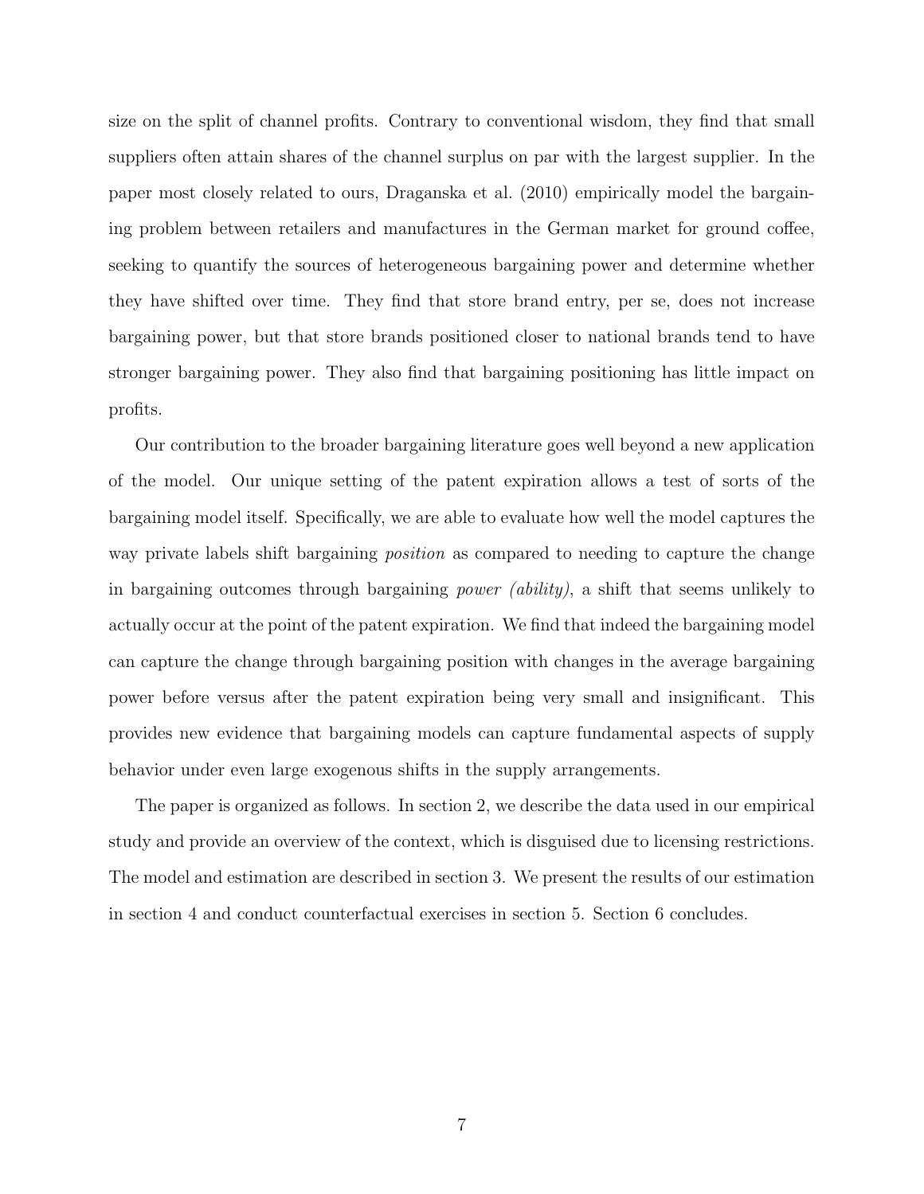size on the split of channel profits. Contrary to conventional wisdom, they find that small suppliers often attain shares of the channel surplus on par with the largest supplier. In the paper most closely related to ours, Draganska et al. (2010) empirically model the bargaining problem between retailers and manufactures in the German market for ground coffee, seeking to quantify the sources of heterogeneous bargaining power and determine whether they have shifted over time. They find that store brand entry, per se, does not increase bargaining power, but that store brands positioned closer to national brands tend to have stronger bargaining power. They also find that bargaining positioning has little impact on profits.

Our contribution to the broader bargaining literature goes well beyond a new application of the model. Our unique setting of the patent expiration allows a test of sorts of the bargaining model itself. Specifically, we are able to evaluate how well the model captures the way private labels shift bargaining *position* as compared to needing to capture the change in bargaining outcomes through bargaining *power (ability)*, a shift that seems unlikely to actually occur at the point of the patent expiration. We find that indeed the bargaining model can capture the change through bargaining position with changes in the average bargaining power before versus after the patent expiration being very small and insignificant. This provides new evidence that bargaining models can capture fundamental aspects of supply behavior under even large exogenous shifts in the supply arrangements.

The paper is organized as follows. In section 2, we describe the data used in our empirical study and provide an overview of the context, which is disguised due to licensing restrictions. The model and estimation are described in section 3. We present the results of our estimation in section 4 and conduct counterfactual exercises in section 5. Section 6 concludes.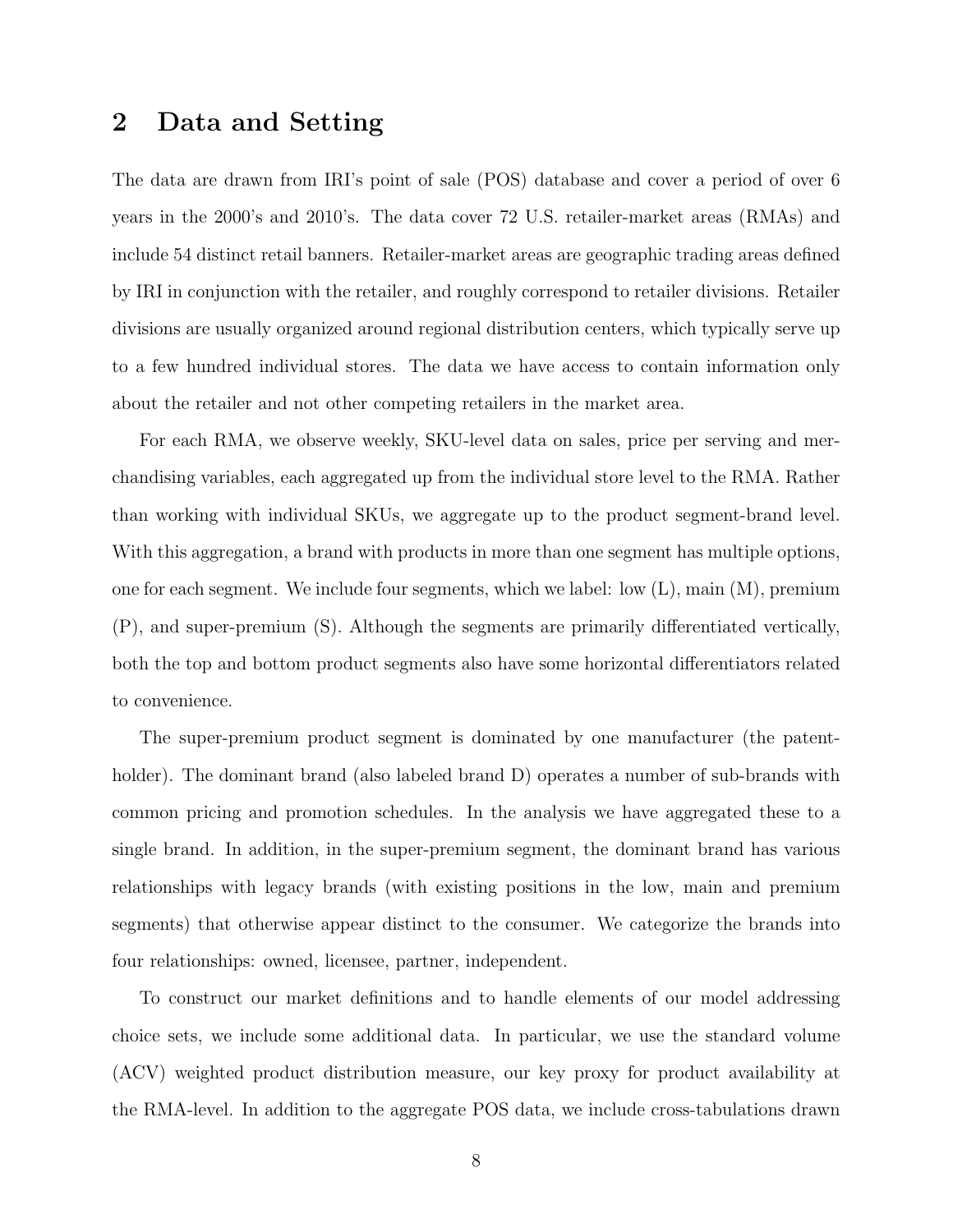## 2 Data and Setting

The data are drawn from IRI's point of sale (POS) database and cover a period of over 6 years in the 2000's and 2010's. The data cover 72 U.S. retailer-market areas (RMAs) and include 54 distinct retail banners. Retailer-market areas are geographic trading areas defined by IRI in conjunction with the retailer, and roughly correspond to retailer divisions. Retailer divisions are usually organized around regional distribution centers, which typically serve up to a few hundred individual stores. The data we have access to contain information only about the retailer and not other competing retailers in the market area.

For each RMA, we observe weekly, SKU-level data on sales, price per serving and merchandising variables, each aggregated up from the individual store level to the RMA. Rather than working with individual SKUs, we aggregate up to the product segment-brand level. With this aggregation, a brand with products in more than one segment has multiple options, one for each segment. We include four segments, which we label: low (L), main (M), premium (P), and super-premium (S). Although the segments are primarily differentiated vertically, both the top and bottom product segments also have some horizontal differentiators related to convenience.

The super-premium product segment is dominated by one manufacturer (the patent-holder). The dominant brand (also labeled brand D) operates a number of sub-brands with common pricing and promotion schedules. In the analysis we have aggregated these to a single brand. In addition, in the super-premium segment, the dominant brand has various relationships with legacy brands (with existing positions in the low, main and premium segments) that otherwise appear distinct to the consumer. We categorize the brands into four relationships: owned, licensee, partner, independent.

To construct our market definitions and to handle elements of our model addressing choice sets, we include some additional data. In particular, we use the standard volume (ACV) weighted product distribution measure, our key proxy for product availability at the RMA-level. In addition to the aggregate POS data, we include cross-tabulations drawn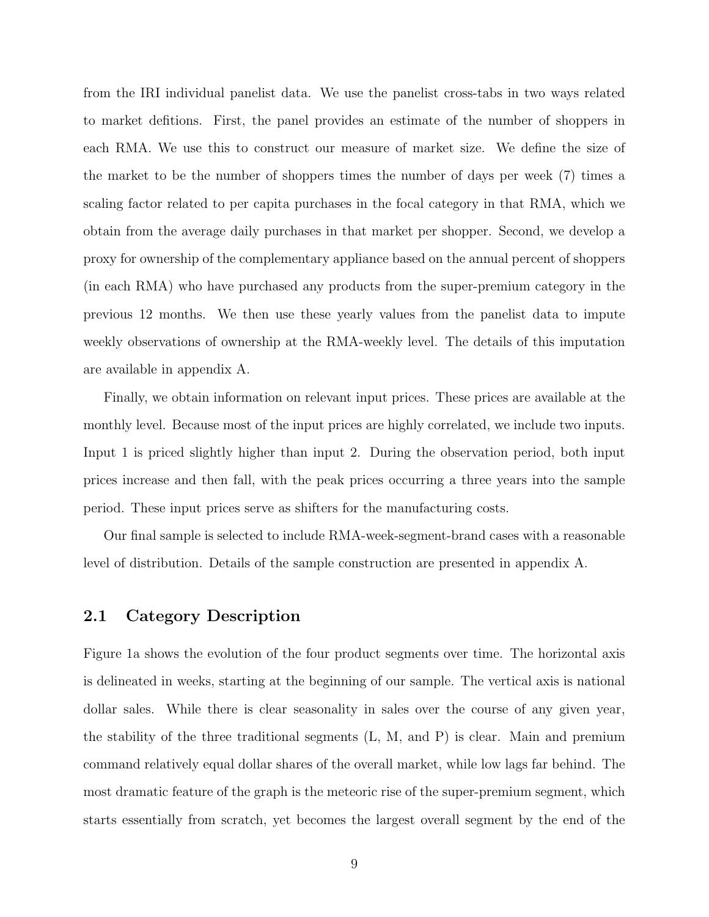from the IRI individual panelist data. We use the panelist cross-tabs in two ways related to market defitions. First, the panel provides an estimate of the number of shoppers in each RMA. We use this to construct our measure of market size. We define the size of the market to be the number of shoppers times the number of days per week (7) times a scaling factor related to per capita purchases in the focal category in that RMA, which we obtain from the average daily purchases in that market per shopper. Second, we develop a proxy for ownership of the complementary appliance based on the annual percent of shoppers (in each RMA) who have purchased any products from the super-premium category in the previous 12 months. We then use these yearly values from the panelist data to impute weekly observations of ownership at the RMA-weekly level. The details of this imputation are available in appendix A.

Finally, we obtain information on relevant input prices. These prices are available at the monthly level. Because most of the input prices are highly correlated, we include two inputs. Input 1 is priced slightly higher than input 2. During the observation period, both input prices increase and then fall, with the peak prices occurring a three years into the sample period. These input prices serve as shifters for the manufacturing costs.

Our final sample is selected to include RMA-week-segment-brand cases with a reasonable level of distribution. Details of the sample construction are presented in appendix A.

## 2.1 Category Description

Figure 1a shows the evolution of the four product segments over time. The horizontal axis is delineated in weeks, starting at the beginning of our sample. The vertical axis is national dollar sales. While there is clear seasonality in sales over the course of any given year, the stability of the three traditional segments (L, M, and P) is clear. Main and premium command relatively equal dollar shares of the overall market, while low lags far behind. The most dramatic feature of the graph is the meteoric rise of the super-premium segment, which starts essentially from scratch, yet becomes the largest overall segment by the end of the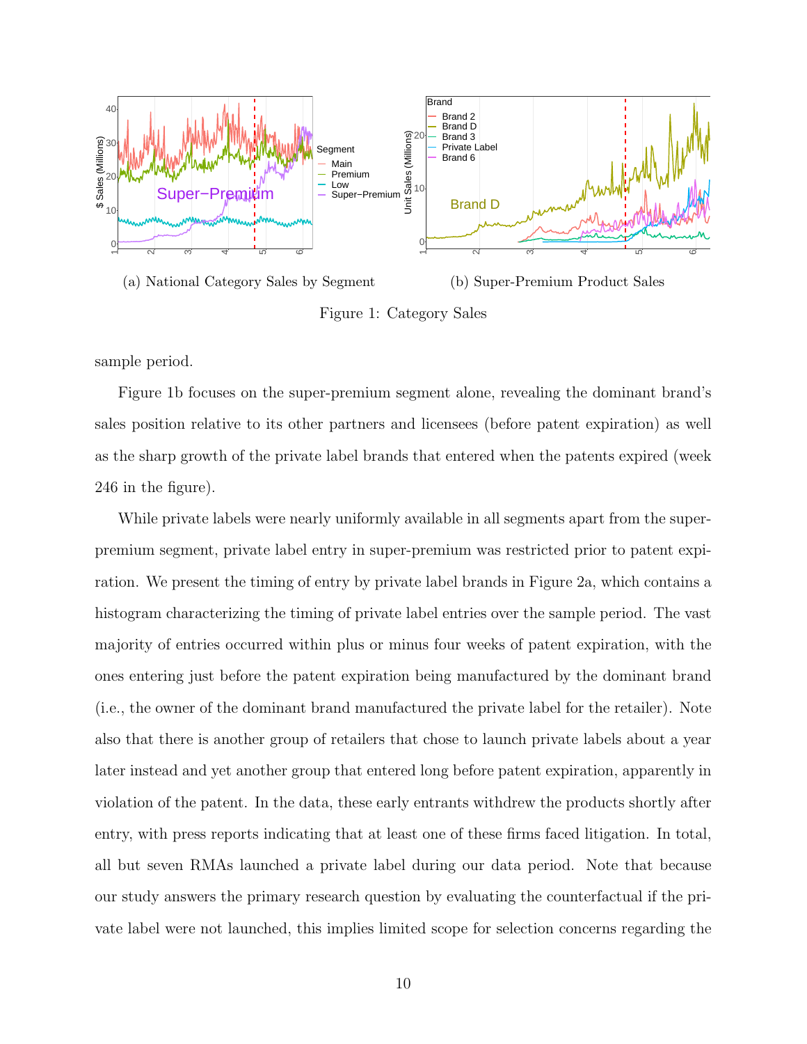(a) National Category Sales by Segment

(b) Super-Premium Product Sales

Figure 1: Category Sales

sample period.

Figure 1b focuses on the super-premium segment alone, revealing the dominant brand's sales position relative to its other partners and licensees (before patent expiration) as well as the sharp growth of the private label brands that entered when the patents expired (week 246 in the figure).

While private labels were nearly uniformly available in all segments apart from the super-premium segment, private label entry in super-premium was restricted prior to patent expiration. We present the timing of entry by private label brands in Figure 2a, which contains a histogram characterizing the timing of private label entries over the sample period. The vast majority of entries occurred within plus or minus four weeks of patent expiration, with the ones entering just before the patent expiration being manufactured by the dominant brand (i.e., the owner of the dominant brand manufactured the private label for the retailer). Note also that there is another group of retailers that chose to launch private labels about a year later instead and yet another group that entered long before patent expiration, apparently in violation of the patent. In the data, these early entrants withdrew the products shortly after entry, with press reports indicating that at least one of these firms faced litigation. In total, all but seven RMAs launched a private label during our data period. Note that because our study answers the primary research question by evaluating the counterfactual if the private label were not launched, this implies limited scope for selection concerns regarding the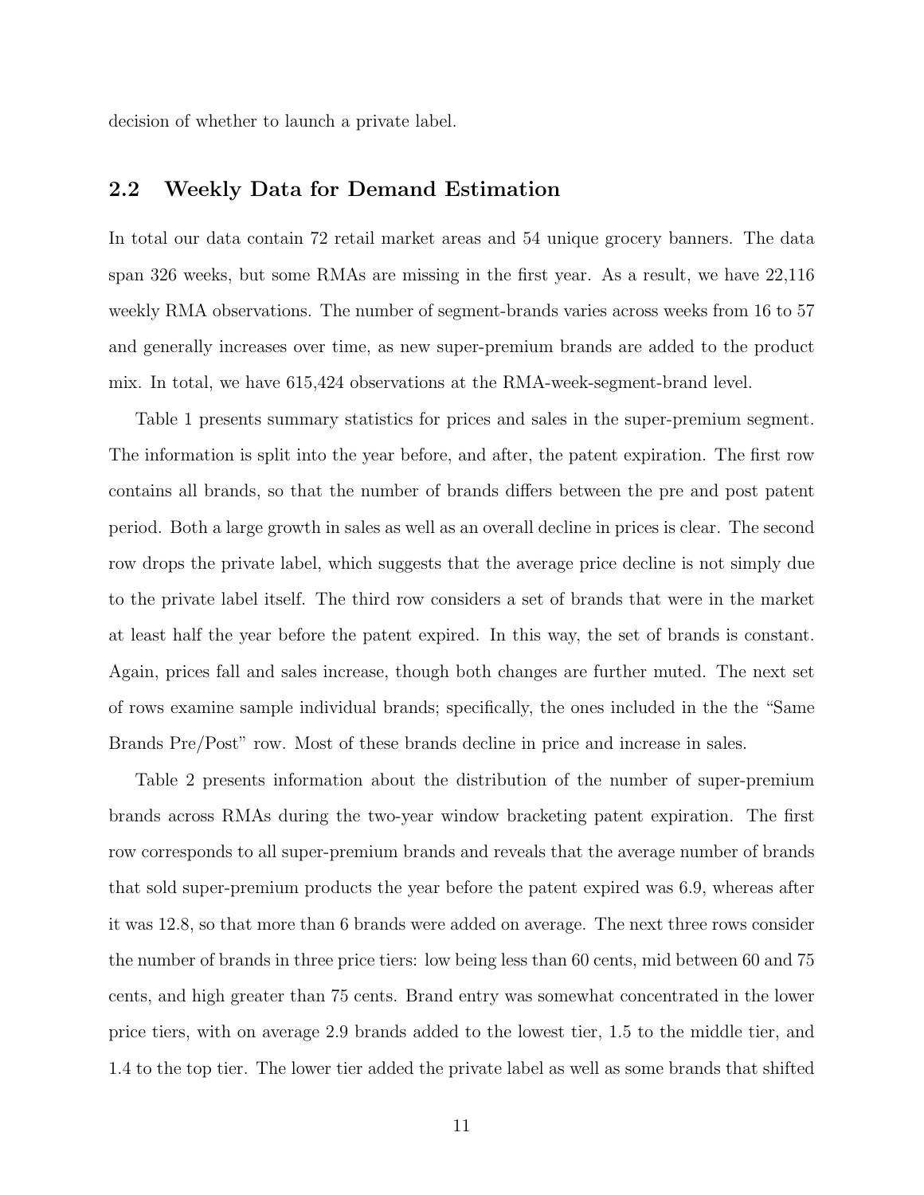decision of whether to launch a private label.

## 2.2 Weekly Data for Demand Estimation

In total our data contain 72 retail market areas and 54 unique grocery banners. The data span 326 weeks, but some RMAs are missing in the first year. As a result, we have 22,116 weekly RMA observations. The number of segment-brands varies across weeks from 16 to 57 and generally increases over time, as new super-premium brands are added to the product mix. In total, we have 615,424 observations at the RMA-week-segment-brand level.

Table 1 presents summary statistics for prices and sales in the super-premium segment. The information is split into the year before, and after, the patent expiration. The first row contains all brands, so that the number of brands differs between the pre and post patent period. Both a large growth in sales as well as an overall decline in prices is clear. The second row drops the private label, which suggests that the average price decline is not simply due to the private label itself. The third row considers a set of brands that were in the market at least half the year before the patent expired. In this way, the set of brands is constant. Again, prices fall and sales increase, though both changes are further muted. The next set of rows examine sample individual brands; specifically, the ones included in the the "Same Brands Pre/Post" row. Most of these brands decline in price and increase in sales.

Table 2 presents information about the distribution of the number of super-premium brands across RMAs during the two-year window bracketing patent expiration. The first row corresponds to all super-premium brands and reveals that the average number of brands that sold super-premium products the year before the patent expired was 6.9, whereas after it was 12.8, so that more than 6 brands were added on average. The next three rows consider the number of brands in three price tiers: low being less than 60 cents, mid between 60 and 75 cents, and high greater than 75 cents. Brand entry was somewhat concentrated in the lower price tiers, with on average 2.9 brands added to the lowest tier, 1.5 to the middle tier, and 1.4 to the top tier. The lower tier added the private label as well as some brands that shifted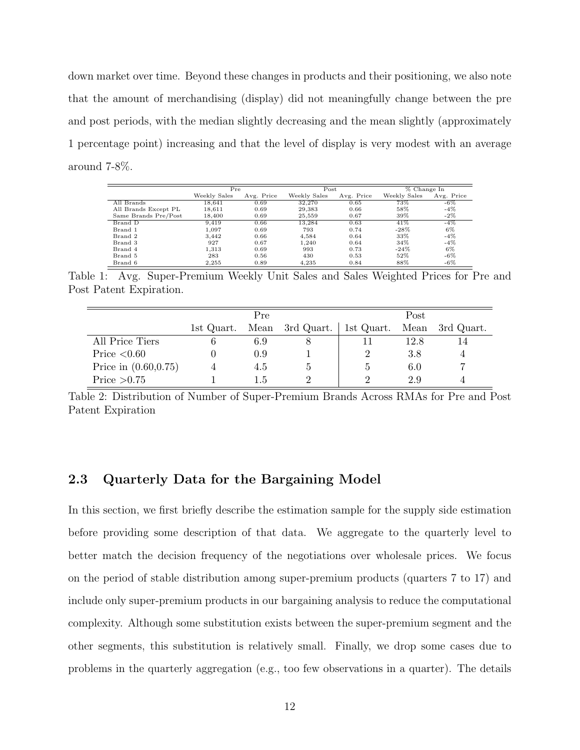down market over time. Beyond these changes in products and their positioning, we also note that the amount of merchandising (display) did not meaningfully change between the pre and post periods, with the median slightly decreasing and the mean slightly (approximately 1 percentage point) increasing and that the level of display is very modest with an average around 7-8%.

| | Pre | | Post | | % Change In | |
|---|---|---|---|---|---|---|
| | Weekly Sales | Avg. Price | Weekly Sales | Avg. Price | Weekly Sales | Avg. Price |
| All Brands | 18,641 | 0.69 | 32,270 | 0.65 | 73% | -6% |
| All Brands Except PL | 18,611 | 0.69 | 29,383 | 0.66 | 58% | -4% |
| Same Brands Pre/Post | 18,400 | 0.69 | 25,559 | 0.67 | 39% | -2% |
| Brand D | 9,419 | 0.66 | 13,284 | 0.63 | 41% | -4% |
| Brand 1 | 1,097 | 0.69 | 793 | 0.74 | -28% | 6% |
| Brand 2 | 3,442 | 0.66 | 4,584 | 0.64 | 33% | -4% |
| Brand 3 | 927 | 0.67 | 1,240 | 0.64 | 34% | -4% |
| Brand 4 | 1,313 | 0.69 | 993 | 0.73 | -24% | 6% |
| Brand 5 | 283 | 0.56 | 430 | 0.53 | 52% | -6% |
| Brand 6 | 2,255 | 0.89 | 4,235 | 0.84 | 88% | -6% |

Table 1: Avg. Super-Premium Weekly Unit Sales and Sales Weighted Prices for Pre and Post Patent Expiration.

| | Pre | | | Post | | |
|---|---|---|---|---|---|---|
| | 1st Quart. | Mean | 3rd Quart. | 1st Quart. | Mean | 3rd Quart. |
| All Price Tiers | 6 | 6.9 | 8 | 11 | 12.8 | 14 |
| Price <0.60 | 0 | 0.9 | 1 | 2 | 3.8 | 4 |
| Price in (0.60,0.75) | 4 | 4.5 | 5 | 5 | 6.0 | 7 |
| Price >0.75 | 1 | 1.5 | 2 | 2 | 2.9 | 4 |

Table 2: Distribution of Number of Super-Premium Brands Across RMAs for Pre and Post Patent Expiration

## 2.3 Quarterly Data for the Bargaining Model

In this section, we first briefly describe the estimation sample for the supply side estimation before providing some description of that data. We aggregate to the quarterly level to better match the decision frequency of the negotiations over wholesale prices. We focus on the period of stable distribution among super-premium products (quarters 7 to 17) and include only super-premium products in our bargaining analysis to reduce the computational complexity. Although some substitution exists between the super-premium segment and the other segments, this substitution is relatively small. Finally, we drop some cases due to problems in the quarterly aggregation (e.g., too few observations in a quarter). The details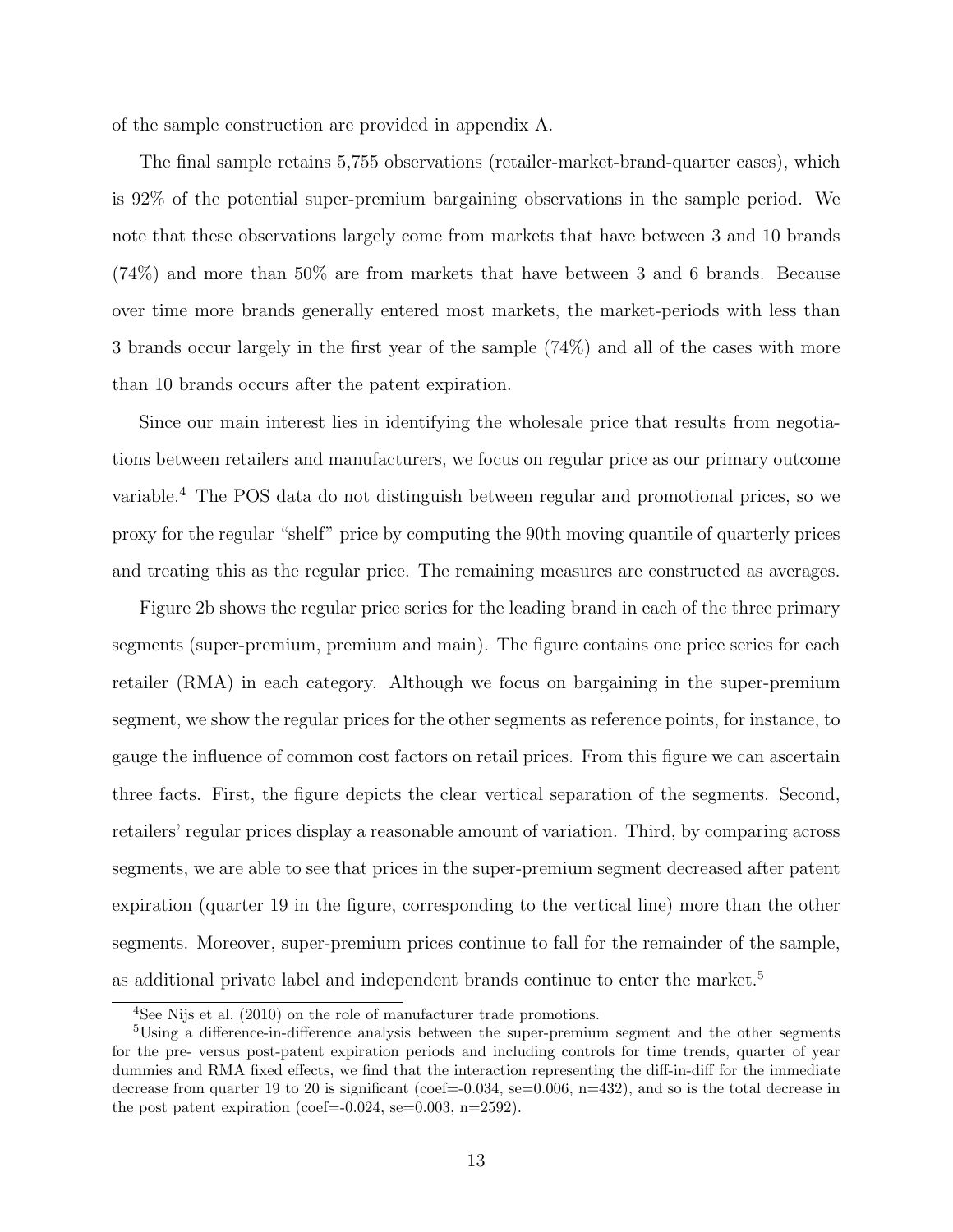of the sample construction are provided in appendix A.

The final sample retains 5,755 observations (retailer-market-brand-quarter cases), which is 92% of the potential super-premium bargaining observations in the sample period. We note that these observations largely come from markets that have between 3 and 10 brands (74%) and more than 50% are from markets that have between 3 and 6 brands. Because over time more brands generally entered most markets, the market-periods with less than 3 brands occur largely in the first year of the sample (74%) and all of the cases with more than 10 brands occurs after the patent expiration.

Since our main interest lies in identifying the wholesale price that results from negotiations between retailers and manufacturers, we focus on regular price as our primary outcome variable.[4] The POS data do not distinguish between regular and promotional prices, so we proxy for the regular "shelf" price by computing the 90th moving quantile of quarterly prices and treating this as the regular price. The remaining measures are constructed as averages.

Figure 2b shows the regular price series for the leading brand in each of the three primary segments (super-premium, premium and main). The figure contains one price series for each retailer (RMA) in each category. Although we focus on bargaining in the super-premium segment, we show the regular prices for the other segments as reference points, for instance, to gauge the influence of common cost factors on retail prices. From this figure we can ascertain three facts. First, the figure depicts the clear vertical separation of the segments. Second, retailers' regular prices display a reasonable amount of variation. Third, by comparing across segments, we are able to see that prices in the super-premium segment decreased after patent expiration (quarter 19 in the figure, corresponding to the vertical line) more than the other segments. Moreover, super-premium prices continue to fall for the remainder of the sample, as additional private label and independent brands continue to enter the market.[5]

[4] See Nijs et al. (2010) on the role of manufacturer trade promotions.

[5] Using a difference-in-difference analysis between the super-premium segment and the other segments for the pre- versus post-patent expiration periods and including controls for time trends, quarter of year dummies and RMA fixed effects, we find that the interaction representing the diff-in-diff for the immediate decrease from quarter 19 to 20 is significant (coef=-0.034, se=0.006, n=432), and so is the total decrease in the post patent expiration (coef=-0.024, se=0.003, n=2592).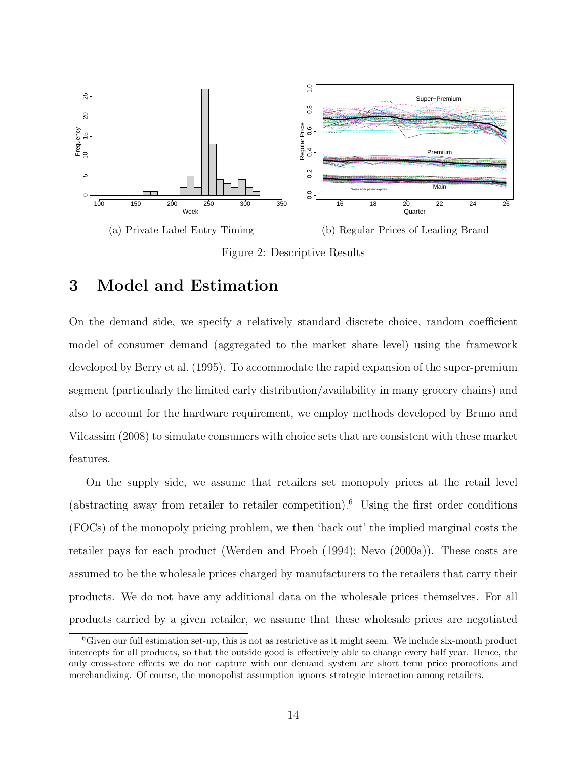(a) Private Label Entry Timing

(b) Regular Prices of Leading Brand

Figure 2: Descriptive Results

# 3 Model and Estimation

On the demand side, we specify a relatively standard discrete choice, random coefficient model of consumer demand (aggregated to the market share level) using the framework developed by Berry et al. (1995). To accommodate the rapid expansion of the super-premium segment (particularly the limited early distribution/availability in many grocery chains) and also to account for the hardware requirement, we employ methods developed by Bruno and Vilcassim (2008) to simulate consumers with choice sets that are consistent with these market features.

On the supply side, we assume that retailers set monopoly prices at the retail level (abstracting away from retailer to retailer competition).[6] Using the first order conditions (FOCs) of the monopoly pricing problem, we then 'back out' the implied marginal costs the retailer pays for each product (Werden and Froeb (1994); Nevo (2000a)). These costs are assumed to be the wholesale prices charged by manufacturers to the retailers that carry their products. We do not have any additional data on the wholesale prices themselves. For all products carried by a given retailer, we assume that these wholesale prices are negotiated

[6]Given our full estimation set-up, this is not as restrictive as it might seem. We include six-month product intercepts for all products, so that the outside good is effectively able to change every half year. Hence, the only cross-store effects we do not capture with our demand system are short term price promotions and merchandizing. Of course, the monopolist assumption ignores strategic interaction among retailers.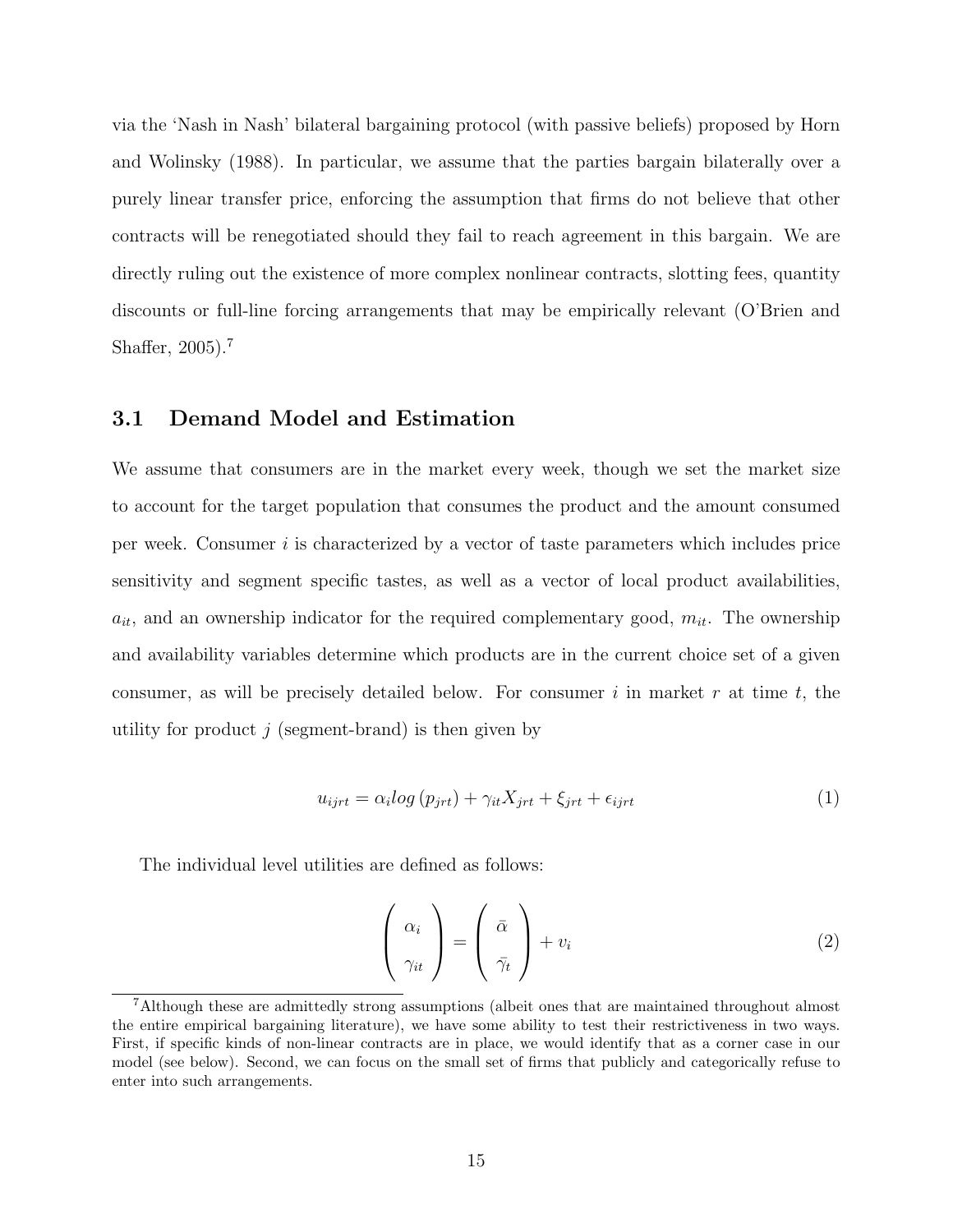via the 'Nash in Nash' bilateral bargaining protocol (with passive beliefs) proposed by Horn and Wolinsky (1988). In particular, we assume that the parties bargain bilaterally over a purely linear transfer price, enforcing the assumption that firms do not believe that other contracts will be renegotiated should they fail to reach agreement in this bargain. We are directly ruling out the existence of more complex nonlinear contracts, slotting fees, quantity discounts or full-line forcing arrangements that may be empirically relevant (O'Brien and Shaffer, 2005).[7]

## 3.1 Demand Model and Estimation

We assume that consumers are in the market every week, though we set the market size to account for the target population that consumes the product and the amount consumed per week. Consumer $i$ is characterized by a vector of taste parameters which includes price sensitivity and segment specific tastes, as well as a vector of local product availabilities, $a_{it}$, and an ownership indicator for the required complementary good, $m_{it}$. The ownership and availability variables determine which products are in the current choice set of a given consumer, as will be precisely detailed below. For consumer $i$ in market $r$ at time $t$, the utility for product $j$ (segment-brand) is then given by

$$u_{ijrt} = \alpha_i log\left(p_{jrt}\right) + \gamma_{it} X_{jrt} + \xi_{jrt} + \epsilon_{ijrt} \tag{1}$$

The individual level utilities are defined as follows:

$$\begin{pmatrix} \alpha_i \\ \gamma_{it} \end{pmatrix} = \begin{pmatrix} \bar{\alpha} \\ \bar{\gamma}_t \end{pmatrix} + v_i \tag{2}$$

[7] Although these are admittedly strong assumptions (albeit ones that are maintained throughout almost the entire empirical bargaining literature), we have some ability to test their restrictiveness in two ways. First, if specific kinds of non-linear contracts are in place, we would identify that as a corner case in our model (see below). Second, we can focus on the small set of firms that publicly and categorically refuse to enter into such arrangements.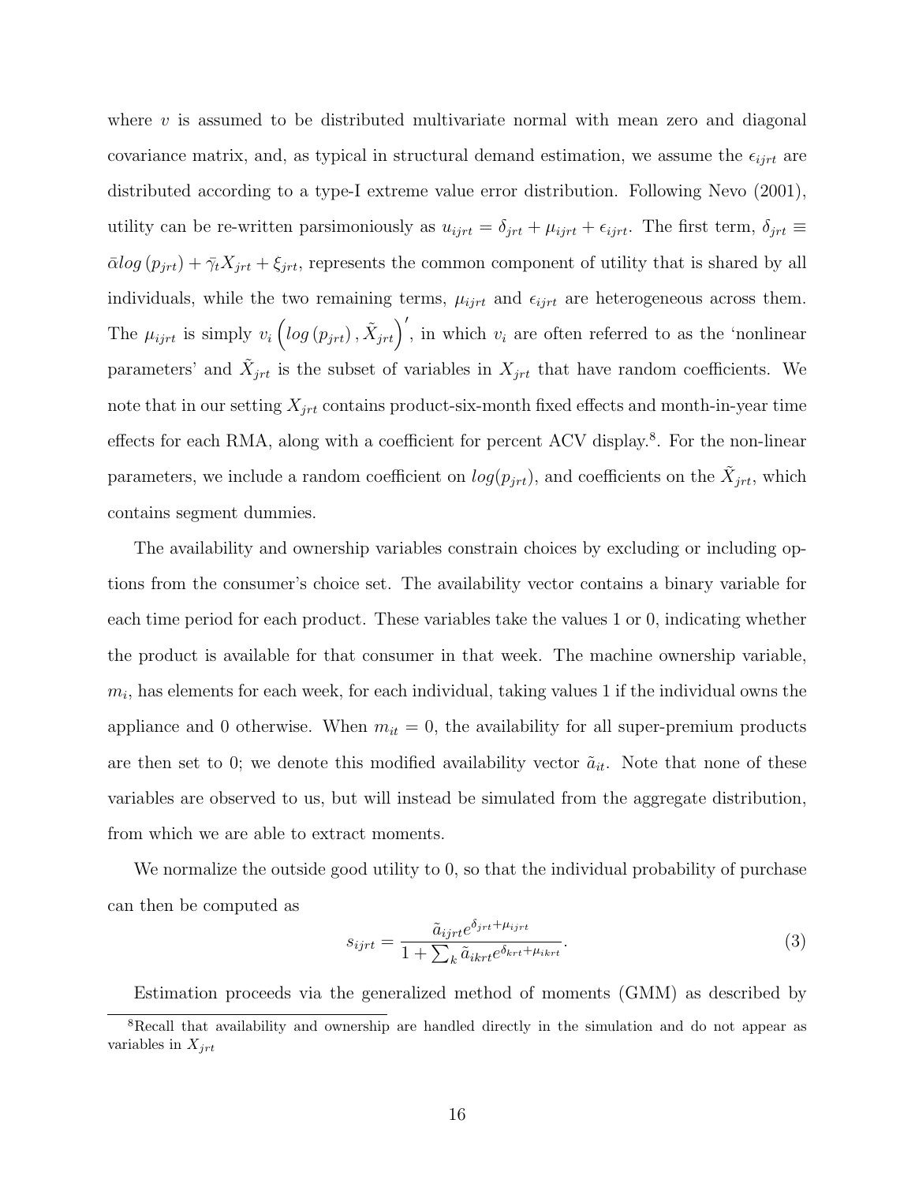where $v$ is assumed to be distributed multivariate normal with mean zero and diagonal covariance matrix, and, as typical in structural demand estimation, we assume the $\epsilon_{ijrt}$ are distributed according to a type-I extreme value error distribution. Following Nevo (2001), utility can be re-written parsimoniously as $u_{ijrt} = \delta_{jrt} + \mu_{ijrt} + \epsilon_{ijrt}$. The first term, $\delta_{jrt} \equiv \bar{\alpha} log\left(p_{jrt}\right) + \bar{\gamma}_t X_{jrt} + \xi_{jrt}$, represents the common component of utility that is shared by all individuals, while the two remaining terms, $\mu_{ijrt}$ and $\epsilon_{ijrt}$ are heterogeneous across them. The $\mu_{ijrt}$ is simply $v_i \left(log\left(p_{jrt}\right), \tilde{X}_{jrt}\right)'$, in which $v_i$ are often referred to as the 'nonlinear parameters' and $\tilde{X}_{jrt}$ is the subset of variables in $X_{jrt}$ that have random coefficients. We note that in our setting $X_{jrt}$ contains product-six-month fixed effects and month-in-year time effects for each RMA, along with a coefficient for percent ACV display.[8]. For the non-linear parameters, we include a random coefficient on $log(p_{jrt})$, and coefficients on the $\tilde{X}_{jrt}$, which contains segment dummies.

The availability and ownership variables constrain choices by excluding or including options from the consumer's choice set. The availability vector contains a binary variable for each time period for each product. These variables take the values 1 or 0, indicating whether the product is available for that consumer in that week. The machine ownership variable, $m_i$, has elements for each week, for each individual, taking values 1 if the individual owns the appliance and 0 otherwise. When $m_{it} = 0$, the availability for all super-premium products are then set to 0; we denote this modified availability vector $\tilde{a}_{it}$. Note that none of these variables are observed to us, but will instead be simulated from the aggregate distribution, from which we are able to extract moments.

We normalize the outside good utility to 0, so that the individual probability of purchase can then be computed as

$$s_{ijrt} = \frac{\tilde{a}_{ijrt} e^{\delta_{jrt} + \mu_{ijrt}}}{1 + \sum_k \tilde{a}_{ikrt} e^{\delta_{krt} + \mu_{ikrt}}}. \tag{3}$$

Estimation proceeds via the generalized method of moments (GMM) as described by

[8]Recall that availability and ownership are handled directly in the simulation and do not appear as variables in $X_{jrt}$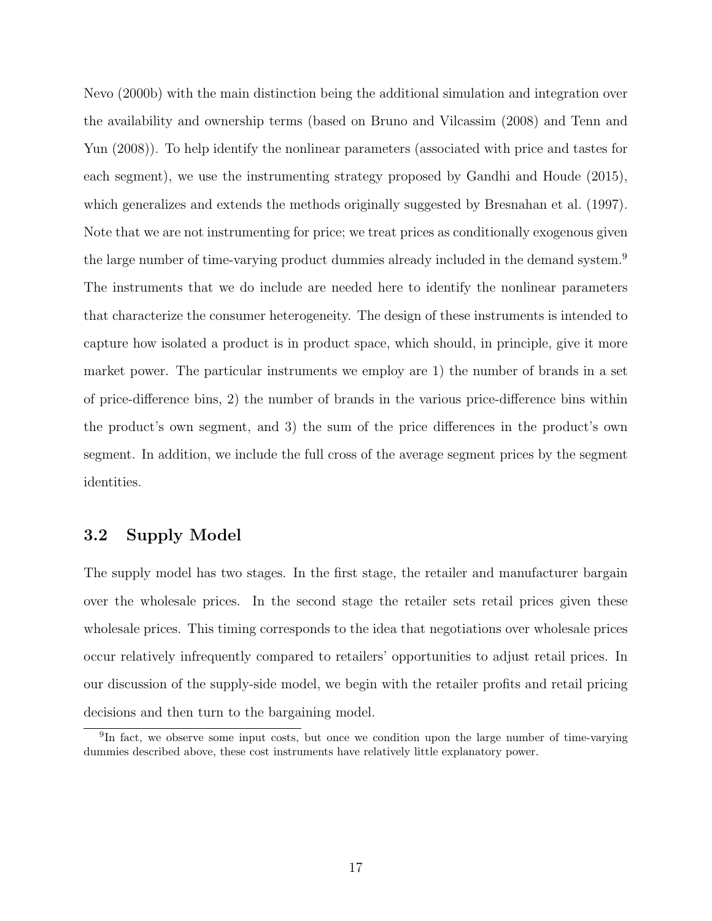Nevo (2000b) with the main distinction being the additional simulation and integration over the availability and ownership terms (based on Bruno and Vilcassim (2008) and Tenn and Yun (2008)). To help identify the nonlinear parameters (associated with price and tastes for each segment), we use the instrumenting strategy proposed by Gandhi and Houde (2015), which generalizes and extends the methods originally suggested by Bresnahan et al. (1997). Note that we are not instrumenting for price; we treat prices as conditionally exogenous given the large number of time-varying product dummies already included in the demand system.[9] The instruments that we do include are needed here to identify the nonlinear parameters that characterize the consumer heterogeneity. The design of these instruments is intended to capture how isolated a product is in product space, which should, in principle, give it more market power. The particular instruments we employ are 1) the number of brands in a set of price-difference bins, 2) the number of brands in the various price-difference bins within the product's own segment, and 3) the sum of the price differences in the product's own segment. In addition, we include the full cross of the average segment prices by the segment identities.

### 3.2 Supply Model

The supply model has two stages. In the first stage, the retailer and manufacturer bargain over the wholesale prices. In the second stage the retailer sets retail prices given these wholesale prices. This timing corresponds to the idea that negotiations over wholesale prices occur relatively infrequently compared to retailers' opportunities to adjust retail prices. In our discussion of the supply-side model, we begin with the retailer profits and retail pricing decisions and then turn to the bargaining model.

[9] In fact, we observe some input costs, but once we condition upon the large number of time-varying dummies described above, these cost instruments have relatively little explanatory power.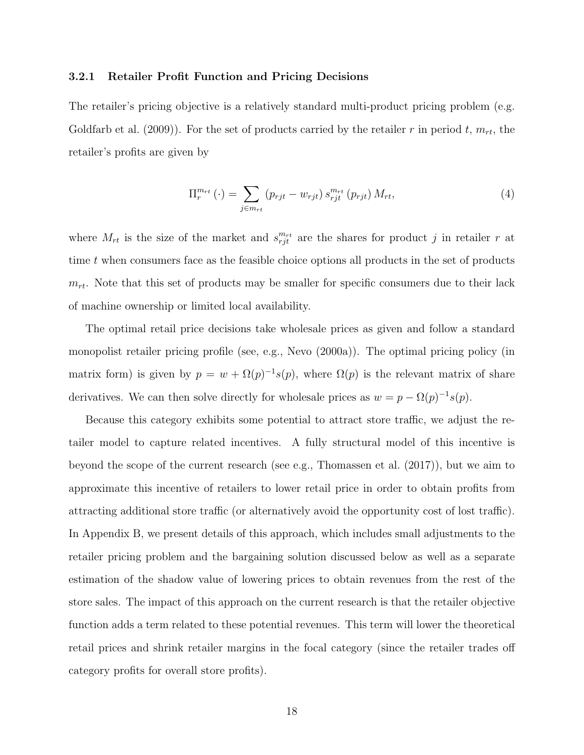#### 3.2.1 Retailer Profit Function and Pricing Decisions

The retailer's pricing objective is a relatively standard multi-product pricing problem (e.g. Goldfarb et al. (2009)). For the set of products carried by the retailer $r$ in period $t$, $m_{rt}$, the retailer's profits are given by

$$\Pi_r^{m_{rt}}(\cdot) = \sum_{j \in m_{rt}} (p_{rjt} - w_{rjt})\, s_{rjt}^{m_{rt}}(p_{rjt})\, M_{rt}, \tag{4}$$

where $M_{rt}$ is the size of the market and $s_{rjt}^{m_{rt}}$ are the shares for product $j$ in retailer $r$ at time $t$ when consumers face as the feasible choice options all products in the set of products $m_{rt}$. Note that this set of products may be smaller for specific consumers due to their lack of machine ownership or limited local availability.

The optimal retail price decisions take wholesale prices as given and follow a standard monopolist retailer pricing profile (see, e.g., Nevo (2000a)). The optimal pricing policy (in matrix form) is given by $p = w + \Omega(p)^{-1}s(p)$, where $\Omega(p)$ is the relevant matrix of share derivatives. We can then solve directly for wholesale prices as $w = p - \Omega(p)^{-1}s(p)$.

Because this category exhibits some potential to attract store traffic, we adjust the retailer model to capture related incentives. A fully structural model of this incentive is beyond the scope of the current research (see e.g., Thomassen et al. (2017)), but we aim to approximate this incentive of retailers to lower retail price in order to obtain profits from attracting additional store traffic (or alternatively avoid the opportunity cost of lost traffic). In Appendix B, we present details of this approach, which includes small adjustments to the retailer pricing problem and the bargaining solution discussed below as well as a separate estimation of the shadow value of lowering prices to obtain revenues from the rest of the store sales. The impact of this approach on the current research is that the retailer objective function adds a term related to these potential revenues. This term will lower the theoretical retail prices and shrink retailer margins in the focal category (since the retailer trades off category profits for overall store profits).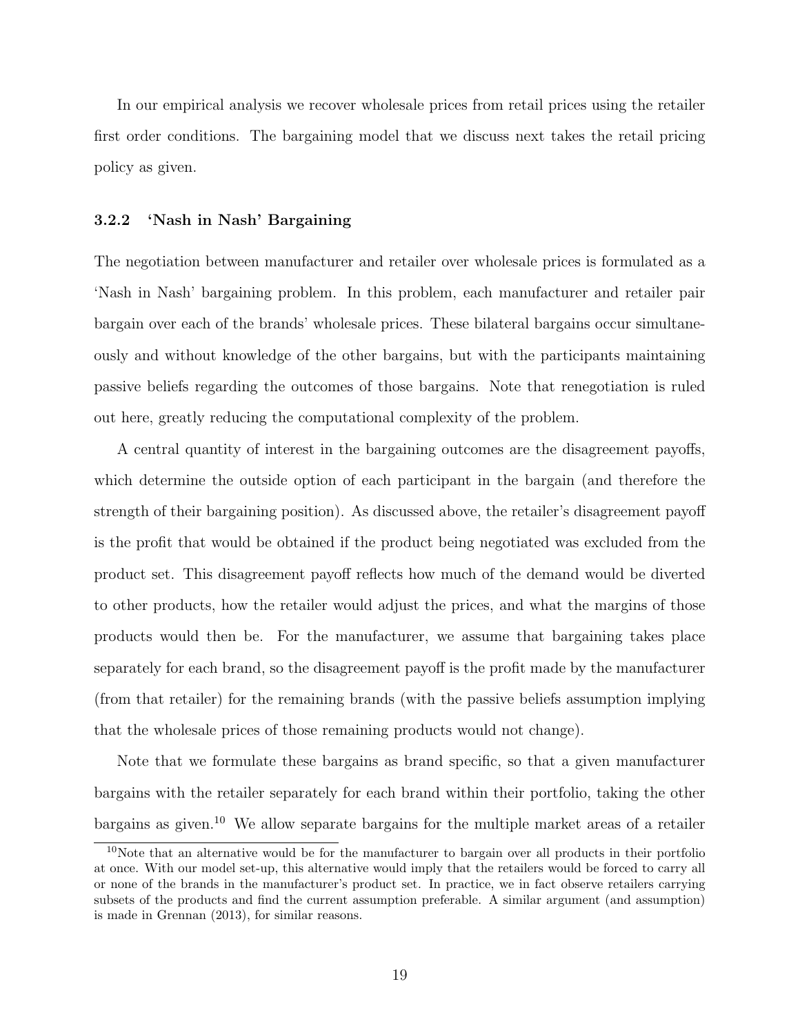In our empirical analysis we recover wholesale prices from retail prices using the retailer first order conditions. The bargaining model that we discuss next takes the retail pricing policy as given.

### 3.2.2 'Nash in Nash' Bargaining

The negotiation between manufacturer and retailer over wholesale prices is formulated as a 'Nash in Nash' bargaining problem. In this problem, each manufacturer and retailer pair bargain over each of the brands' wholesale prices. These bilateral bargains occur simultaneously and without knowledge of the other bargains, but with the participants maintaining passive beliefs regarding the outcomes of those bargains. Note that renegotiation is ruled out here, greatly reducing the computational complexity of the problem.

A central quantity of interest in the bargaining outcomes are the disagreement payoffs, which determine the outside option of each participant in the bargain (and therefore the strength of their bargaining position). As discussed above, the retailer's disagreement payoff is the profit that would be obtained if the product being negotiated was excluded from the product set. This disagreement payoff reflects how much of the demand would be diverted to other products, how the retailer would adjust the prices, and what the margins of those products would then be. For the manufacturer, we assume that bargaining takes place separately for each brand, so the disagreement payoff is the profit made by the manufacturer (from that retailer) for the remaining brands (with the passive beliefs assumption implying that the wholesale prices of those remaining products would not change).

Note that we formulate these bargains as brand specific, so that a given manufacturer bargains with the retailer separately for each brand within their portfolio, taking the other bargains as given.[10] We allow separate bargains for the multiple market areas of a retailer

[10] Note that an alternative would be for the manufacturer to bargain over all products in their portfolio at once. With our model set-up, this alternative would imply that the retailers would be forced to carry all or none of the brands in the manufacturer's product set. In practice, we in fact observe retailers carrying subsets of the products and find the current assumption preferable. A similar argument (and assumption) is made in Grennan (2013), for similar reasons.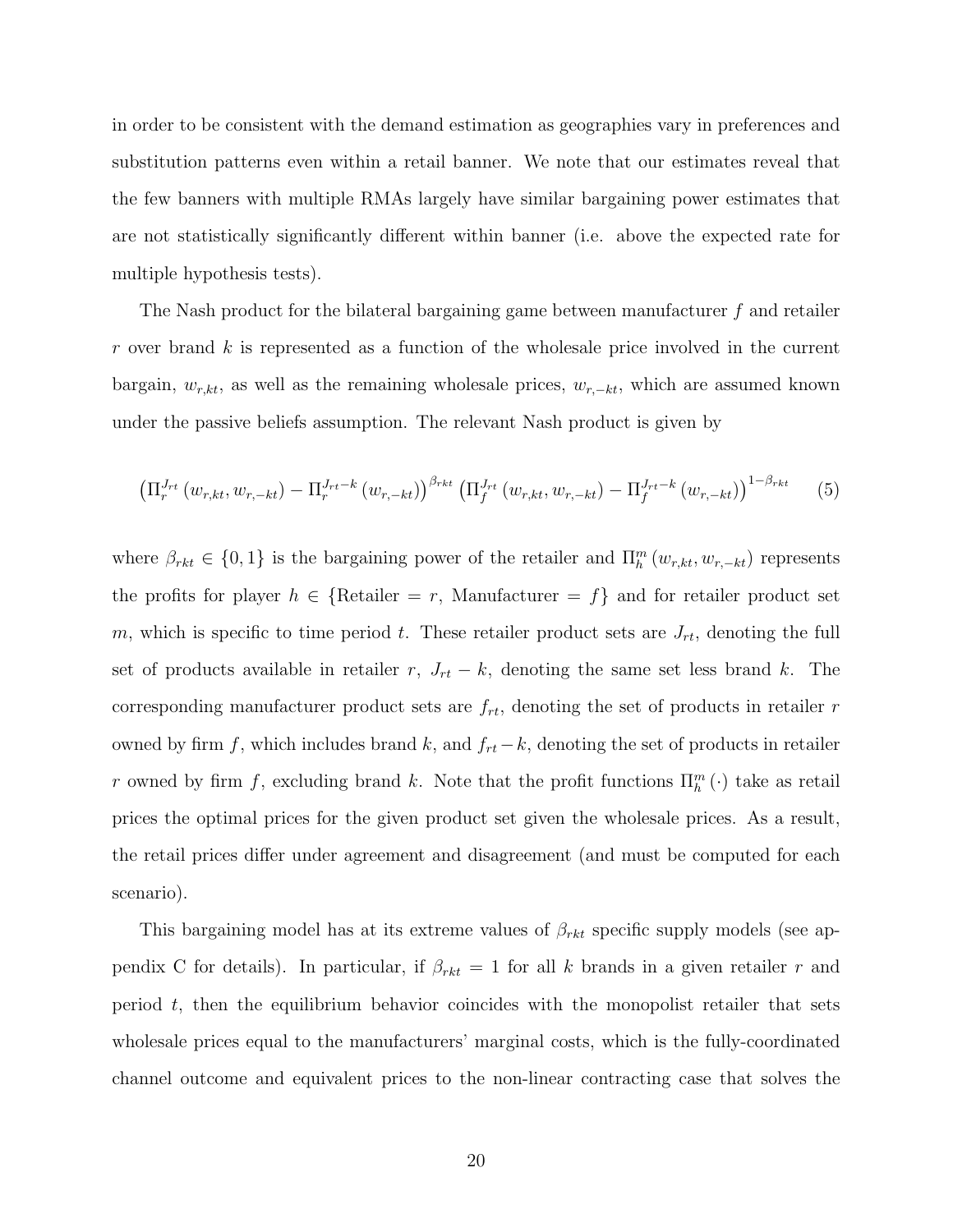in order to be consistent with the demand estimation as geographies vary in preferences and substitution patterns even within a retail banner. We note that our estimates reveal that the few banners with multiple RMAs largely have similar bargaining power estimates that are not statistically significantly different within banner (i.e. above the expected rate for multiple hypothesis tests).

The Nash product for the bilateral bargaining game between manufacturer $f$ and retailer $r$ over brand $k$ is represented as a function of the wholesale price involved in the current bargain, $w_{r,kt}$, as well as the remaining wholesale prices, $w_{r,-kt}$, which are assumed known under the passive beliefs assumption. The relevant Nash product is given by

$$\left(\Pi_r^{J_{rt}}\left(w_{r,kt}, w_{r,-kt}\right) - \Pi_r^{J_{rt}-k}\left(w_{r,-kt}\right)\right)^{\beta_{rkt}} \left(\Pi_f^{J_{rt}}\left(w_{r,kt}, w_{r,-kt}\right) - \Pi_f^{J_{rt}-k}\left(w_{r,-kt}\right)\right)^{1-\beta_{rkt}} \tag{5}$$

where $\beta_{rkt} \in \{0, 1\}$ is the bargaining power of the retailer and $\Pi_h^m\left(w_{r,kt}, w_{r,-kt}\right)$ represents the profits for player $h \in \{\text{Retailer} = r, \text{ Manufacturer} = f\}$ and for retailer product set $m$, which is specific to time period $t$. These retailer product sets are $J_{rt}$, denoting the full set of products available in retailer $r$, $J_{rt} - k$, denoting the same set less brand $k$. The corresponding manufacturer product sets are $f_{rt}$, denoting the set of products in retailer $r$ owned by firm $f$, which includes brand $k$, and $f_{rt} - k$, denoting the set of products in retailer $r$ owned by firm $f$, excluding brand $k$. Note that the profit functions $\Pi_h^m(\cdot)$ take as retail prices the optimal prices for the given product set given the wholesale prices. As a result, the retail prices differ under agreement and disagreement (and must be computed for each scenario).

This bargaining model has at its extreme values of $\beta_{rkt}$ specific supply models (see appendix C for details). In particular, if $\beta_{rkt} = 1$ for all $k$ brands in a given retailer $r$ and period $t$, then the equilibrium behavior coincides with the monopolist retailer that sets wholesale prices equal to the manufacturers' marginal costs, which is the fully-coordinated channel outcome and equivalent prices to the non-linear contracting case that solves the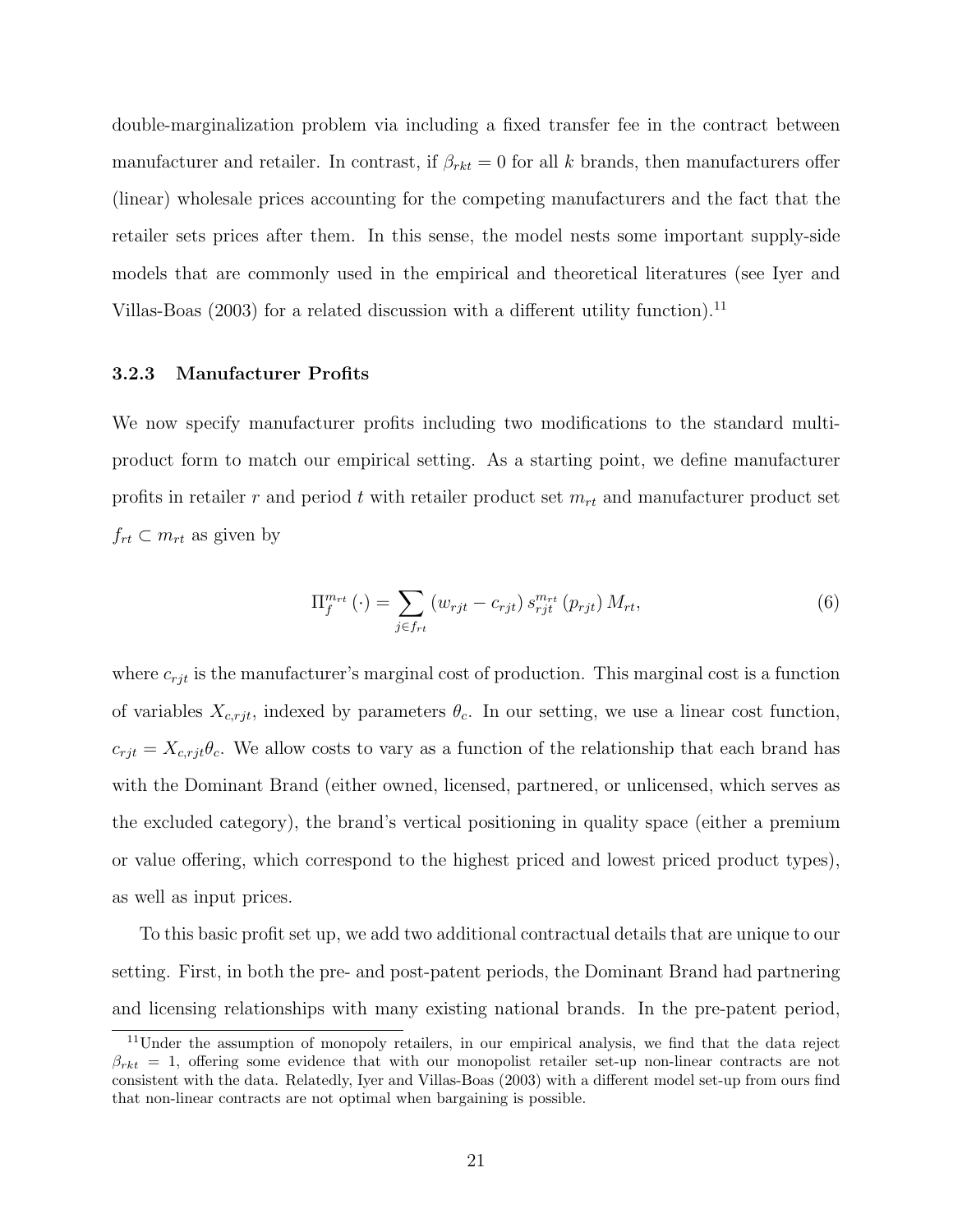double-marginalization problem via including a fixed transfer fee in the contract between manufacturer and retailer. In contrast, if $\beta_{rkt} = 0$ for all $k$ brands, then manufacturers offer (linear) wholesale prices accounting for the competing manufacturers and the fact that the retailer sets prices after them. In this sense, the model nests some important supply-side models that are commonly used in the empirical and theoretical literatures (see Iyer and Villas-Boas (2003) for a related discussion with a different utility function).[11]

### 3.2.3 Manufacturer Profits

We now specify manufacturer profits including two modifications to the standard multi-product form to match our empirical setting. As a starting point, we define manufacturer profits in retailer $r$ and period $t$ with retailer product set $m_{rt}$ and manufacturer product set $f_{rt} \subset m_{rt}$ as given by

$$\Pi_f^{m_{rt}}(\cdot) = \sum_{j \in f_{rt}} (w_{rjt} - c_{rjt}) \, s_{rjt}^{m_{rt}}(p_{rjt}) \, M_{rt}, \tag{6}$$

where $c_{rjt}$ is the manufacturer's marginal cost of production. This marginal cost is a function of variables $X_{c,rjt}$, indexed by parameters $\theta_c$. In our setting, we use a linear cost function, $c_{rjt} = X_{c,rjt}\theta_c$. We allow costs to vary as a function of the relationship that each brand has with the Dominant Brand (either owned, licensed, partnered, or unlicensed, which serves as the excluded category), the brand's vertical positioning in quality space (either a premium or value offering, which correspond to the highest priced and lowest priced product types), as well as input prices.

To this basic profit set up, we add two additional contractual details that are unique to our setting. First, in both the pre- and post-patent periods, the Dominant Brand had partnering and licensing relationships with many existing national brands. In the pre-patent period,

[11] Under the assumption of monopoly retailers, in our empirical analysis, we find that the data reject $\beta_{rkt} = 1$, offering some evidence that with our monopolist retailer set-up non-linear contracts are not consistent with the data. Relatedly, Iyer and Villas-Boas (2003) with a different model set-up from ours find that non-linear contracts are not optimal when bargaining is possible.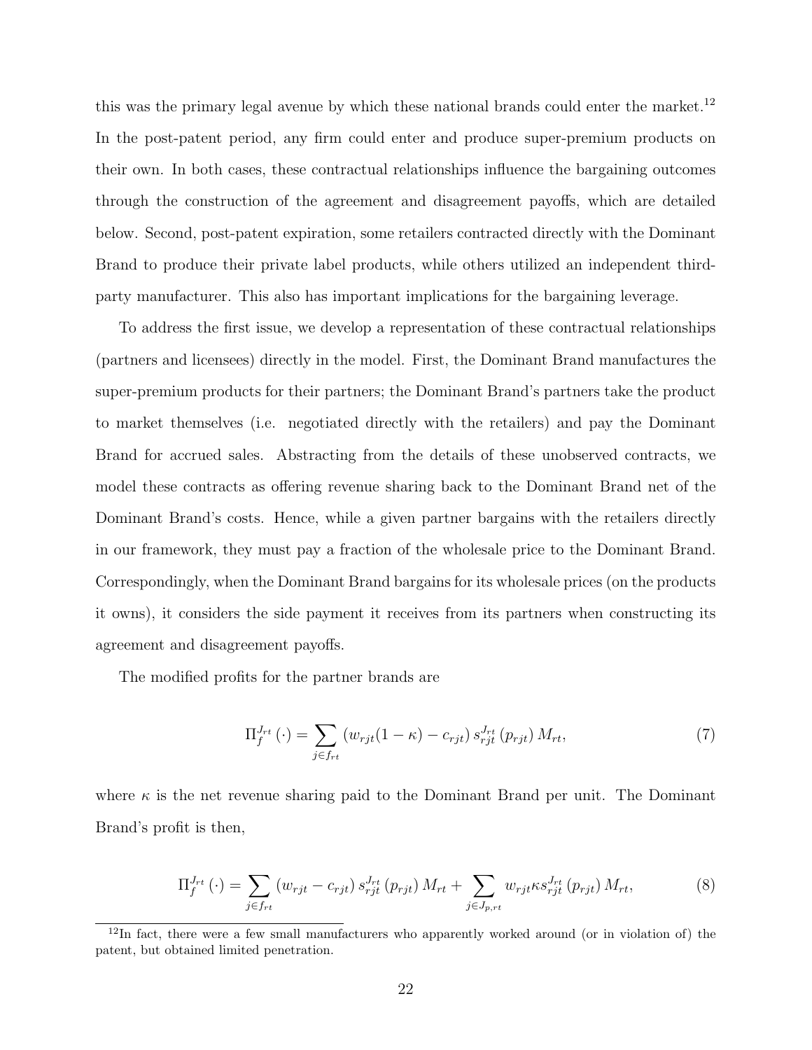this was the primary legal avenue by which these national brands could enter the market.[12] In the post-patent period, any firm could enter and produce super-premium products on their own. In both cases, these contractual relationships influence the bargaining outcomes through the construction of the agreement and disagreement payoffs, which are detailed below. Second, post-patent expiration, some retailers contracted directly with the Dominant Brand to produce their private label products, while others utilized an independent third-party manufacturer. This also has important implications for the bargaining leverage.

To address the first issue, we develop a representation of these contractual relationships (partners and licensees) directly in the model. First, the Dominant Brand manufactures the super-premium products for their partners; the Dominant Brand's partners take the product to market themselves (i.e. negotiated directly with the retailers) and pay the Dominant Brand for accrued sales. Abstracting from the details of these unobserved contracts, we model these contracts as offering revenue sharing back to the Dominant Brand net of the Dominant Brand's costs. Hence, while a given partner bargains with the retailers directly in our framework, they must pay a fraction of the wholesale price to the Dominant Brand. Correspondingly, when the Dominant Brand bargains for its wholesale prices (on the products it owns), it considers the side payment it receives from its partners when constructing its agreement and disagreement payoffs.

The modified profits for the partner brands are

$$\Pi_f^{J_{rt}}\left(\cdot\right) = \sum_{j \in f_{rt}} \left(w_{rjt}(1-\kappa) - c_{rjt}\right) s_{rjt}^{J_{rt}}\left(p_{rjt}\right) M_{rt}, \tag{7}$$

where $\kappa$ is the net revenue sharing paid to the Dominant Brand per unit. The Dominant Brand's profit is then,

$$\Pi_f^{J_{rt}}\left(\cdot\right) = \sum_{j \in f_{rt}} \left(w_{rjt} - c_{rjt}\right) s_{rjt}^{J_{rt}}\left(p_{rjt}\right) M_{rt} + \sum_{j \in J_{p,rt}} w_{rjt} \kappa s_{rjt}^{J_{rt}}\left(p_{rjt}\right) M_{rt}, \tag{8}$$

[12] In fact, there were a few small manufacturers who apparently worked around (or in violation of) the patent, but obtained limited penetration.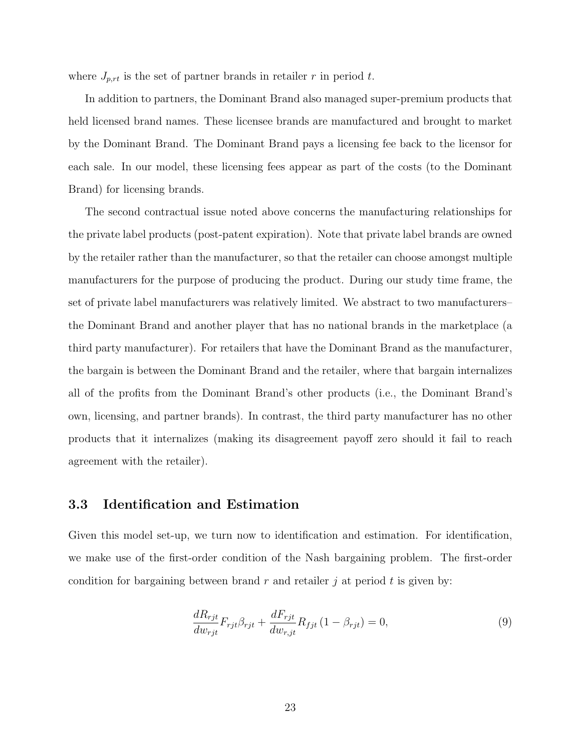where $J_{p,rt}$ is the set of partner brands in retailer $r$ in period $t$.

In addition to partners, the Dominant Brand also managed super-premium products that held licensed brand names. These licensee brands are manufactured and brought to market by the Dominant Brand. The Dominant Brand pays a licensing fee back to the licensor for each sale. In our model, these licensing fees appear as part of the costs (to the Dominant Brand) for licensing brands.

The second contractual issue noted above concerns the manufacturing relationships for the private label products (post-patent expiration). Note that private label brands are owned by the retailer rather than the manufacturer, so that the retailer can choose amongst multiple manufacturers for the purpose of producing the product. During our study time frame, the set of private label manufacturers was relatively limited. We abstract to two manufacturers– the Dominant Brand and another player that has no national brands in the marketplace (a third party manufacturer). For retailers that have the Dominant Brand as the manufacturer, the bargain is between the Dominant Brand and the retailer, where that bargain internalizes all of the profits from the Dominant Brand's other products (i.e., the Dominant Brand's own, licensing, and partner brands). In contrast, the third party manufacturer has no other products that it internalizes (making its disagreement payoff zero should it fail to reach agreement with the retailer).

### 3.3 Identification and Estimation

Given this model set-up, we turn now to identification and estimation. For identification, we make use of the first-order condition of the Nash bargaining problem. The first-order condition for bargaining between brand $r$ and retailer $j$ at period $t$ is given by:

$$\frac{dR_{rjt}}{dw_{rjt}} F_{rjt} \beta_{rjt} + \frac{dF_{rjt}}{dw_{r,jt}} R_{fjt} \left(1 - \beta_{rjt}\right) = 0, \tag{9}$$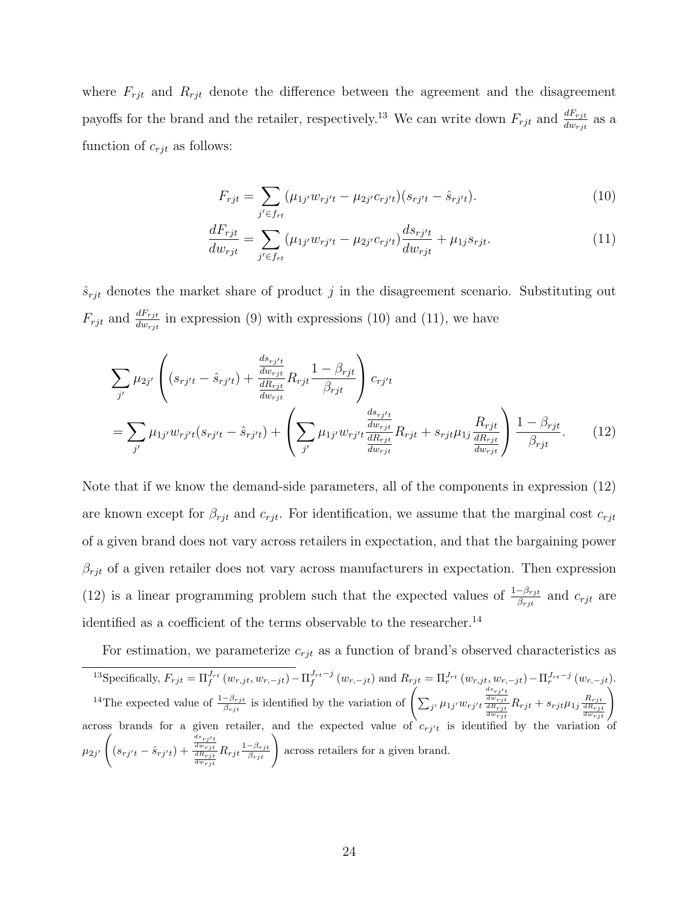where $F_{rjt}$ and $R_{rjt}$ denote the difference between the agreement and the disagreement payoffs for the brand and the retailer, respectively.[13] We can write down $F_{rjt}$ and $\frac{dF_{rjt}}{dw_{rjt}}$ as a function of $c_{rjt}$ as follows:

$$F_{rjt} = \sum_{j' \in f_{rt}} (\mu_{1j'} w_{rj't} - \mu_{2j'} c_{rj't})(s_{rj't} - \hat{s}_{rj't}). \tag{10}$$

$$\frac{dF_{rjt}}{dw_{rjt}} = \sum_{j' \in f_{rt}} (\mu_{1j'} w_{rj't} - \mu_{2j'} c_{rj't}) \frac{ds_{rj't}}{dw_{rjt}} + \mu_{1j} s_{rjt}. \tag{11}$$

$\hat{s}_{rjt}$ denotes the market share of product $j$ in the disagreement scenario. Substituting out $F_{rjt}$ and $\frac{dF_{rjt}}{dw_{rjt}}$ in expression (9) with expressions (10) and (11), we have

$$\begin{aligned} &\sum_{j'} \mu_{2j'} \left( (s_{rj't} - \hat{s}_{rj't}) + \frac{\frac{ds_{rj't}}{dw_{rjt}}}{\frac{dR_{rjt}}{dw_{rjt}}} R_{rjt} \frac{1-\beta_{rjt}}{\beta_{rjt}} \right) c_{rj't} \\ &= \sum_{j'} \mu_{1j'} w_{rj't} (s_{rj't} - \hat{s}_{rj't}) + \left( \sum_{j'} \mu_{1j'} w_{rj't} \frac{\frac{ds_{rj't}}{dw_{rjt}}}{\frac{dR_{rjt}}{dw_{rjt}}} R_{rjt} + s_{rjt} \mu_{1j} \frac{R_{rjt}}{\frac{dR_{rjt}}{dw_{rjt}}} \right) \frac{1-\beta_{rjt}}{\beta_{rjt}}. \end{aligned} \tag{12}$$

Note that if we know the demand-side parameters, all of the components in expression (12) are known except for $\beta_{rjt}$ and $c_{rjt}$. For identification, we assume that the marginal cost $c_{rjt}$ of a given brand does not vary across retailers in expectation, and that the bargaining power $\beta_{rjt}$ of a given retailer does not vary across manufacturers in expectation. Then expression (12) is a linear programming problem such that the expected values of $\frac{1-\beta_{rjt}}{\beta_{rjt}}$ and $c_{rjt}$ are identified as a coefficient of the terms observable to the researcher.[14]

For estimation, we parameterize $c_{rjt}$ as a function of brand's observed characteristics as

---

[13] Specifically, $F_{rjt} = \Pi_f^{J_{rt}}(w_{r,jt}, w_{r,-jt}) - \Pi_f^{J_{rt}-j}(w_{r,-jt})$ and $R_{rjt} = \Pi_r^{J_{rt}}(w_{r,jt}, w_{r,-jt}) - \Pi_r^{J_{rt}-j}(w_{r,-jt})$.

[14] The expected value of $\frac{1-\beta_{rjt}}{\beta_{rjt}}$ is identified by the variation of $\left( \sum_{j'} \mu_{1j'} w_{rj't} \frac{\frac{ds_{rj't}}{dw_{rjt}}}{\frac{dR_{rjt}}{dw_{rjt}}} R_{rjt} + s_{rjt} \mu_{1j} \frac{R_{rjt}}{\frac{dR_{rjt}}{dw_{rjt}}} \right)$ across brands for a given retailer, and the expected value of $c_{rj't}$ is identified by the variation of $\mu_{2j'} \left( (s_{rj't} - \hat{s}_{rj't}) + \frac{\frac{ds_{rj't}}{dw_{rjt}}}{\frac{dR_{rjt}}{dw_{rjt}}} R_{rjt} \frac{1-\beta_{rjt}}{\beta_{rjt}} \right)$ across retailers for a given brand.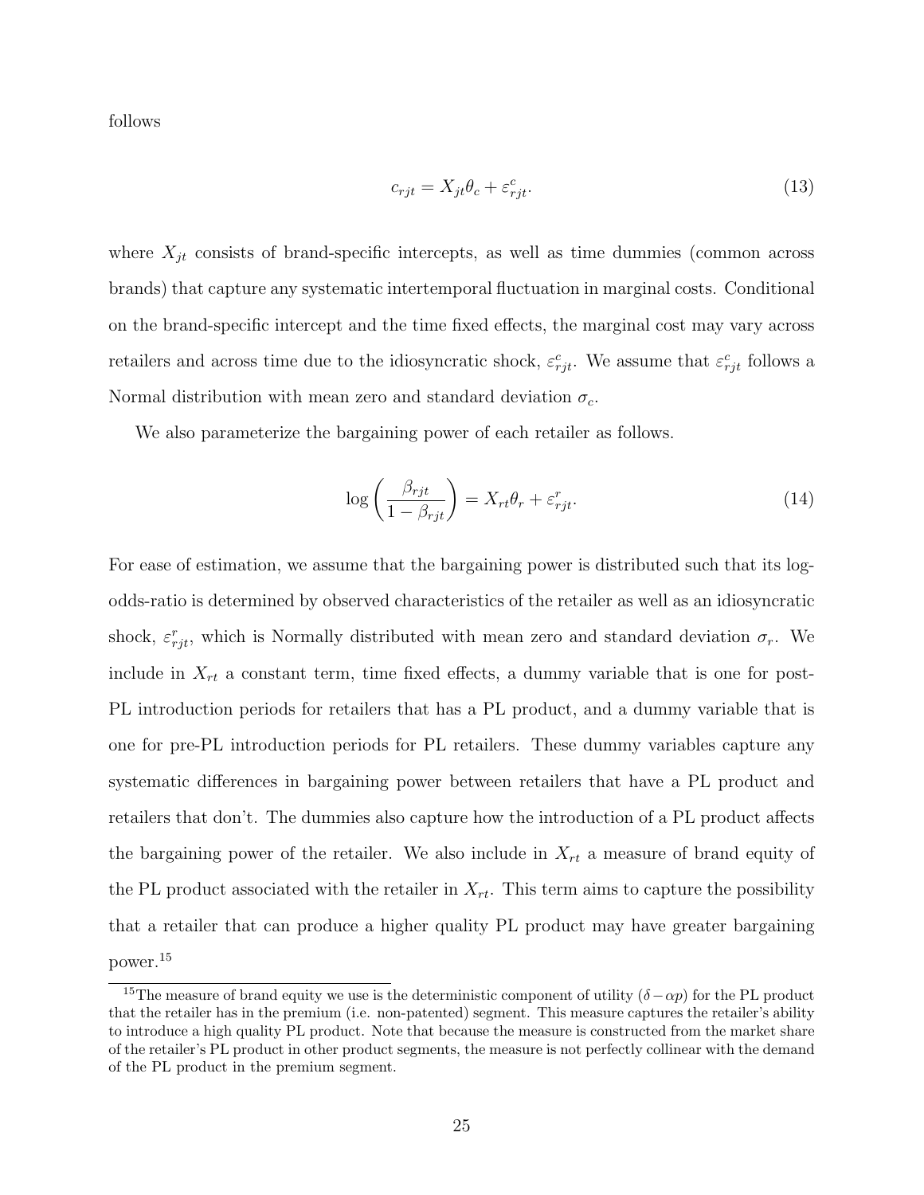follows

$$c_{rjt} = X_{jt}\theta_c + \varepsilon^c_{rjt}. \tag{13}$$

where $X_{jt}$ consists of brand-specific intercepts, as well as time dummies (common across brands) that capture any systematic intertemporal fluctuation in marginal costs. Conditional on the brand-specific intercept and the time fixed effects, the marginal cost may vary across retailers and across time due to the idiosyncratic shock, $\varepsilon^c_{rjt}$. We assume that $\varepsilon^c_{rjt}$ follows a Normal distribution with mean zero and standard deviation $\sigma_c$.

We also parameterize the bargaining power of each retailer as follows.

$$\log\left(\frac{\beta_{rjt}}{1-\beta_{rjt}}\right) = X_{rt}\theta_r + \varepsilon^r_{rjt}. \tag{14}$$

For ease of estimation, we assume that the bargaining power is distributed such that its log-odds-ratio is determined by observed characteristics of the retailer as well as an idiosyncratic shock, $\varepsilon^r_{rjt}$, which is Normally distributed with mean zero and standard deviation $\sigma_r$. We include in $X_{rt}$ a constant term, time fixed effects, a dummy variable that is one for post-PL introduction periods for retailers that has a PL product, and a dummy variable that is one for pre-PL introduction periods for PL retailers. These dummy variables capture any systematic differences in bargaining power between retailers that have a PL product and retailers that don't. The dummies also capture how the introduction of a PL product affects the bargaining power of the retailer. We also include in $X_{rt}$ a measure of brand equity of the PL product associated with the retailer in $X_{rt}$. This term aims to capture the possibility that a retailer that can produce a higher quality PL product may have greater bargaining power.[15]

[15] The measure of brand equity we use is the deterministic component of utility ($\delta - \alpha p$) for the PL product that the retailer has in the premium (i.e. non-patented) segment. This measure captures the retailer's ability to introduce a high quality PL product. Note that because the measure is constructed from the market share of the retailer's PL product in other product segments, the measure is not perfectly collinear with the demand of the PL product in the premium segment.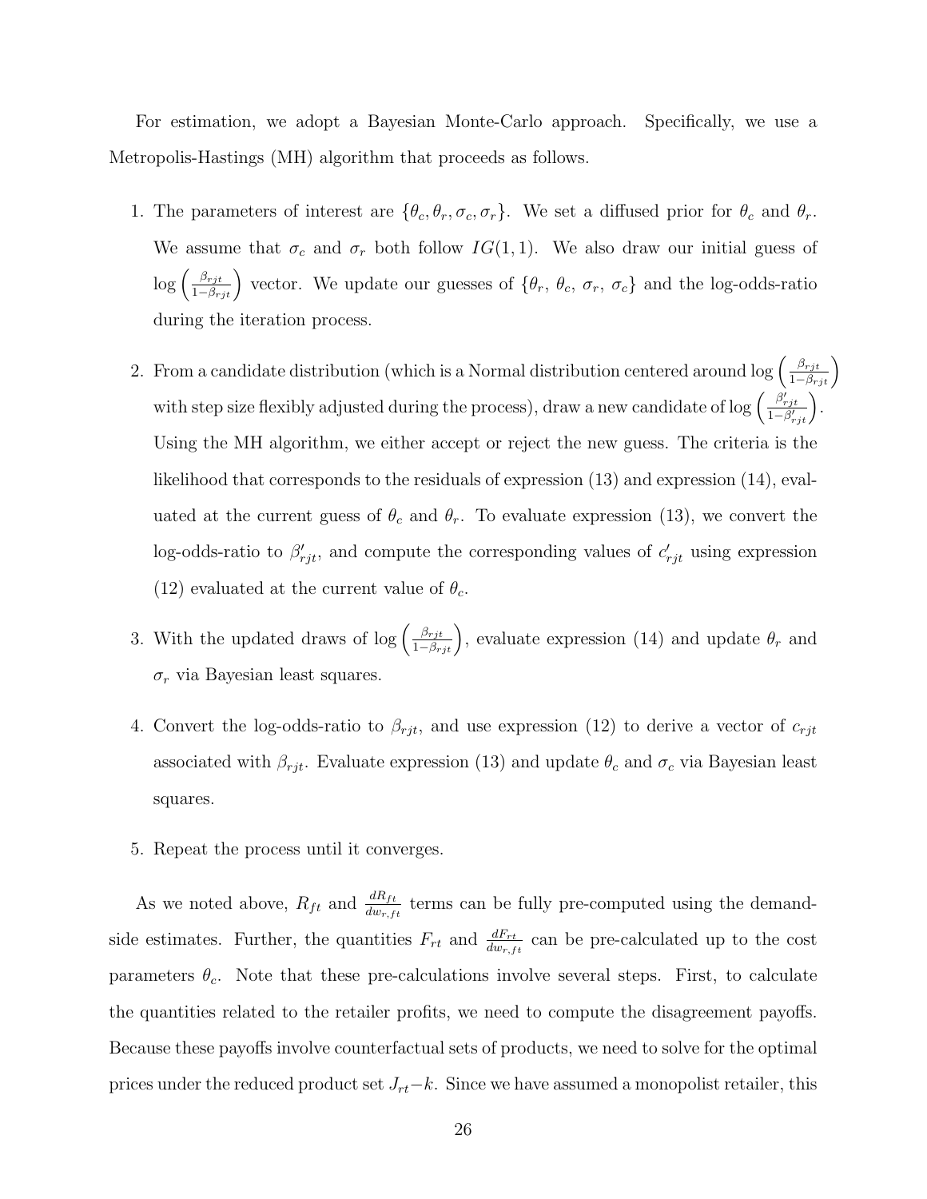For estimation, we adopt a Bayesian Monte-Carlo approach. Specifically, we use a Metropolis-Hastings (MH) algorithm that proceeds as follows.

1. The parameters of interest are $\{\theta_c, \theta_r, \sigma_c, \sigma_r\}$. We set a diffused prior for $\theta_c$ and $\theta_r$. We assume that $\sigma_c$ and $\sigma_r$ both follow $IG(1,1)$. We also draw our initial guess of $\log\left(\frac{\beta_{rjt}}{1-\beta_{rjt}}\right)$ vector. We update our guesses of $\{\theta_r,\ \theta_c,\ \sigma_r,\ \sigma_c\}$ and the log-odds-ratio during the iteration process.

2. From a candidate distribution (which is a Normal distribution centered around $\log\left(\frac{\beta_{rjt}}{1-\beta_{rjt}}\right)$ with step size flexibly adjusted during the process), draw a new candidate of $\log\left(\frac{\beta'_{rjt}}{1-\beta'_{rjt}}\right)$. Using the MH algorithm, we either accept or reject the new guess. The criteria is the likelihood that corresponds to the residuals of expression (13) and expression (14), evaluated at the current guess of $\theta_c$ and $\theta_r$. To evaluate expression (13), we convert the log-odds-ratio to $\beta'_{rjt}$, and compute the corresponding values of $c'_{rjt}$ using expression (12) evaluated at the current value of $\theta_c$.

3. With the updated draws of $\log\left(\frac{\beta_{rjt}}{1-\beta_{rjt}}\right)$, evaluate expression (14) and update $\theta_r$ and $\sigma_r$ via Bayesian least squares.

4. Convert the log-odds-ratio to $\beta_{rjt}$, and use expression (12) to derive a vector of $c_{rjt}$ associated with $\beta_{rjt}$. Evaluate expression (13) and update $\theta_c$ and $\sigma_c$ via Bayesian least squares.

5. Repeat the process until it converges.

As we noted above, $R_{ft}$ and $\frac{dR_{ft}}{dw_{r,ft}}$ terms can be fully pre-computed using the demand-side estimates. Further, the quantities $F_{rt}$ and $\frac{dF_{rt}}{dw_{r,ft}}$ can be pre-calculated up to the cost parameters $\theta_c$. Note that these pre-calculations involve several steps. First, to calculate the quantities related to the retailer profits, we need to compute the disagreement payoffs. Because these payoffs involve counterfactual sets of products, we need to solve for the optimal prices under the reduced product set $J_{rt}-k$. Since we have assumed a monopolist retailer, this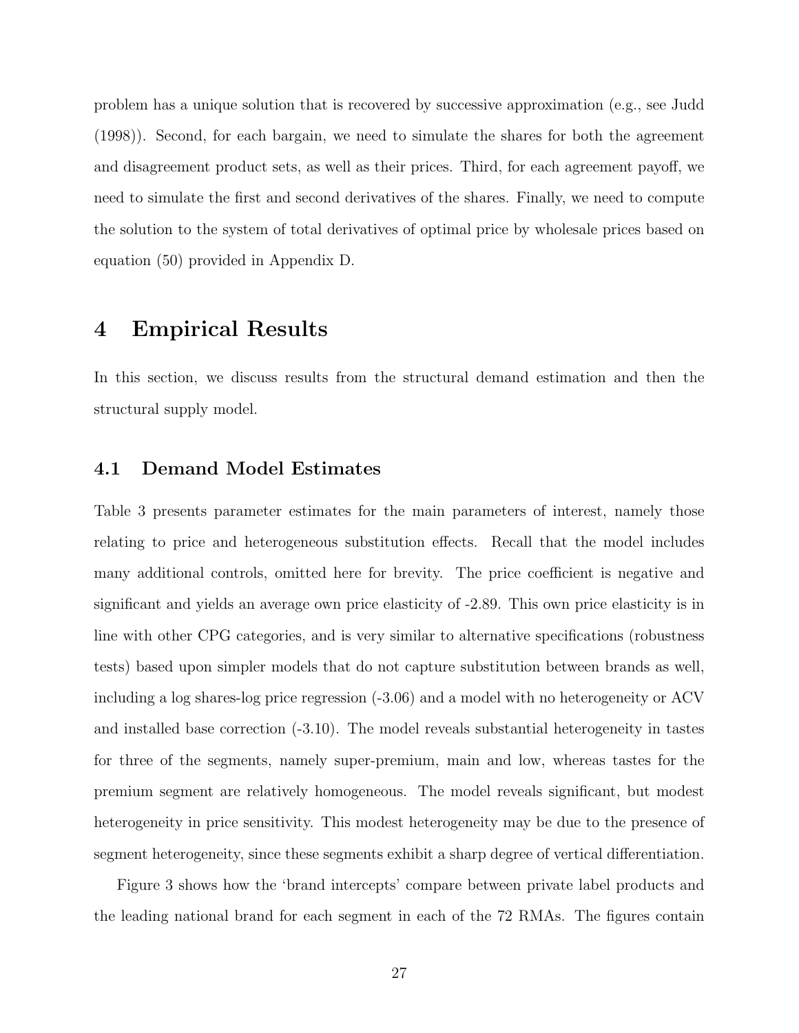problem has a unique solution that is recovered by successive approximation (e.g., see Judd (1998)). Second, for each bargain, we need to simulate the shares for both the agreement and disagreement product sets, as well as their prices. Third, for each agreement payoff, we need to simulate the first and second derivatives of the shares. Finally, we need to compute the solution to the system of total derivatives of optimal price by wholesale prices based on equation (50) provided in Appendix D.

# 4 Empirical Results

In this section, we discuss results from the structural demand estimation and then the structural supply model.

## 4.1 Demand Model Estimates

Table 3 presents parameter estimates for the main parameters of interest, namely those relating to price and heterogeneous substitution effects. Recall that the model includes many additional controls, omitted here for brevity. The price coefficient is negative and significant and yields an average own price elasticity of -2.89. This own price elasticity is in line with other CPG categories, and is very similar to alternative specifications (robustness tests) based upon simpler models that do not capture substitution between brands as well, including a log shares-log price regression (-3.06) and a model with no heterogeneity or ACV and installed base correction (-3.10). The model reveals substantial heterogeneity in tastes for three of the segments, namely super-premium, main and low, whereas tastes for the premium segment are relatively homogeneous. The model reveals significant, but modest heterogeneity in price sensitivity. This modest heterogeneity may be due to the presence of segment heterogeneity, since these segments exhibit a sharp degree of vertical differentiation.

Figure 3 shows how the 'brand intercepts' compare between private label products and the leading national brand for each segment in each of the 72 RMAs. The figures contain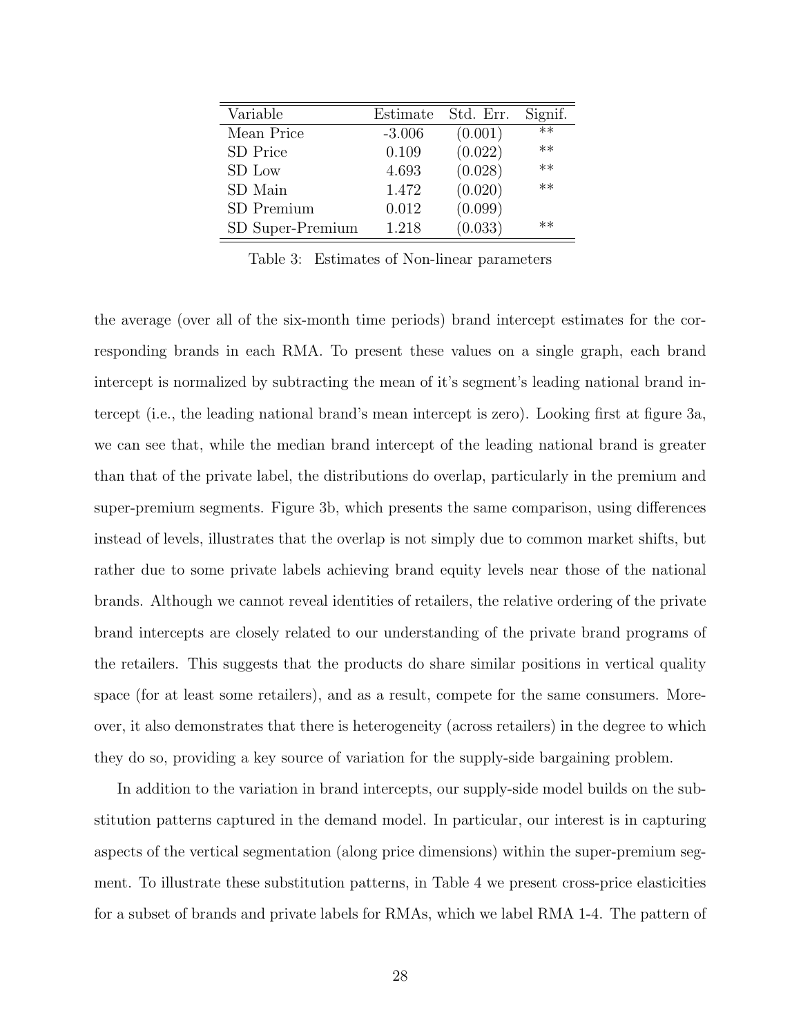| Variable | Estimate | Std. Err. | Signif. |
|---|---|---|---|
| Mean Price | -3.006 | (0.001) | ** |
| SD Price | 0.109 | (0.022) | ** |
| SD Low | 4.693 | (0.028) | ** |
| SD Main | 1.472 | (0.020) | ** |
| SD Premium | 0.012 | (0.099) | |
| SD Super-Premium | 1.218 | (0.033) | ** |

Table 3: Estimates of Non-linear parameters

the average (over all of the six-month time periods) brand intercept estimates for the corresponding brands in each RMA. To present these values on a single graph, each brand intercept is normalized by subtracting the mean of it's segment's leading national brand intercept (i.e., the leading national brand's mean intercept is zero). Looking first at figure 3a, we can see that, while the median brand intercept of the leading national brand is greater than that of the private label, the distributions do overlap, particularly in the premium and super-premium segments. Figure 3b, which presents the same comparison, using differences instead of levels, illustrates that the overlap is not simply due to common market shifts, but rather due to some private labels achieving brand equity levels near those of the national brands. Although we cannot reveal identities of retailers, the relative ordering of the private brand intercepts are closely related to our understanding of the private brand programs of the retailers. This suggests that the products do share similar positions in vertical quality space (for at least some retailers), and as a result, compete for the same consumers. Moreover, it also demonstrates that there is heterogeneity (across retailers) in the degree to which they do so, providing a key source of variation for the supply-side bargaining problem.

In addition to the variation in brand intercepts, our supply-side model builds on the substitution patterns captured in the demand model. In particular, our interest is in capturing aspects of the vertical segmentation (along price dimensions) within the super-premium segment. To illustrate these substitution patterns, in Table 4 we present cross-price elasticities for a subset of brands and private labels for RMAs, which we label RMA 1-4. The pattern of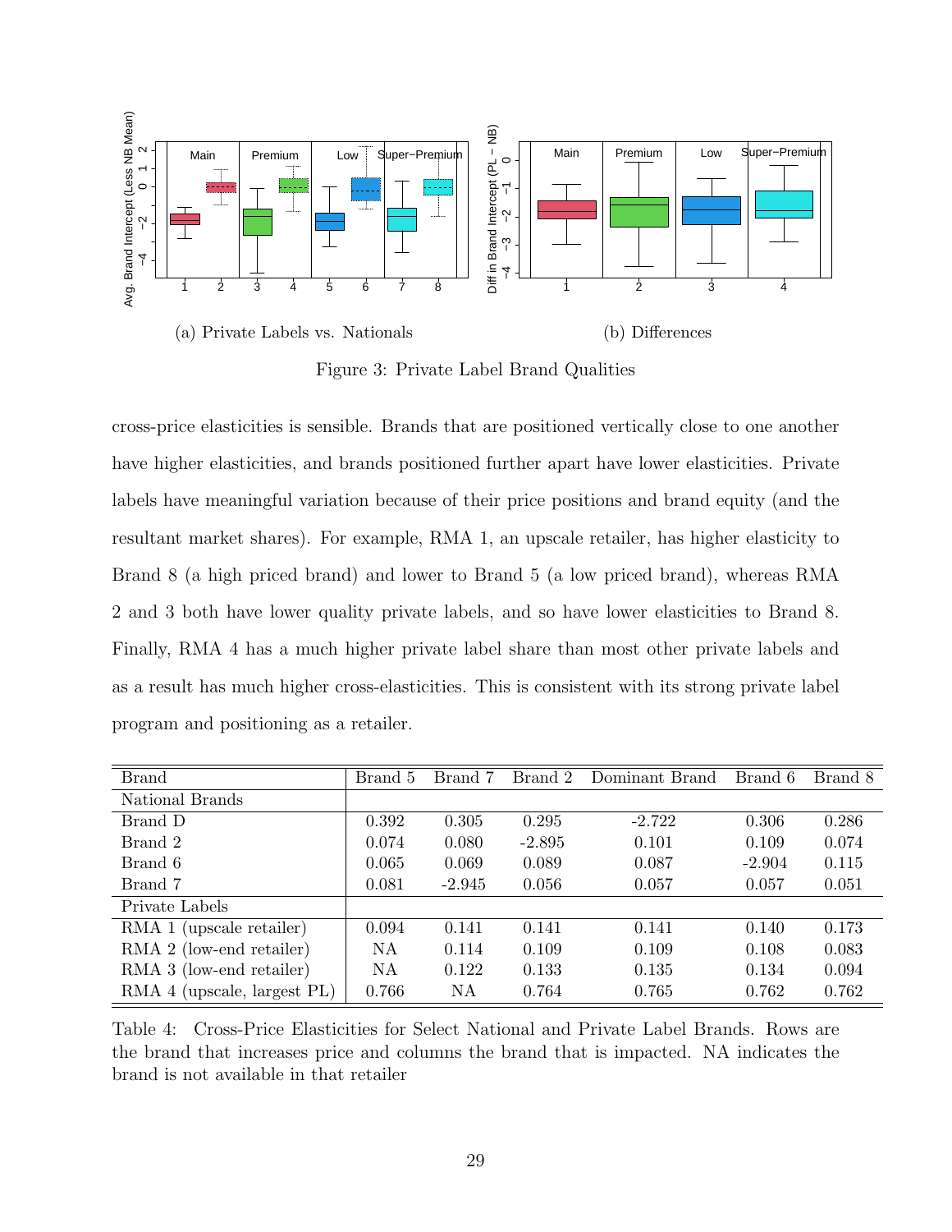(a) Private Labels vs. Nationals

(b) Differences

Figure 3: Private Label Brand Qualities

cross-price elasticities is sensible. Brands that are positioned vertically close to one another have higher elasticities, and brands positioned further apart have lower elasticities. Private labels have meaningful variation because of their price positions and brand equity (and the resultant market shares). For example, RMA 1, an upscale retailer, has higher elasticity to Brand 8 (a high priced brand) and lower to Brand 5 (a low priced brand), whereas RMA 2 and 3 both have lower quality private labels, and so have lower elasticities to Brand 8. Finally, RMA 4 has a much higher private label share than most other private labels and as a result has much higher cross-elasticities. This is consistent with its strong private label program and positioning as a retailer.

| Brand | Brand 5 | Brand 7 | Brand 2 | Dominant Brand | Brand 6 | Brand 8 |
|---|---|---|---|---|---|---|
| National Brands | | | | | | |
| Brand D | 0.392 | 0.305 | 0.295 | -2.722 | 0.306 | 0.286 |
| Brand 2 | 0.074 | 0.080 | -2.895 | 0.101 | 0.109 | 0.074 |
| Brand 6 | 0.065 | 0.069 | 0.089 | 0.087 | -2.904 | 0.115 |
| Brand 7 | 0.081 | -2.945 | 0.056 | 0.057 | 0.057 | 0.051 |
| Private Labels | | | | | | |
| RMA 1 (upscale retailer) | 0.094 | 0.141 | 0.141 | 0.141 | 0.140 | 0.173 |
| RMA 2 (low-end retailer) | NA | 0.114 | 0.109 | 0.109 | 0.108 | 0.083 |
| RMA 3 (low-end retailer) | NA | 0.122 | 0.133 | 0.135 | 0.134 | 0.094 |
| RMA 4 (upscale, largest PL) | 0.766 | NA | 0.764 | 0.765 | 0.762 | 0.762 |

Table 4: Cross-Price Elasticities for Select National and Private Label Brands. Rows are the brand that increases price and columns the brand that is impacted. NA indicates the brand is not available in that retailer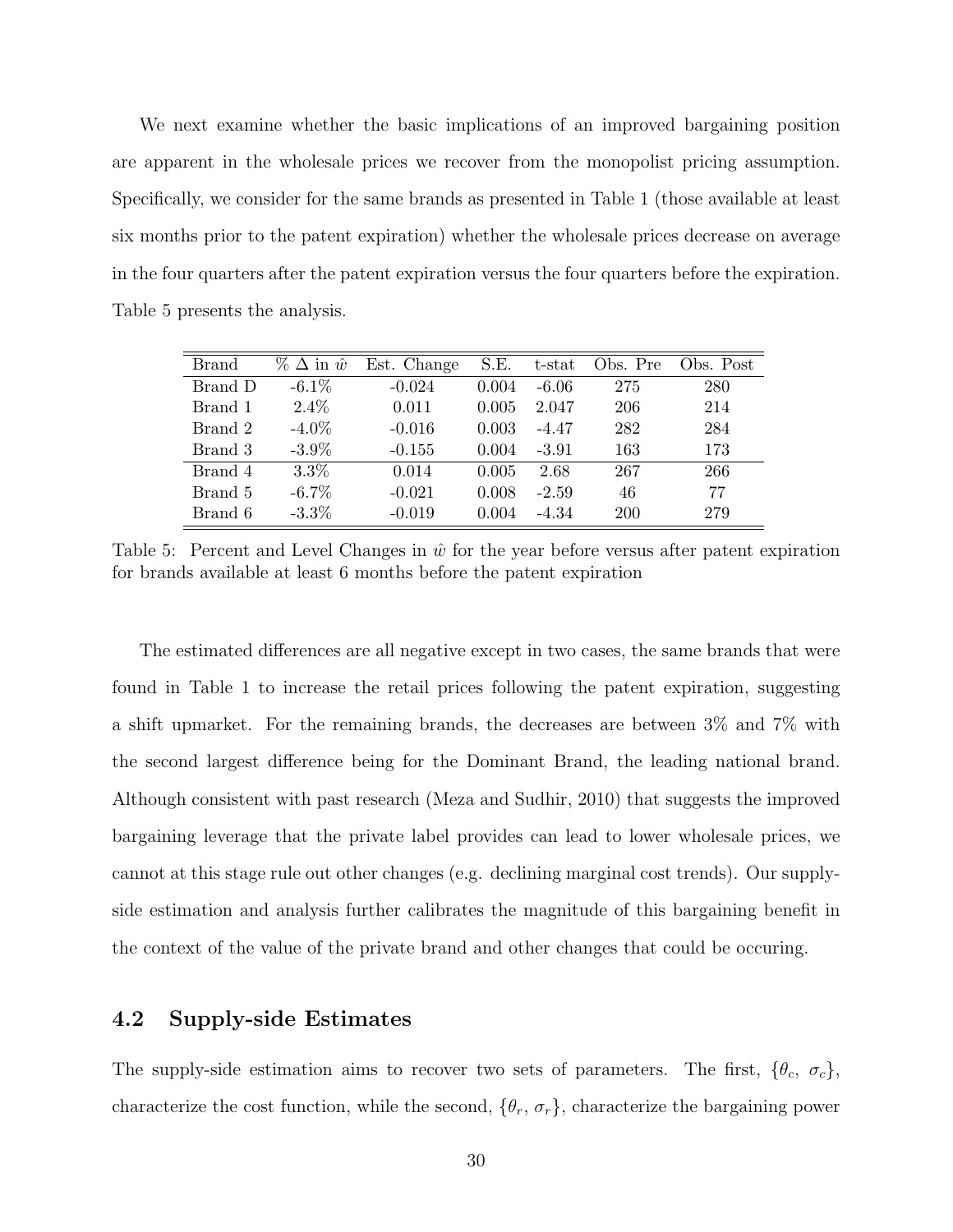We next examine whether the basic implications of an improved bargaining position are apparent in the wholesale prices we recover from the monopolist pricing assumption. Specifically, we consider for the same brands as presented in Table 1 (those available at least six months prior to the patent expiration) whether the wholesale prices decrease on average in the four quarters after the patent expiration versus the four quarters before the expiration. Table 5 presents the analysis.

| Brand | % $\Delta$ in $\hat{w}$ | Est. Change | S.E. | t-stat | Obs. Pre | Obs. Post |
|---|---|---|---|---|---|---|
| Brand D | -6.1% | -0.024 | 0.004 | -6.06 | 275 | 280 |
| Brand 1 | 2.4% | 0.011 | 0.005 | 2.047 | 206 | 214 |
| Brand 2 | -4.0% | -0.016 | 0.003 | -4.47 | 282 | 284 |
| Brand 3 | -3.9% | -0.155 | 0.004 | -3.91 | 163 | 173 |
| Brand 4 | 3.3% | 0.014 | 0.005 | 2.68 | 267 | 266 |
| Brand 5 | -6.7% | -0.021 | 0.008 | -2.59 | 46 | 77 |
| Brand 6 | -3.3% | -0.019 | 0.004 | -4.34 | 200 | 279 |

Table 5: Percent and Level Changes in $\hat{w}$ for the year before versus after patent expiration for brands available at least 6 months before the patent expiration

The estimated differences are all negative except in two cases, the same brands that were found in Table 1 to increase the retail prices following the patent expiration, suggesting a shift upmarket. For the remaining brands, the decreases are between 3% and 7% with the second largest difference being for the Dominant Brand, the leading national brand. Although consistent with past research (Meza and Sudhir, 2010) that suggests the improved bargaining leverage that the private label provides can lead to lower wholesale prices, we cannot at this stage rule out other changes (e.g. declining marginal cost trends). Our supply-side estimation and analysis further calibrates the magnitude of this bargaining benefit in the context of the value of the private brand and other changes that could be occuring.

## 4.2 Supply-side Estimates

The supply-side estimation aims to recover two sets of parameters. The first, $\{\theta_c, \sigma_c\}$, characterize the cost function, while the second, $\{\theta_r, \sigma_r\}$, characterize the bargaining power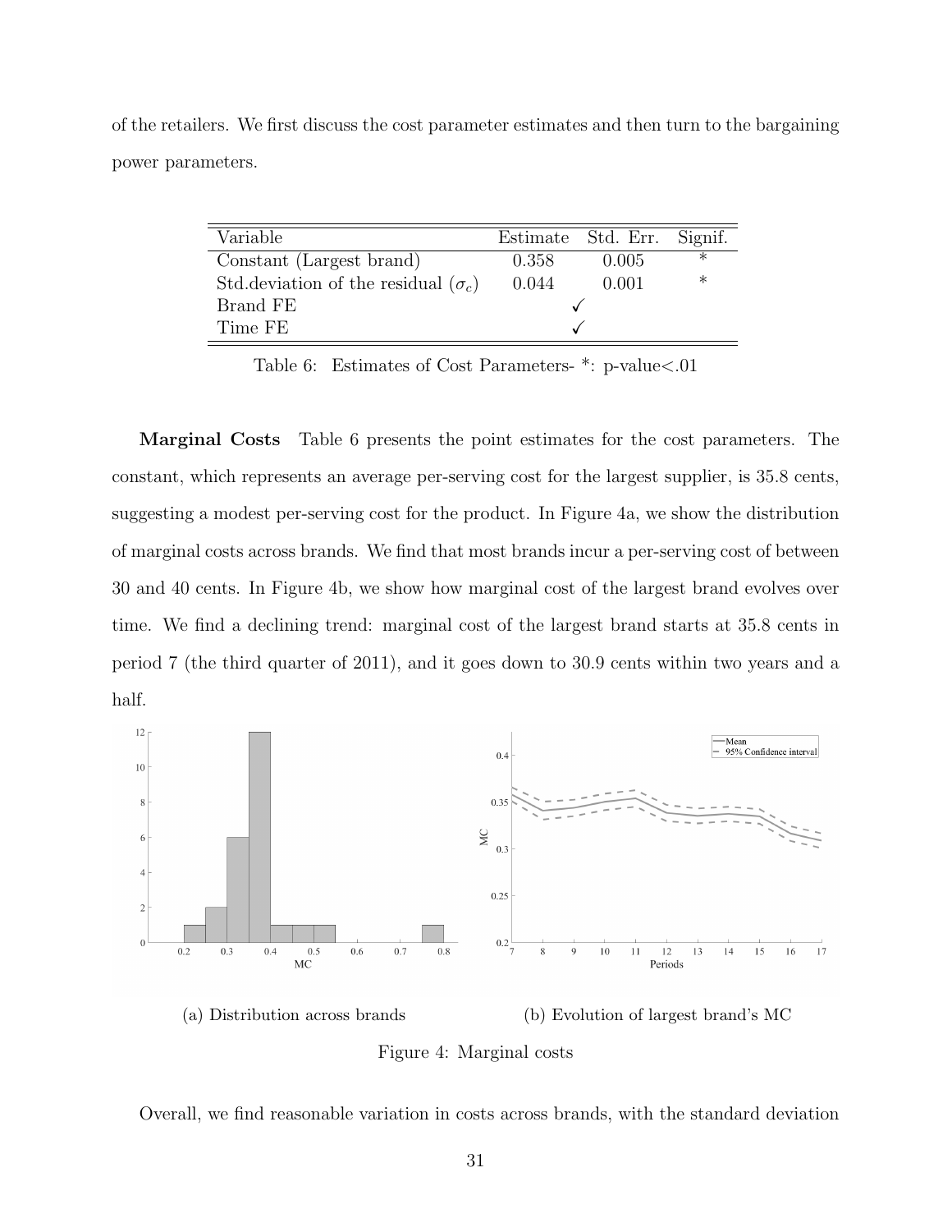of the retailers. We first discuss the cost parameter estimates and then turn to the bargaining power parameters.

| Variable | Estimate | Std. Err. | Signif. |
|---|---|---|---|
| Constant (Largest brand) | 0.358 | 0.005 | * |
| Std.deviation of the residual ($\sigma_c$) | 0.044 | 0.001 | * |
| Brand FE | | ✓ | |
| Time FE | | ✓ | |

Table 6: Estimates of Cost Parameters- *: p-value<.01

**Marginal Costs** Table 6 presents the point estimates for the cost parameters. The constant, which represents an average per-serving cost for the largest supplier, is 35.8 cents, suggesting a modest per-serving cost for the product. In Figure 4a, we show the distribution of marginal costs across brands. We find that most brands incur a per-serving cost of between 30 and 40 cents. In Figure 4b, we show how marginal cost of the largest brand evolves over time. We find a declining trend: marginal cost of the largest brand starts at 35.8 cents in period 7 (the third quarter of 2011), and it goes down to 30.9 cents within two years and a half.

(a) Distribution across brands

(b) Evolution of largest brand's MC

Figure 4: Marginal costs

Overall, we find reasonable variation in costs across brands, with the standard deviation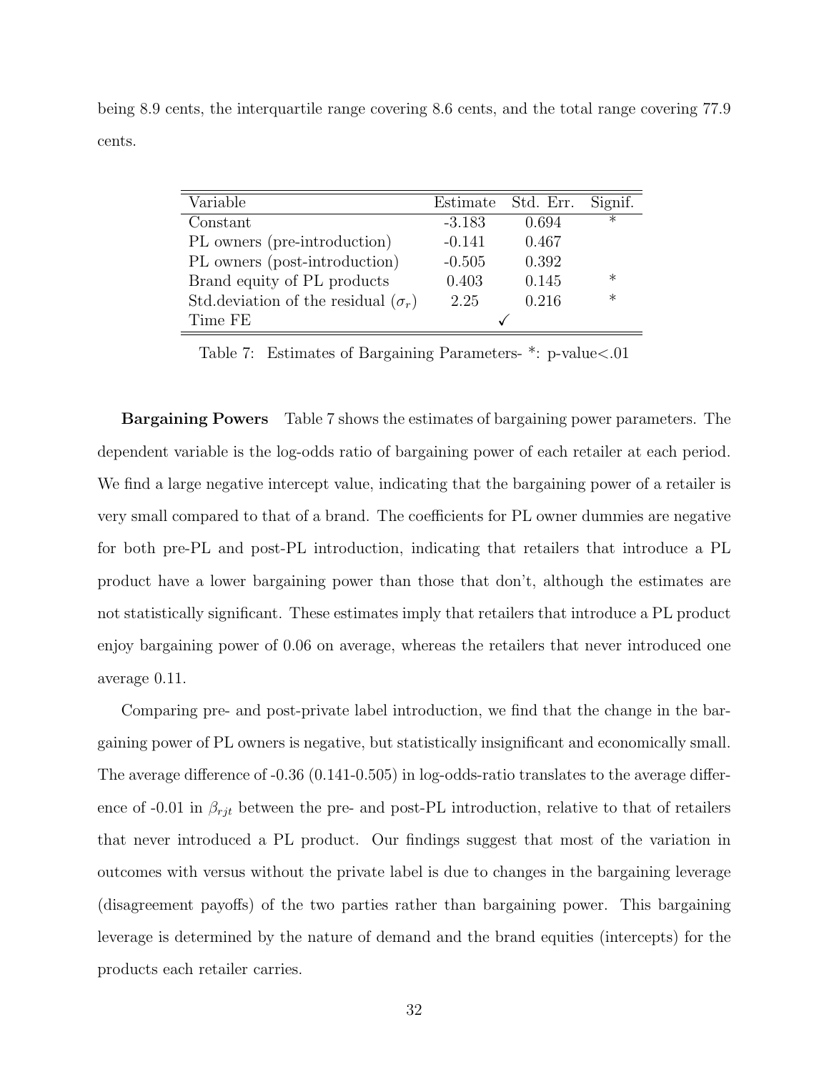being 8.9 cents, the interquartile range covering 8.6 cents, and the total range covering 77.9 cents.

| Variable | Estimate | Std. Err. | Signif. |
|---|---|---|---|
| Constant | -3.183 | 0.694 | * |
| PL owners (pre-introduction) | -0.141 | 0.467 | |
| PL owners (post-introduction) | -0.505 | 0.392 | |
| Brand equity of PL products | 0.403 | 0.145 | * |
| Std.deviation of the residual ($\sigma_r$) | 2.25 | 0.216 | * |
| Time FE | ✓ | | |

Table 7: Estimates of Bargaining Parameters- *: p-value<.01

**Bargaining Powers** Table 7 shows the estimates of bargaining power parameters. The dependent variable is the log-odds ratio of bargaining power of each retailer at each period. We find a large negative intercept value, indicating that the bargaining power of a retailer is very small compared to that of a brand. The coefficients for PL owner dummies are negative for both pre-PL and post-PL introduction, indicating that retailers that introduce a PL product have a lower bargaining power than those that don't, although the estimates are not statistically significant. These estimates imply that retailers that introduce a PL product enjoy bargaining power of 0.06 on average, whereas the retailers that never introduced one average 0.11.

Comparing pre- and post-private label introduction, we find that the change in the bargaining power of PL owners is negative, but statistically insignificant and economically small. The average difference of -0.36 (0.141-0.505) in log-odds-ratio translates to the average difference of -0.01 in $\beta_{rjt}$ between the pre- and post-PL introduction, relative to that of retailers that never introduced a PL product. Our findings suggest that most of the variation in outcomes with versus without the private label is due to changes in the bargaining leverage (disagreement payoffs) of the two parties rather than bargaining power. This bargaining leverage is determined by the nature of demand and the brand equities (intercepts) for the products each retailer carries.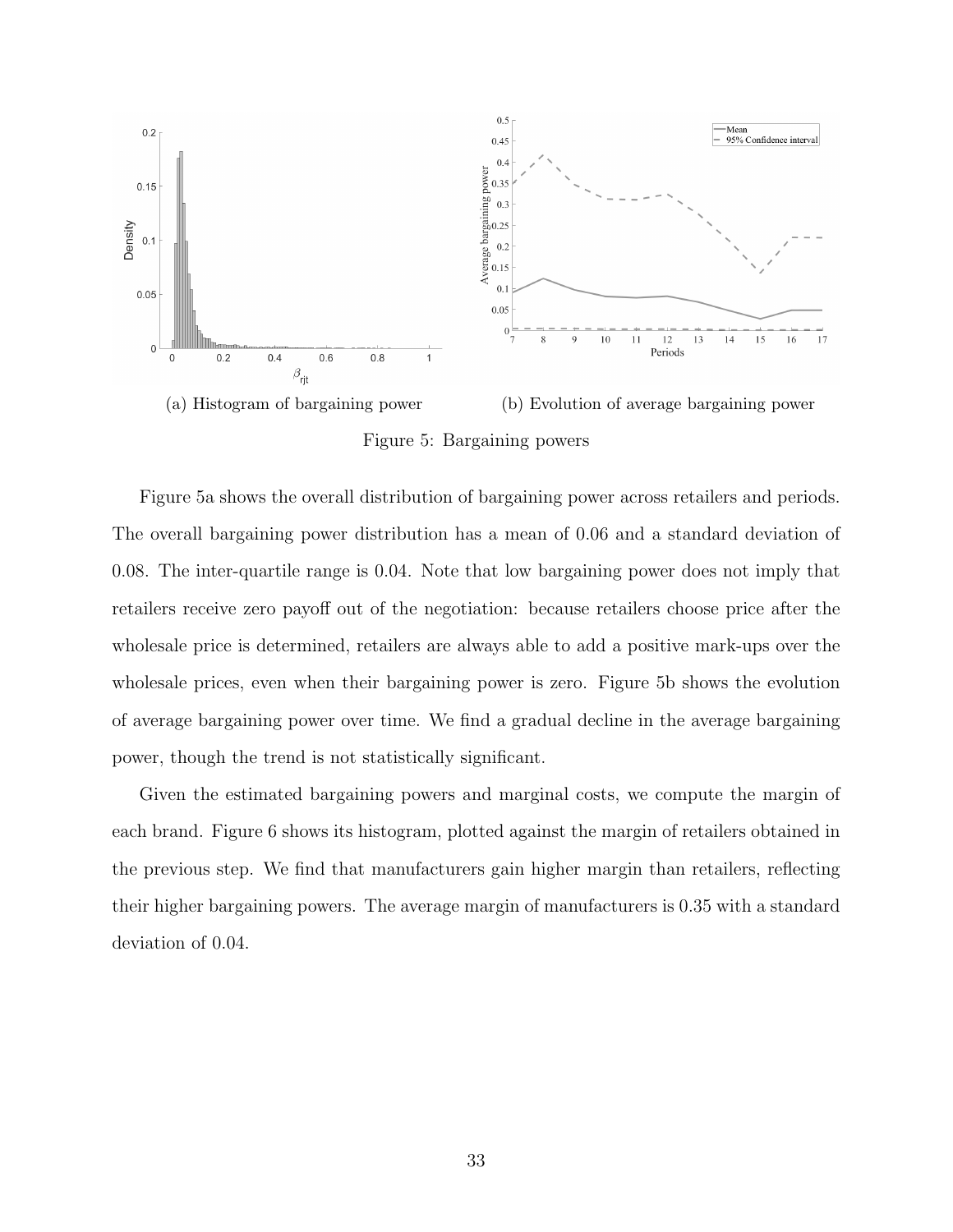(a) Histogram of bargaining power

(b) Evolution of average bargaining power

Figure 5: Bargaining powers

Figure 5a shows the overall distribution of bargaining power across retailers and periods. The overall bargaining power distribution has a mean of 0.06 and a standard deviation of 0.08. The inter-quartile range is 0.04. Note that low bargaining power does not imply that retailers receive zero payoff out of the negotiation: because retailers choose price after the wholesale price is determined, retailers are always able to add a positive mark-ups over the wholesale prices, even when their bargaining power is zero. Figure 5b shows the evolution of average bargaining power over time. We find a gradual decline in the average bargaining power, though the trend is not statistically significant.

Given the estimated bargaining powers and marginal costs, we compute the margin of each brand. Figure 6 shows its histogram, plotted against the margin of retailers obtained in the previous step. We find that manufacturers gain higher margin than retailers, reflecting their higher bargaining powers. The average margin of manufacturers is 0.35 with a standard deviation of 0.04.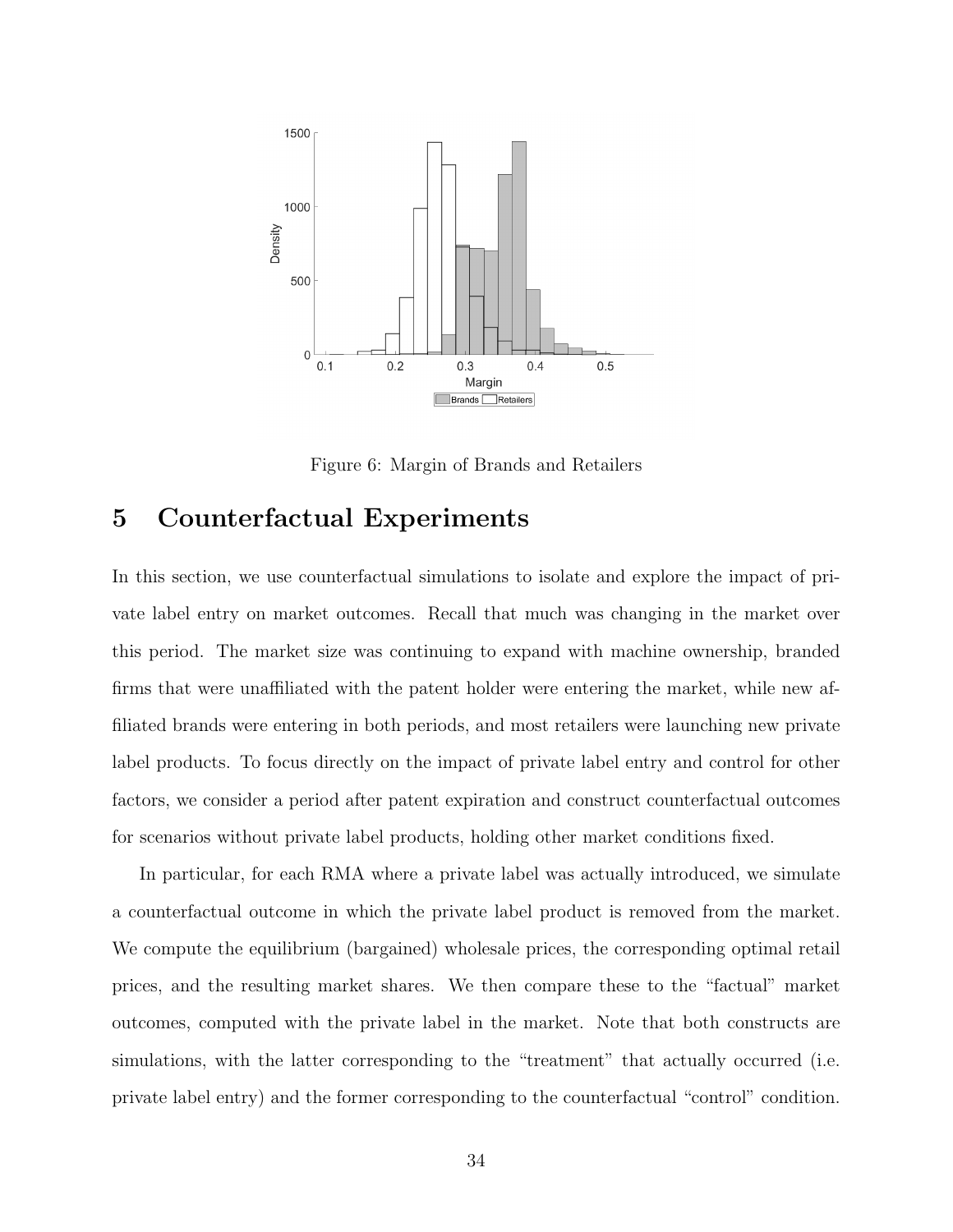Figure 6: Margin of Brands and Retailers

# 5 Counterfactual Experiments

In this section, we use counterfactual simulations to isolate and explore the impact of private label entry on market outcomes. Recall that much was changing in the market over this period. The market size was continuing to expand with machine ownership, branded firms that were unaffiliated with the patent holder were entering the market, while new affiliated brands were entering in both periods, and most retailers were launching new private label products. To focus directly on the impact of private label entry and control for other factors, we consider a period after patent expiration and construct counterfactual outcomes for scenarios without private label products, holding other market conditions fixed.

In particular, for each RMA where a private label was actually introduced, we simulate a counterfactual outcome in which the private label product is removed from the market. We compute the equilibrium (bargained) wholesale prices, the corresponding optimal retail prices, and the resulting market shares. We then compare these to the "factual" market outcomes, computed with the private label in the market. Note that both constructs are simulations, with the latter corresponding to the "treatment" that actually occurred (i.e. private label entry) and the former corresponding to the counterfactual "control" condition.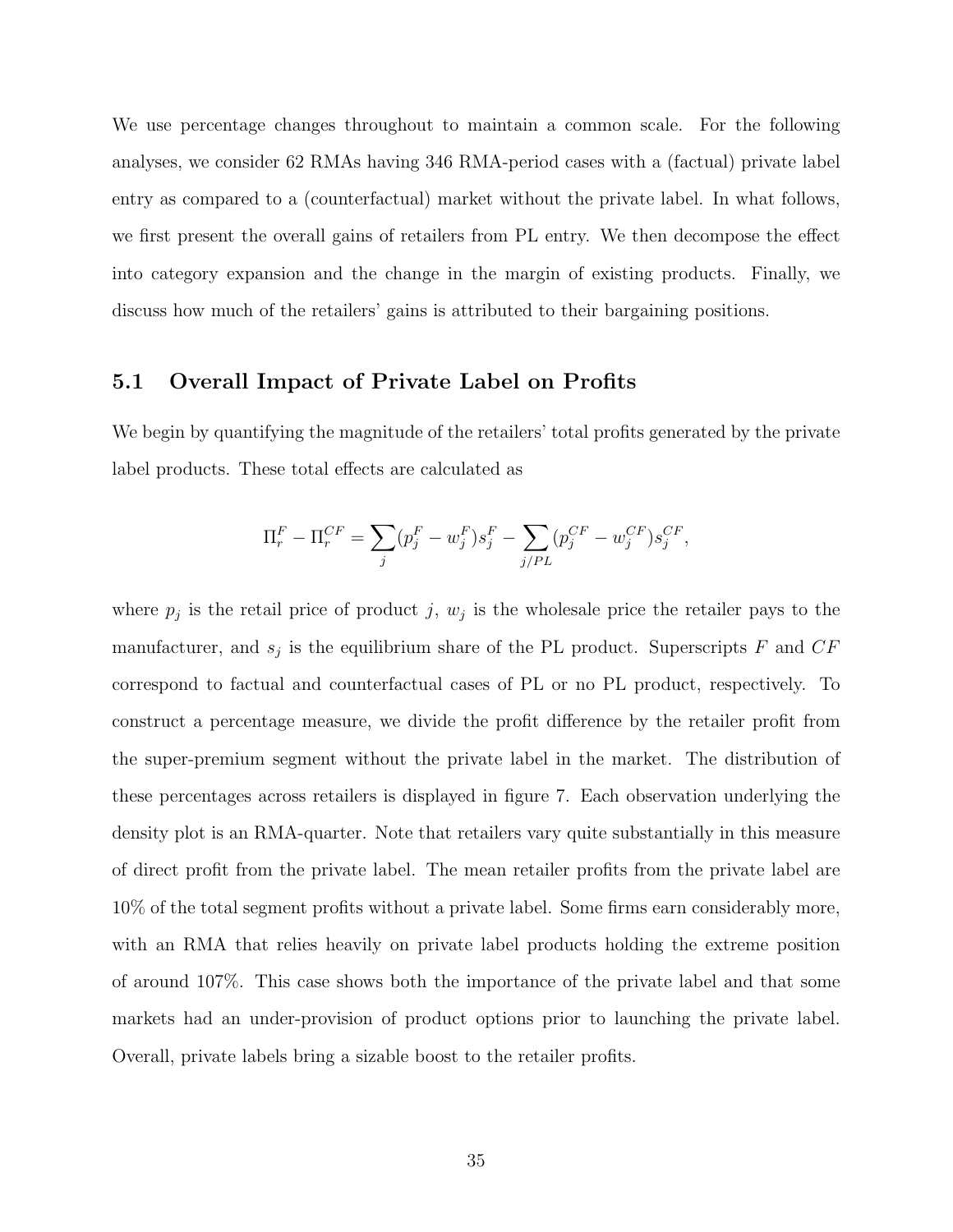We use percentage changes throughout to maintain a common scale. For the following analyses, we consider 62 RMAs having 346 RMA-period cases with a (factual) private label entry as compared to a (counterfactual) market without the private label. In what follows, we first present the overall gains of retailers from PL entry. We then decompose the effect into category expansion and the change in the margin of existing products. Finally, we discuss how much of the retailers' gains is attributed to their bargaining positions.

## 5.1 Overall Impact of Private Label on Profits

We begin by quantifying the magnitude of the retailers' total profits generated by the private label products. These total effects are calculated as

$$\Pi_r^F - \Pi_r^{CF} = \sum_j (p_j^F - w_j^F) s_j^F - \sum_{j/PL} (p_j^{CF} - w_j^{CF}) s_j^{CF},$$

where $p_j$ is the retail price of product $j$, $w_j$ is the wholesale price the retailer pays to the manufacturer, and $s_j$ is the equilibrium share of the PL product. Superscripts $F$ and $CF$ correspond to factual and counterfactual cases of PL or no PL product, respectively. To construct a percentage measure, we divide the profit difference by the retailer profit from the super-premium segment without the private label in the market. The distribution of these percentages across retailers is displayed in figure 7. Each observation underlying the density plot is an RMA-quarter. Note that retailers vary quite substantially in this measure of direct profit from the private label. The mean retailer profits from the private label are 10% of the total segment profits without a private label. Some firms earn considerably more, with an RMA that relies heavily on private label products holding the extreme position of around 107%. This case shows both the importance of the private label and that some markets had an under-provision of product options prior to launching the private label. Overall, private labels bring a sizable boost to the retailer profits.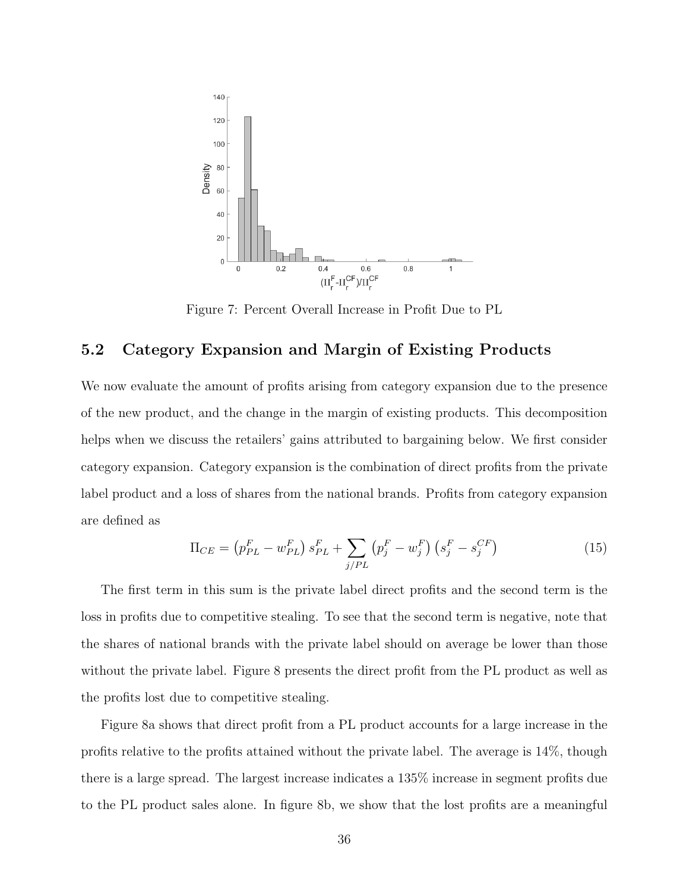Figure 7: Percent Overall Increase in Profit Due to PL

## 5.2 Category Expansion and Margin of Existing Products

We now evaluate the amount of profits arising from category expansion due to the presence of the new product, and the change in the margin of existing products. This decomposition helps when we discuss the retailers' gains attributed to bargaining below. We first consider category expansion. Category expansion is the combination of direct profits from the private label product and a loss of shares from the national brands. Profits from category expansion are defined as

$$\Pi_{CE} = \left(p_{PL}^{F} - w_{PL}^{F}\right) s_{PL}^{F} + \sum_{j/PL} \left(p_{j}^{F} - w_{j}^{F}\right) \left(s_{j}^{F} - s_{j}^{CF}\right) \tag{15}$$

The first term in this sum is the private label direct profits and the second term is the loss in profits due to competitive stealing. To see that the second term is negative, note that the shares of national brands with the private label should on average be lower than those without the private label. Figure 8 presents the direct profit from the PL product as well as the profits lost due to competitive stealing.

Figure 8a shows that direct profit from a PL product accounts for a large increase in the profits relative to the profits attained without the private label. The average is 14%, though there is a large spread. The largest increase indicates a 135% increase in segment profits due to the PL product sales alone. In figure 8b, we show that the lost profits are a meaningful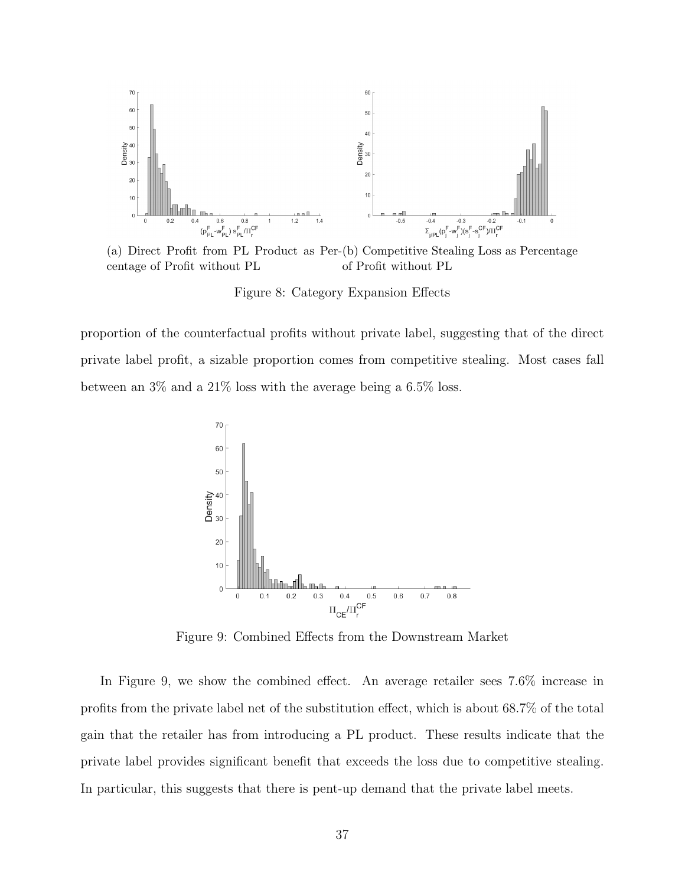(a) Direct Profit from PL Product as Percentage of Profit without PL

(b) Competitive Stealing Loss as Percentage of Profit without PL

Figure 8: Category Expansion Effects

proportion of the counterfactual profits without private label, suggesting that of the direct private label profit, a sizable proportion comes from competitive stealing. Most cases fall between an 3% and a 21% loss with the average being a 6.5% loss.

Figure 9: Combined Effects from the Downstream Market

In Figure 9, we show the combined effect. An average retailer sees 7.6% increase in profits from the private label net of the substitution effect, which is about 68.7% of the total gain that the retailer has from introducing a PL product. These results indicate that the private label provides significant benefit that exceeds the loss due to competitive stealing. In particular, this suggests that there is pent-up demand that the private label meets.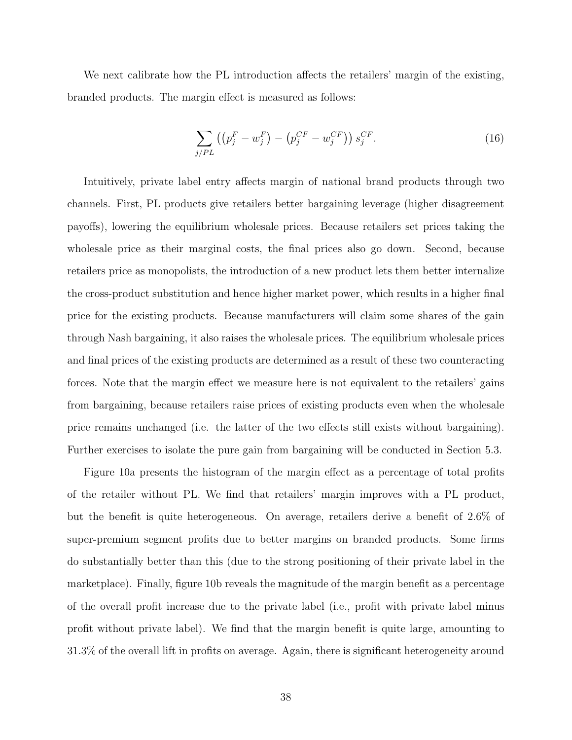We next calibrate how the PL introduction affects the retailers' margin of the existing, branded products. The margin effect is measured as follows:

$$\sum_{j/PL} \left( \left(p_j^F - w_j^F\right) - \left(p_j^{CF} - w_j^{CF}\right) \right) s_j^{CF}. \tag{16}$$

Intuitively, private label entry affects margin of national brand products through two channels. First, PL products give retailers better bargaining leverage (higher disagreement payoffs), lowering the equilibrium wholesale prices. Because retailers set prices taking the wholesale price as their marginal costs, the final prices also go down. Second, because retailers price as monopolists, the introduction of a new product lets them better internalize the cross-product substitution and hence higher market power, which results in a higher final price for the existing products. Because manufacturers will claim some shares of the gain through Nash bargaining, it also raises the wholesale prices. The equilibrium wholesale prices and final prices of the existing products are determined as a result of these two counteracting forces. Note that the margin effect we measure here is not equivalent to the retailers' gains from bargaining, because retailers raise prices of existing products even when the wholesale price remains unchanged (i.e. the latter of the two effects still exists without bargaining). Further exercises to isolate the pure gain from bargaining will be conducted in Section 5.3.

Figure 10a presents the histogram of the margin effect as a percentage of total profits of the retailer without PL. We find that retailers' margin improves with a PL product, but the benefit is quite heterogeneous. On average, retailers derive a benefit of 2.6% of super-premium segment profits due to better margins on branded products. Some firms do substantially better than this (due to the strong positioning of their private label in the marketplace). Finally, figure 10b reveals the magnitude of the margin benefit as a percentage of the overall profit increase due to the private label (i.e., profit with private label minus profit without private label). We find that the margin benefit is quite large, amounting to 31.3% of the overall lift in profits on average. Again, there is significant heterogeneity around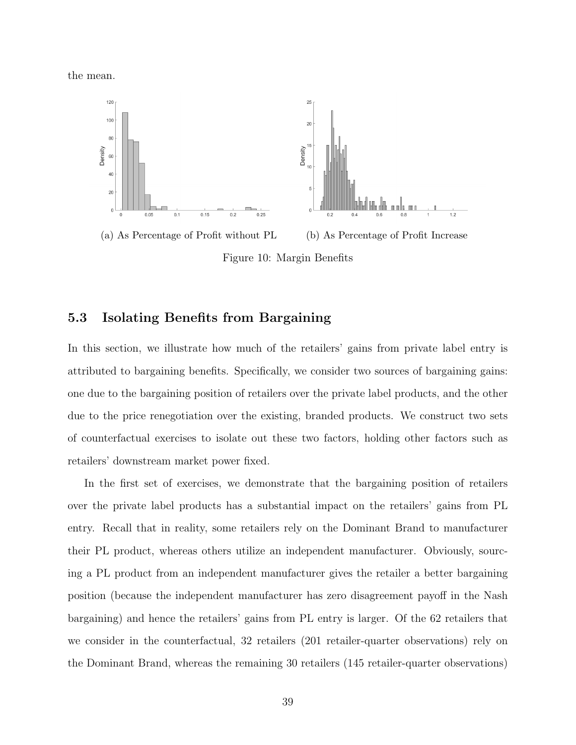the mean.

(a) As Percentage of Profit without PL

(b) As Percentage of Profit Increase

Figure 10: Margin Benefits

## 5.3 Isolating Benefits from Bargaining

In this section, we illustrate how much of the retailers' gains from private label entry is attributed to bargaining benefits. Specifically, we consider two sources of bargaining gains: one due to the bargaining position of retailers over the private label products, and the other due to the price renegotiation over the existing, branded products. We construct two sets of counterfactual exercises to isolate out these two factors, holding other factors such as retailers' downstream market power fixed.

In the first set of exercises, we demonstrate that the bargaining position of retailers over the private label products has a substantial impact on the retailers' gains from PL entry. Recall that in reality, some retailers rely on the Dominant Brand to manufacturer their PL product, whereas others utilize an independent manufacturer. Obviously, sourcing a PL product from an independent manufacturer gives the retailer a better bargaining position (because the independent manufacturer has zero disagreement payoff in the Nash bargaining) and hence the retailers' gains from PL entry is larger. Of the 62 retailers that we consider in the counterfactual, 32 retailers (201 retailer-quarter observations) rely on the Dominant Brand, whereas the remaining 30 retailers (145 retailer-quarter observations)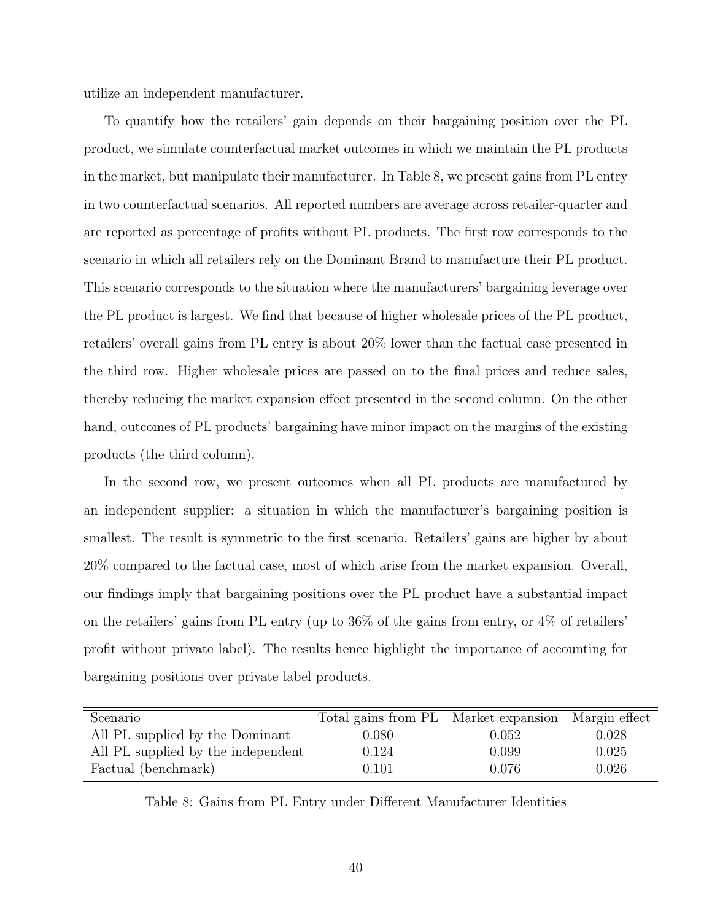utilize an independent manufacturer.

To quantify how the retailers' gain depends on their bargaining position over the PL product, we simulate counterfactual market outcomes in which we maintain the PL products in the market, but manipulate their manufacturer. In Table 8, we present gains from PL entry in two counterfactual scenarios. All reported numbers are average across retailer-quarter and are reported as percentage of profits without PL products. The first row corresponds to the scenario in which all retailers rely on the Dominant Brand to manufacture their PL product. This scenario corresponds to the situation where the manufacturers' bargaining leverage over the PL product is largest. We find that because of higher wholesale prices of the PL product, retailers' overall gains from PL entry is about 20% lower than the factual case presented in the third row. Higher wholesale prices are passed on to the final prices and reduce sales, thereby reducing the market expansion effect presented in the second column. On the other hand, outcomes of PL products' bargaining have minor impact on the margins of the existing products (the third column).

In the second row, we present outcomes when all PL products are manufactured by an independent supplier: a situation in which the manufacturer's bargaining position is smallest. The result is symmetric to the first scenario. Retailers' gains are higher by about 20% compared to the factual case, most of which arise from the market expansion. Overall, our findings imply that bargaining positions over the PL product have a substantial impact on the retailers' gains from PL entry (up to 36% of the gains from entry, or 4% of retailers' profit without private label). The results hence highlight the importance of accounting for bargaining positions over private label products.

| Scenario | Total gains from PL | Market expansion | Margin effect |
|---|---|---|---|
| All PL supplied by the Dominant | 0.080 | 0.052 | 0.028 |
| All PL supplied by the independent | 0.124 | 0.099 | 0.025 |
| Factual (benchmark) | 0.101 | 0.076 | 0.026 |

Table 8: Gains from PL Entry under Different Manufacturer Identities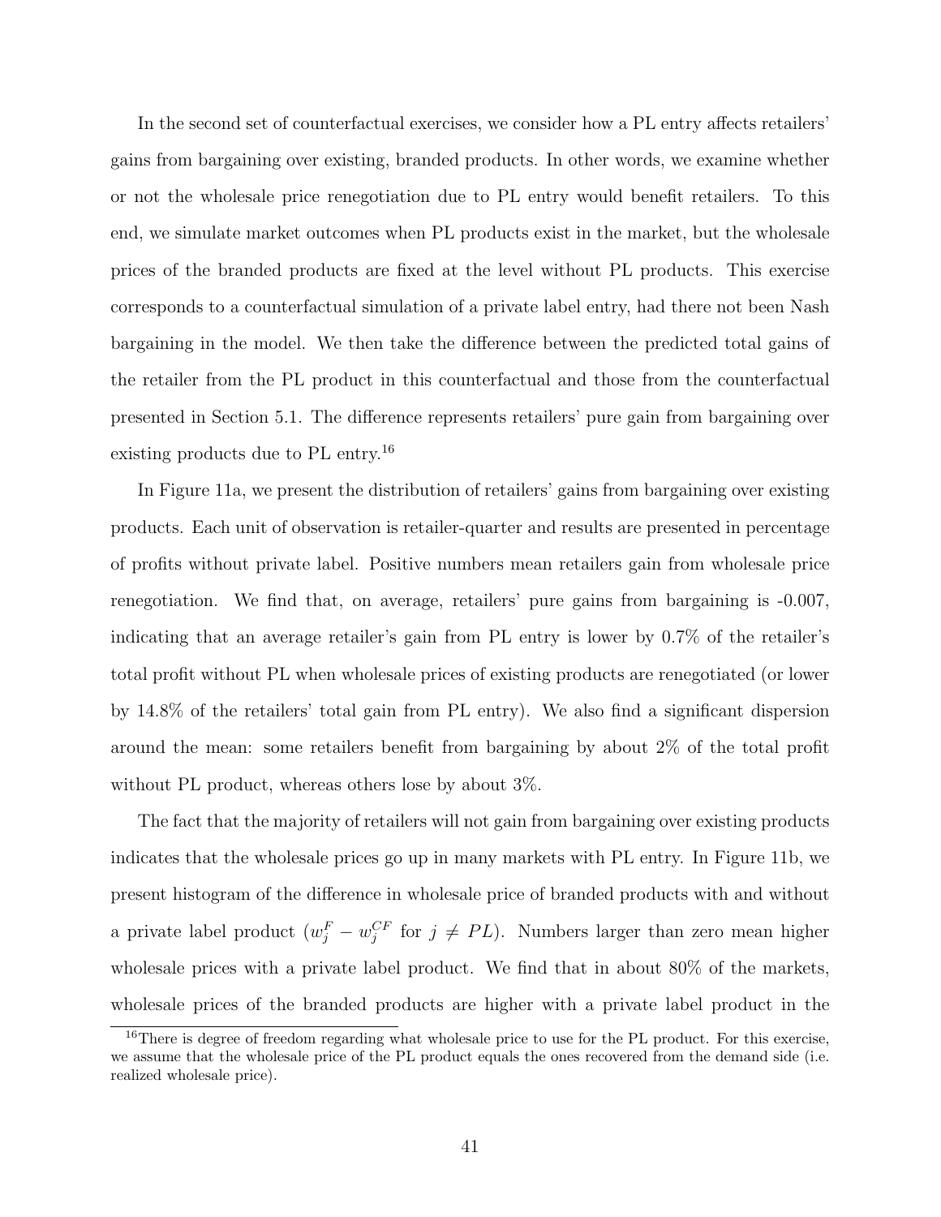In the second set of counterfactual exercises, we consider how a PL entry affects retailers' gains from bargaining over existing, branded products. In other words, we examine whether or not the wholesale price renegotiation due to PL entry would benefit retailers. To this end, we simulate market outcomes when PL products exist in the market, but the wholesale prices of the branded products are fixed at the level without PL products. This exercise corresponds to a counterfactual simulation of a private label entry, had there not been Nash bargaining in the model. We then take the difference between the predicted total gains of the retailer from the PL product in this counterfactual and those from the counterfactual presented in Section 5.1. The difference represents retailers' pure gain from bargaining over existing products due to PL entry.[16]

In Figure 11a, we present the distribution of retailers' gains from bargaining over existing products. Each unit of observation is retailer-quarter and results are presented in percentage of profits without private label. Positive numbers mean retailers gain from wholesale price renegotiation. We find that, on average, retailers' pure gains from bargaining is -0.007, indicating that an average retailer's gain from PL entry is lower by 0.7% of the retailer's total profit without PL when wholesale prices of existing products are renegotiated (or lower by 14.8% of the retailers' total gain from PL entry). We also find a significant dispersion around the mean: some retailers benefit from bargaining by about 2% of the total profit without PL product, whereas others lose by about 3%.

The fact that the majority of retailers will not gain from bargaining over existing products indicates that the wholesale prices go up in many markets with PL entry. In Figure 11b, we present histogram of the difference in wholesale price of branded products with and without a private label product ($w_j^F - w_j^{CF}$ for $j \neq PL$). Numbers larger than zero mean higher wholesale prices with a private label product. We find that in about 80% of the markets, wholesale prices of the branded products are higher with a private label product in the

[16]There is degree of freedom regarding what wholesale price to use for the PL product. For this exercise, we assume that the wholesale price of the PL product equals the ones recovered from the demand side (i.e. realized wholesale price).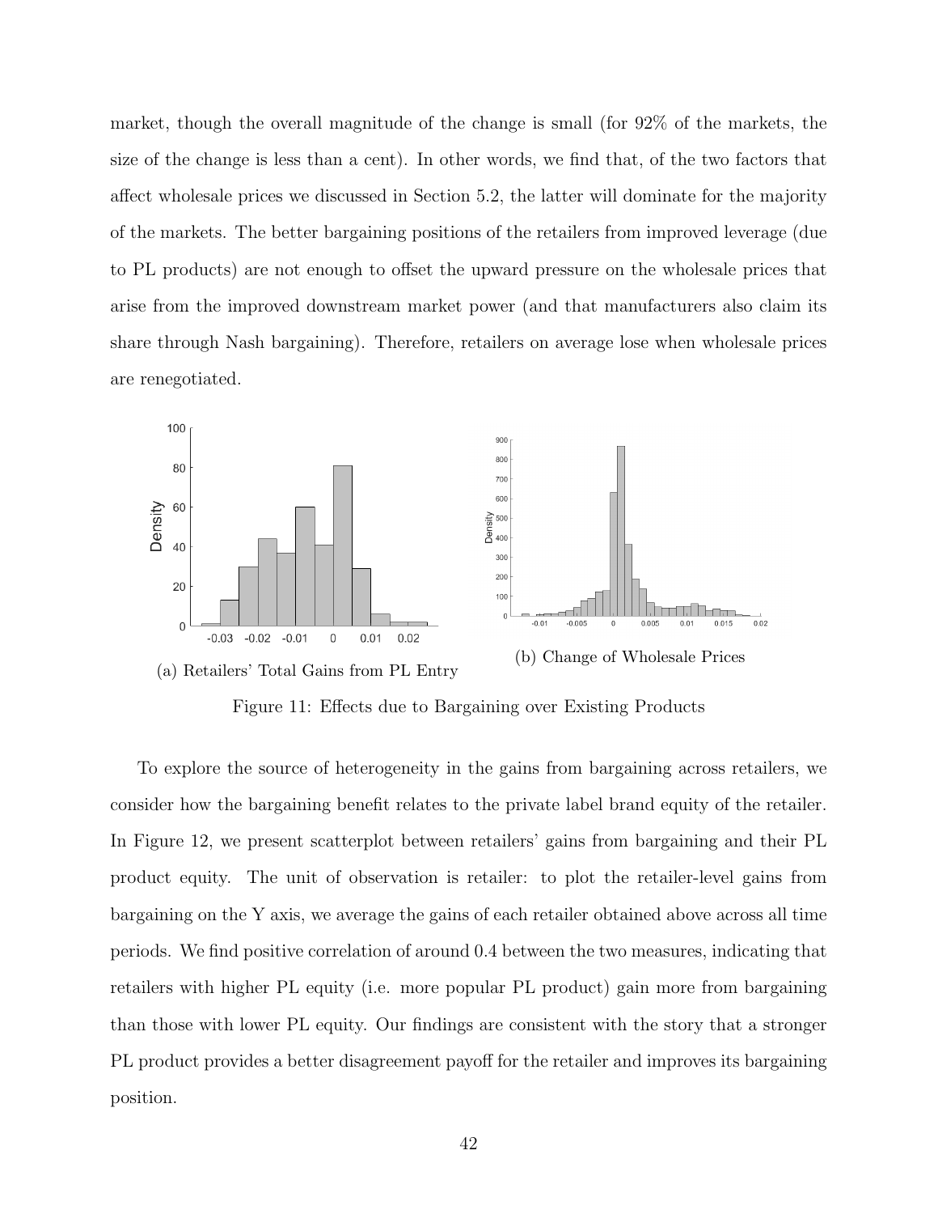market, though the overall magnitude of the change is small (for 92% of the markets, the size of the change is less than a cent). In other words, we find that, of the two factors that affect wholesale prices we discussed in Section 5.2, the latter will dominate for the majority of the markets. The better bargaining positions of the retailers from improved leverage (due to PL products) are not enough to offset the upward pressure on the wholesale prices that arise from the improved downstream market power (and that manufacturers also claim its share through Nash bargaining). Therefore, retailers on average lose when wholesale prices are renegotiated.

(a) Retailers' Total Gains from PL Entry

(b) Change of Wholesale Prices

Figure 11: Effects due to Bargaining over Existing Products

To explore the source of heterogeneity in the gains from bargaining across retailers, we consider how the bargaining benefit relates to the private label brand equity of the retailer. In Figure 12, we present scatterplot between retailers' gains from bargaining and their PL product equity. The unit of observation is retailer: to plot the retailer-level gains from bargaining on the Y axis, we average the gains of each retailer obtained above across all time periods. We find positive correlation of around 0.4 between the two measures, indicating that retailers with higher PL equity (i.e. more popular PL product) gain more from bargaining than those with lower PL equity. Our findings are consistent with the story that a stronger PL product provides a better disagreement payoff for the retailer and improves its bargaining position.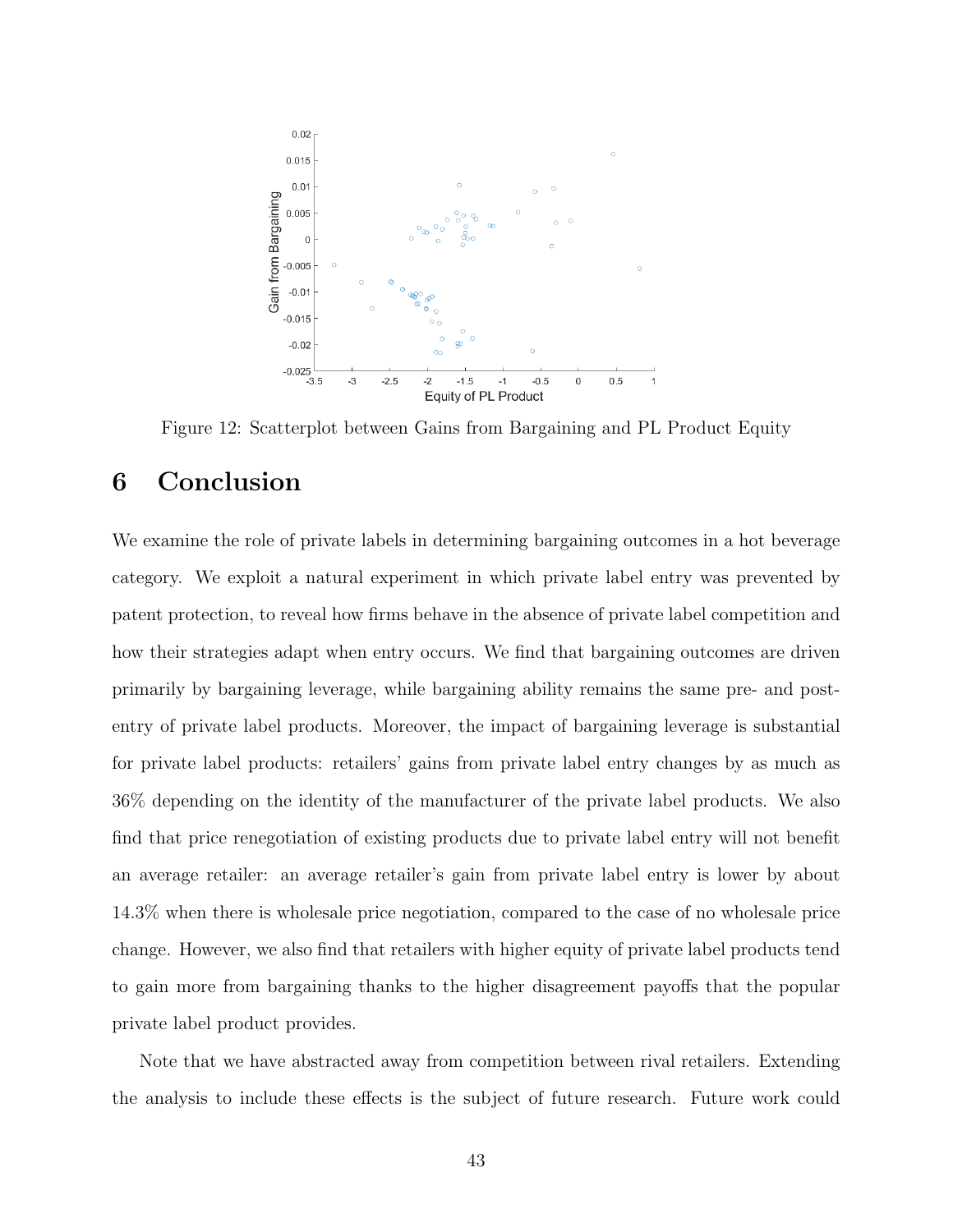Figure 12: Scatterplot between Gains from Bargaining and PL Product Equity

# 6 Conclusion

We examine the role of private labels in determining bargaining outcomes in a hot beverage category. We exploit a natural experiment in which private label entry was prevented by patent protection, to reveal how firms behave in the absence of private label competition and how their strategies adapt when entry occurs. We find that bargaining outcomes are driven primarily by bargaining leverage, while bargaining ability remains the same pre- and post-entry of private label products. Moreover, the impact of bargaining leverage is substantial for private label products: retailers' gains from private label entry changes by as much as 36% depending on the identity of the manufacturer of the private label products. We also find that price renegotiation of existing products due to private label entry will not benefit an average retailer: an average retailer's gain from private label entry is lower by about 14.3% when there is wholesale price negotiation, compared to the case of no wholesale price change. However, we also find that retailers with higher equity of private label products tend to gain more from bargaining thanks to the higher disagreement payoffs that the popular private label product provides.

Note that we have abstracted away from competition between rival retailers. Extending the analysis to include these effects is the subject of future research. Future work could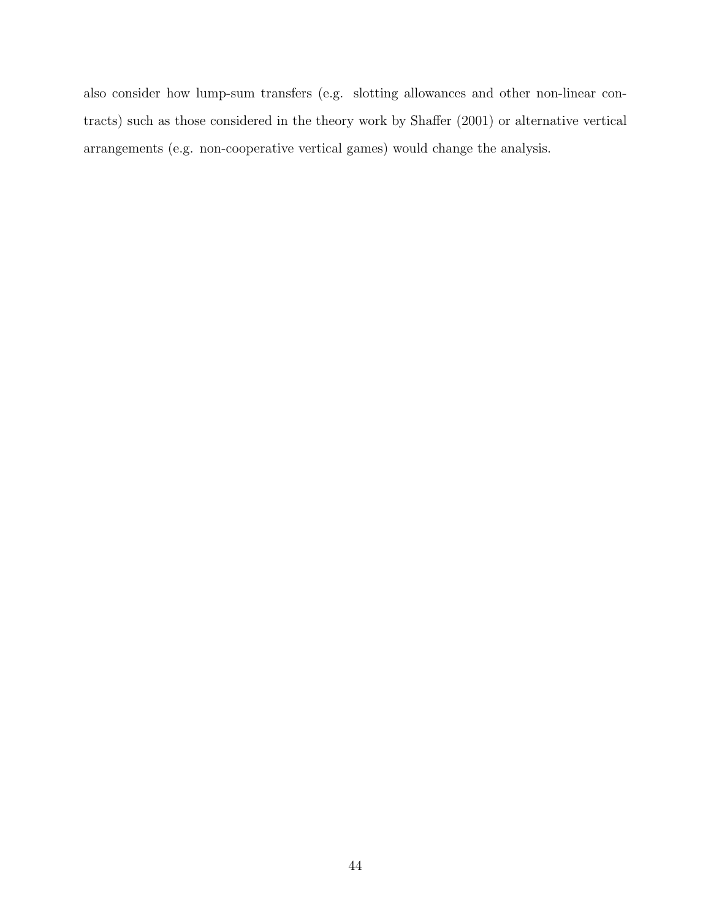also consider how lump-sum transfers (e.g. slotting allowances and other non-linear contracts) such as those considered in the theory work by Shaffer (2001) or alternative vertical arrangements (e.g. non-cooperative vertical games) would change the analysis.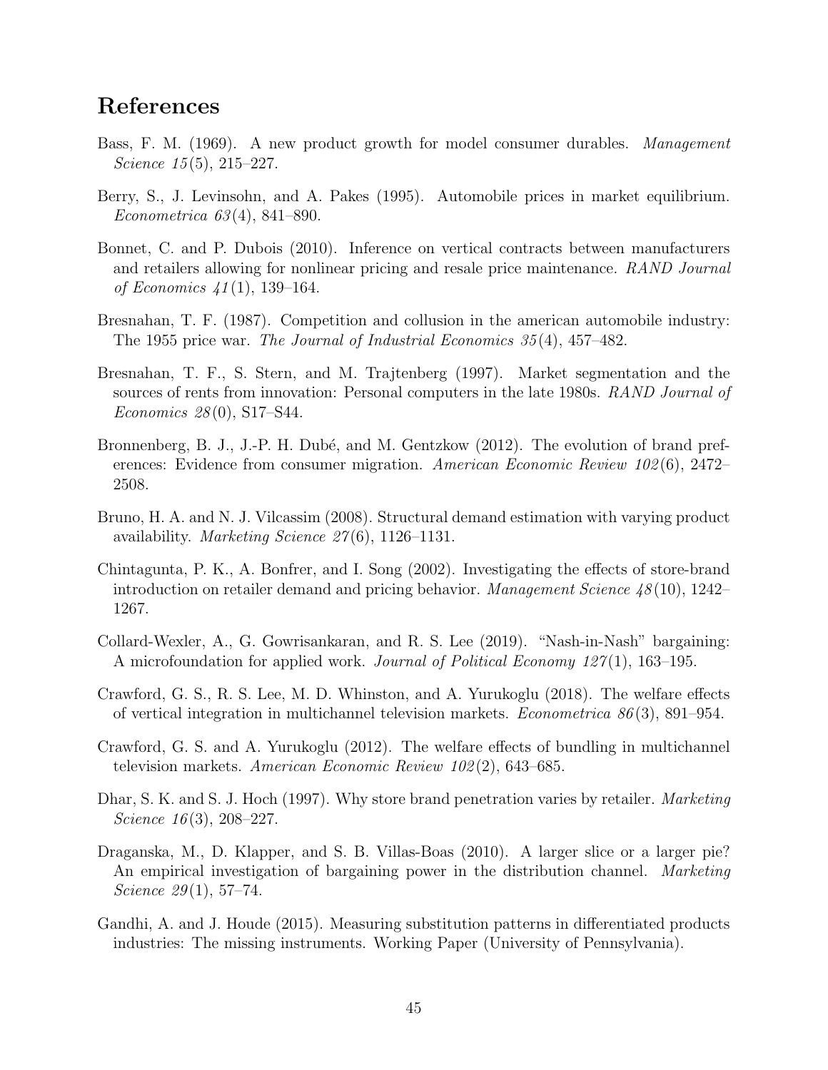# References

Bass, F. M. (1969). A new product growth for model consumer durables. *Management Science 15*(5), 215–227.

Berry, S., J. Levinsohn, and A. Pakes (1995). Automobile prices in market equilibrium. *Econometrica 63*(4), 841–890.

Bonnet, C. and P. Dubois (2010). Inference on vertical contracts between manufacturers and retailers allowing for nonlinear pricing and resale price maintenance. *RAND Journal of Economics 41*(1), 139–164.

Bresnahan, T. F. (1987). Competition and collusion in the american automobile industry: The 1955 price war. *The Journal of Industrial Economics 35*(4), 457–482.

Bresnahan, T. F., S. Stern, and M. Trajtenberg (1997). Market segmentation and the sources of rents from innovation: Personal computers in the late 1980s. *RAND Journal of Economics 28*(0), S17–S44.

Bronnenberg, B. J., J.-P. H. Dubé, and M. Gentzkow (2012). The evolution of brand preferences: Evidence from consumer migration. *American Economic Review 102*(6), 2472–2508.

Bruno, H. A. and N. J. Vilcassim (2008). Structural demand estimation with varying product availability. *Marketing Science 27*(6), 1126–1131.

Chintagunta, P. K., A. Bonfrer, and I. Song (2002). Investigating the effects of store-brand introduction on retailer demand and pricing behavior. *Management Science 48*(10), 1242–1267.

Collard-Wexler, A., G. Gowrisankaran, and R. S. Lee (2019). "Nash-in-Nash" bargaining: A microfoundation for applied work. *Journal of Political Economy 127*(1), 163–195.

Crawford, G. S., R. S. Lee, M. D. Whinston, and A. Yurukoglu (2018). The welfare effects of vertical integration in multichannel television markets. *Econometrica 86*(3), 891–954.

Crawford, G. S. and A. Yurukoglu (2012). The welfare effects of bundling in multichannel television markets. *American Economic Review 102*(2), 643–685.

Dhar, S. K. and S. J. Hoch (1997). Why store brand penetration varies by retailer. *Marketing Science 16*(3), 208–227.

Draganska, M., D. Klapper, and S. B. Villas-Boas (2010). A larger slice or a larger pie? An empirical investigation of bargaining power in the distribution channel. *Marketing Science 29*(1), 57–74.

Gandhi, A. and J. Houde (2015). Measuring substitution patterns in differentiated products industries: The missing instruments. Working Paper (University of Pennsylvania).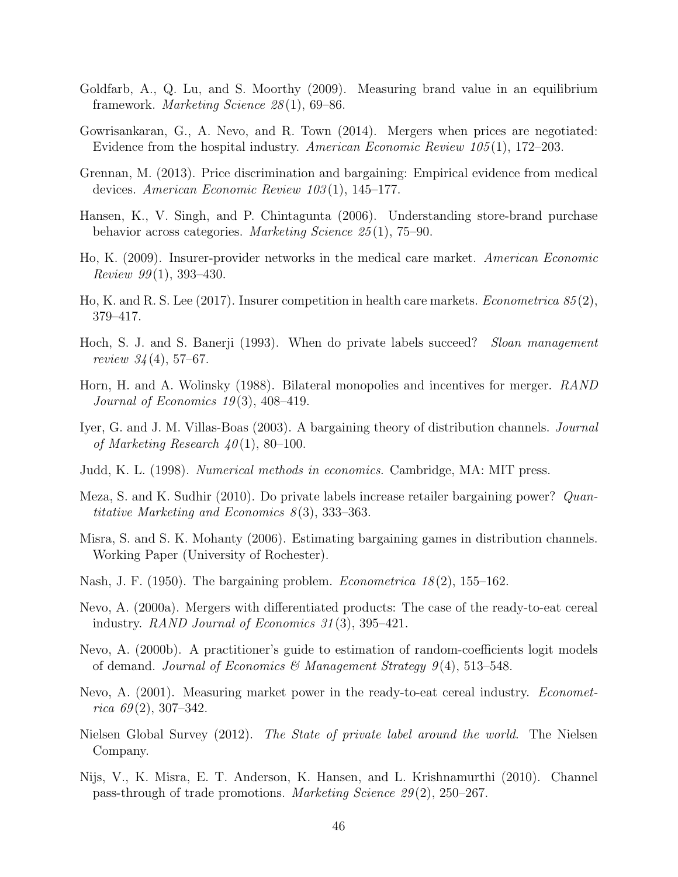Goldfarb, A., Q. Lu, and S. Moorthy (2009). Measuring brand value in an equilibrium framework. *Marketing Science 28*(1), 69–86.

Gowrisankaran, G., A. Nevo, and R. Town (2014). Mergers when prices are negotiated: Evidence from the hospital industry. *American Economic Review 105*(1), 172–203.

Grennan, M. (2013). Price discrimination and bargaining: Empirical evidence from medical devices. *American Economic Review 103*(1), 145–177.

Hansen, K., V. Singh, and P. Chintagunta (2006). Understanding store-brand purchase behavior across categories. *Marketing Science 25*(1), 75–90.

Ho, K. (2009). Insurer-provider networks in the medical care market. *American Economic Review 99*(1), 393–430.

Ho, K. and R. S. Lee (2017). Insurer competition in health care markets. *Econometrica 85*(2), 379–417.

Hoch, S. J. and S. Banerji (1993). When do private labels succeed? *Sloan management review 34*(4), 57–67.

Horn, H. and A. Wolinsky (1988). Bilateral monopolies and incentives for merger. *RAND Journal of Economics 19*(3), 408–419.

Iyer, G. and J. M. Villas-Boas (2003). A bargaining theory of distribution channels. *Journal of Marketing Research 40*(1), 80–100.

Judd, K. L. (1998). *Numerical methods in economics.* Cambridge, MA: MIT press.

Meza, S. and K. Sudhir (2010). Do private labels increase retailer bargaining power? *Quantitative Marketing and Economics 8*(3), 333–363.

Misra, S. and S. K. Mohanty (2006). Estimating bargaining games in distribution channels. Working Paper (University of Rochester).

Nash, J. F. (1950). The bargaining problem. *Econometrica 18*(2), 155–162.

Nevo, A. (2000a). Mergers with differentiated products: The case of the ready-to-eat cereal industry. *RAND Journal of Economics 31*(3), 395–421.

Nevo, A. (2000b). A practitioner's guide to estimation of random-coefficients logit models of demand. *Journal of Economics & Management Strategy 9*(4), 513–548.

Nevo, A. (2001). Measuring market power in the ready-to-eat cereal industry. *Econometrica 69*(2), 307–342.

Nielsen Global Survey (2012). *The State of private label around the world*. The Nielsen Company.

Nijs, V., K. Misra, E. T. Anderson, K. Hansen, and L. Krishnamurthi (2010). Channel pass-through of trade promotions. *Marketing Science 29*(2), 250–267.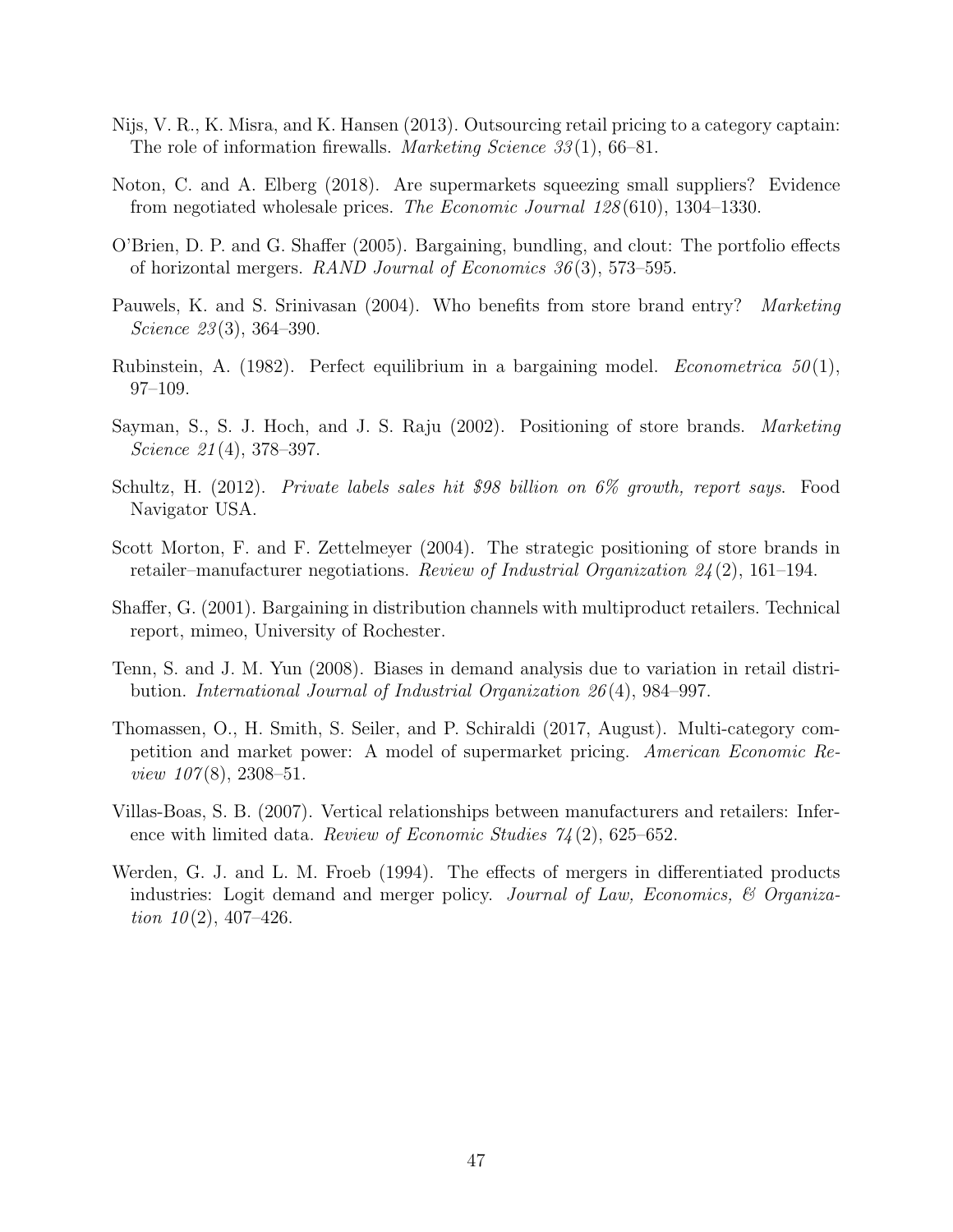Nijs, V. R., K. Misra, and K. Hansen (2013). Outsourcing retail pricing to a category captain: The role of information firewalls. *Marketing Science 33*(1), 66–81.

Noton, C. and A. Elberg (2018). Are supermarkets squeezing small suppliers? Evidence from negotiated wholesale prices. *The Economic Journal 128*(610), 1304–1330.

O'Brien, D. P. and G. Shaffer (2005). Bargaining, bundling, and clout: The portfolio effects of horizontal mergers. *RAND Journal of Economics 36*(3), 573–595.

Pauwels, K. and S. Srinivasan (2004). Who benefits from store brand entry? *Marketing Science 23*(3), 364–390.

Rubinstein, A. (1982). Perfect equilibrium in a bargaining model. *Econometrica 50*(1), 97–109.

Sayman, S., S. J. Hoch, and J. S. Raju (2002). Positioning of store brands. *Marketing Science 21*(4), 378–397.

Schultz, H. (2012). *Private labels sales hit $98 billion on 6% growth, report says*. Food Navigator USA.

Scott Morton, F. and F. Zettelmeyer (2004). The strategic positioning of store brands in retailer–manufacturer negotiations. *Review of Industrial Organization 24*(2), 161–194.

Shaffer, G. (2001). Bargaining in distribution channels with multiproduct retailers. Technical report, mimeo, University of Rochester.

Tenn, S. and J. M. Yun (2008). Biases in demand analysis due to variation in retail distribution. *International Journal of Industrial Organization 26*(4), 984–997.

Thomassen, O., H. Smith, S. Seiler, and P. Schiraldi (2017, August). Multi-category competition and market power: A model of supermarket pricing. *American Economic Review 107*(8), 2308–51.

Villas-Boas, S. B. (2007). Vertical relationships between manufacturers and retailers: Inference with limited data. *Review of Economic Studies 74*(2), 625–652.

Werden, G. J. and L. M. Froeb (1994). The effects of mergers in differentiated products industries: Logit demand and merger policy. *Journal of Law, Economics, & Organization 10*(2), 407–426.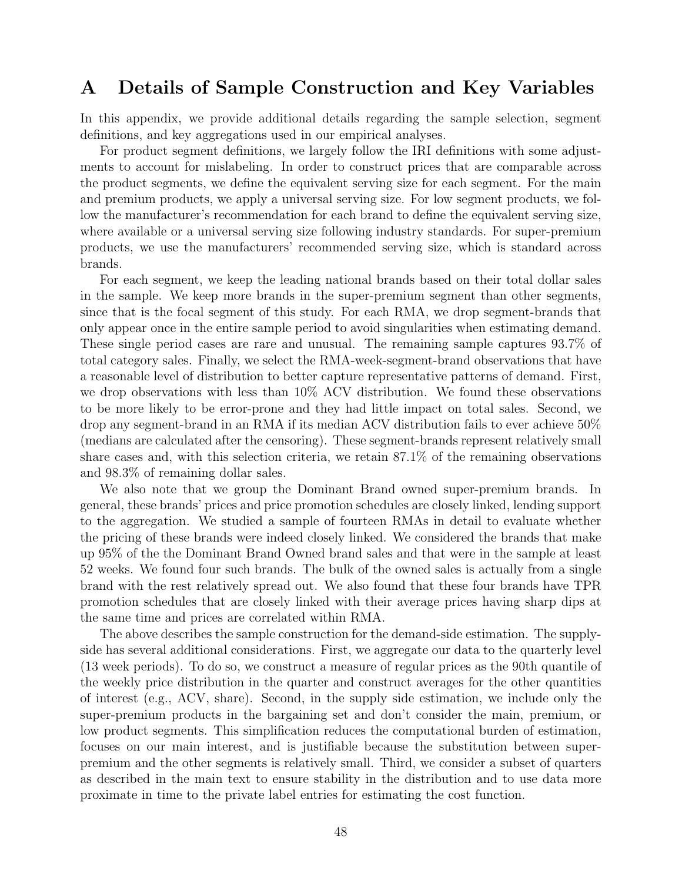# A Details of Sample Construction and Key Variables

In this appendix, we provide additional details regarding the sample selection, segment definitions, and key aggregations used in our empirical analyses.

For product segment definitions, we largely follow the IRI definitions with some adjustments to account for mislabeling. In order to construct prices that are comparable across the product segments, we define the equivalent serving size for each segment. For the main and premium products, we apply a universal serving size. For low segment products, we follow the manufacturer's recommendation for each brand to define the equivalent serving size, where available or a universal serving size following industry standards. For super-premium products, we use the manufacturers' recommended serving size, which is standard across brands.

For each segment, we keep the leading national brands based on their total dollar sales in the sample. We keep more brands in the super-premium segment than other segments, since that is the focal segment of this study. For each RMA, we drop segment-brands that only appear once in the entire sample period to avoid singularities when estimating demand. These single period cases are rare and unusual. The remaining sample captures 93.7% of total category sales. Finally, we select the RMA-week-segment-brand observations that have a reasonable level of distribution to better capture representative patterns of demand. First, we drop observations with less than 10% ACV distribution. We found these observations to be more likely to be error-prone and they had little impact on total sales. Second, we drop any segment-brand in an RMA if its median ACV distribution fails to ever achieve 50% (medians are calculated after the censoring). These segment-brands represent relatively small share cases and, with this selection criteria, we retain 87.1% of the remaining observations and 98.3% of remaining dollar sales.

We also note that we group the Dominant Brand owned super-premium brands. In general, these brands' prices and price promotion schedules are closely linked, lending support to the aggregation. We studied a sample of fourteen RMAs in detail to evaluate whether the pricing of these brands were indeed closely linked. We considered the brands that make up 95% of the the Dominant Brand Owned brand sales and that were in the sample at least 52 weeks. We found four such brands. The bulk of the owned sales is actually from a single brand with the rest relatively spread out. We also found that these four brands have TPR promotion schedules that are closely linked with their average prices having sharp dips at the same time and prices are correlated within RMA.

The above describes the sample construction for the demand-side estimation. The supply-side has several additional considerations. First, we aggregate our data to the quarterly level (13 week periods). To do so, we construct a measure of regular prices as the 90th quantile of the weekly price distribution in the quarter and construct averages for the other quantities of interest (e.g., ACV, share). Second, in the supply side estimation, we include only the super-premium products in the bargaining set and don't consider the main, premium, or low product segments. This simplification reduces the computational burden of estimation, focuses on our main interest, and is justifiable because the substitution between super-premium and the other segments is relatively small. Third, we consider a subset of quarters as described in the main text to ensure stability in the distribution and to use data more proximate in time to the private label entries for estimating the cost function.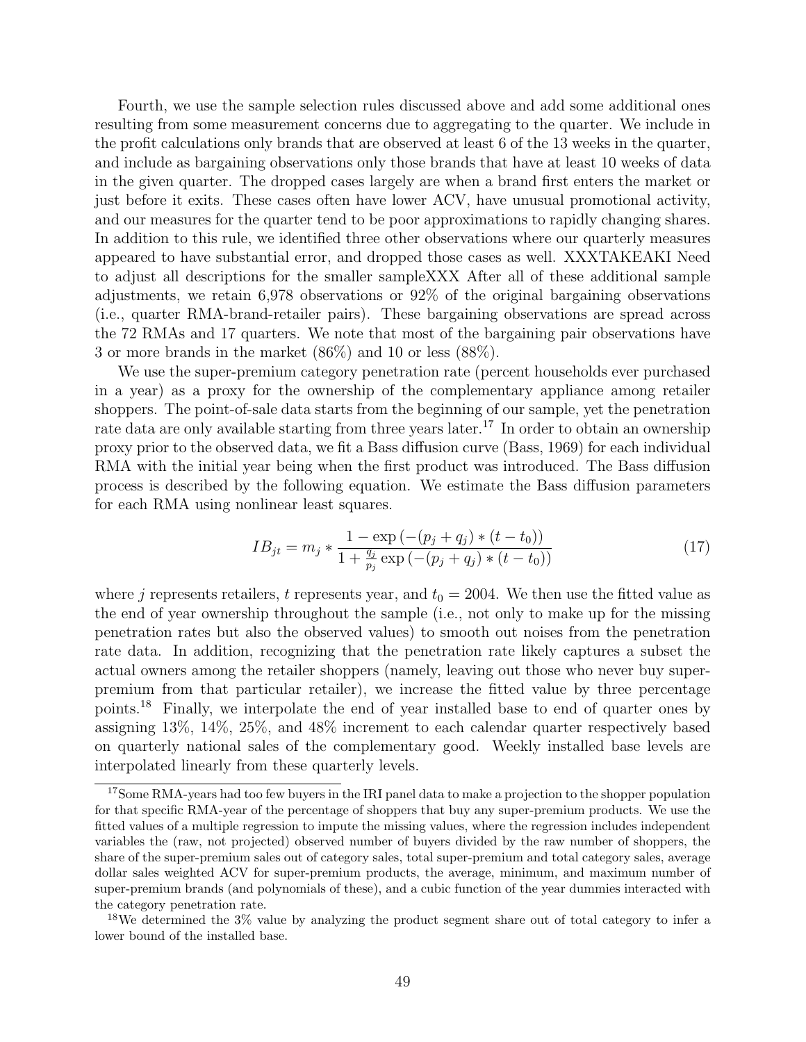Fourth, we use the sample selection rules discussed above and add some additional ones resulting from some measurement concerns due to aggregating to the quarter. We include in the profit calculations only brands that are observed at least 6 of the 13 weeks in the quarter, and include as bargaining observations only those brands that have at least 10 weeks of data in the given quarter. The dropped cases largely are when a brand first enters the market or just before it exits. These cases often have lower ACV, have unusual promotional activity, and our measures for the quarter tend to be poor approximations to rapidly changing shares. In addition to this rule, we identified three other observations where our quarterly measures appeared to have substantial error, and dropped those cases as well. XXXTAKEAKI Need to adjust all descriptions for the smaller sampleXXX After all of these additional sample adjustments, we retain 6,978 observations or 92% of the original bargaining observations (i.e., quarter RMA-brand-retailer pairs). These bargaining observations are spread across the 72 RMAs and 17 quarters. We note that most of the bargaining pair observations have 3 or more brands in the market (86%) and 10 or less (88%).

We use the super-premium category penetration rate (percent households ever purchased in a year) as a proxy for the ownership of the complementary appliance among retailer shoppers. The point-of-sale data starts from the beginning of our sample, yet the penetration rate data are only available starting from three years later.[17] In order to obtain an ownership proxy prior to the observed data, we fit a Bass diffusion curve (Bass, 1969) for each individual RMA with the initial year being when the first product was introduced. The Bass diffusion process is described by the following equation. We estimate the Bass diffusion parameters for each RMA using nonlinear least squares.

$$IB_{jt} = m_j * \frac{1 - \exp\left(-(p_j + q_j) * (t - t_0)\right)}{1 + \frac{q_j}{p_j} \exp\left(-(p_j + q_j) * (t - t_0)\right)} \tag{17}$$

where $j$ represents retailers, $t$ represents year, and $t_0 = 2004$. We then use the fitted value as the end of year ownership throughout the sample (i.e., not only to make up for the missing penetration rates but also the observed values) to smooth out noises from the penetration rate data. In addition, recognizing that the penetration rate likely captures a subset the actual owners among the retailer shoppers (namely, leaving out those who never buy super-premium from that particular retailer), we increase the fitted value by three percentage points.[18] Finally, we interpolate the end of year installed base to end of quarter ones by assigning 13%, 14%, 25%, and 48% increment to each calendar quarter respectively based on quarterly national sales of the complementary good. Weekly installed base levels are interpolated linearly from these quarterly levels.

[17] Some RMA-years had too few buyers in the IRI panel data to make a projection to the shopper population for that specific RMA-year of the percentage of shoppers that buy any super-premium products. We use the fitted values of a multiple regression to impute the missing values, where the regression includes independent variables the (raw, not projected) observed number of buyers divided by the raw number of shoppers, the share of the super-premium sales out of category sales, total super-premium and total category sales, average dollar sales weighted ACV for super-premium products, the average, minimum, and maximum number of super-premium brands (and polynomials of these), and a cubic function of the year dummies interacted with the category penetration rate.

[18] We determined the 3% value by analyzing the product segment share out of total category to infer a lower bound of the installed base.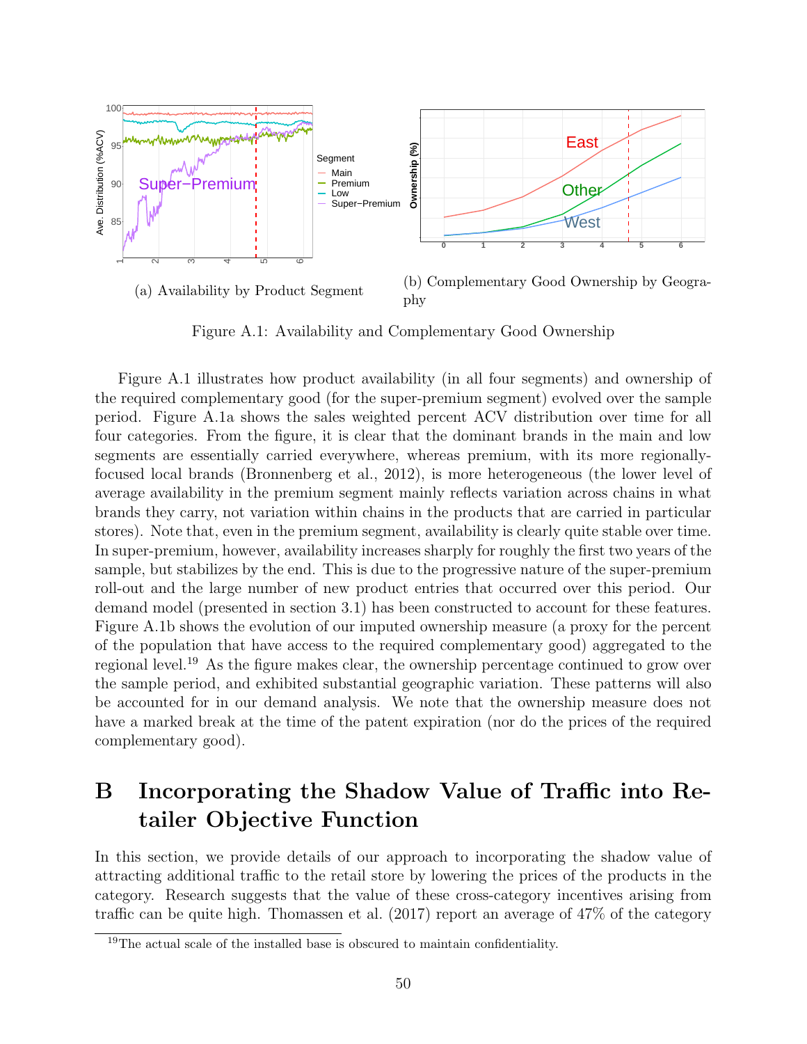(a) Availability by Product Segment

(b) Complementary Good Ownership by Geography

Figure A.1: Availability and Complementary Good Ownership

Figure A.1 illustrates how product availability (in all four segments) and ownership of the required complementary good (for the super-premium segment) evolved over the sample period. Figure A.1a shows the sales weighted percent ACV distribution over time for all four categories. From the figure, it is clear that the dominant brands in the main and low segments are essentially carried everywhere, whereas premium, with its more regionally-focused local brands (Bronnenberg et al., 2012), is more heterogeneous (the lower level of average availability in the premium segment mainly reflects variation across chains in what brands they carry, not variation within chains in the products that are carried in particular stores). Note that, even in the premium segment, availability is clearly quite stable over time. In super-premium, however, availability increases sharply for roughly the first two years of the sample, but stabilizes by the end. This is due to the progressive nature of the super-premium roll-out and the large number of new product entries that occurred over this period. Our demand model (presented in section 3.1) has been constructed to account for these features. Figure A.1b shows the evolution of our imputed ownership measure (a proxy for the percent of the population that have access to the required complementary good) aggregated to the regional level.[19] As the figure makes clear, the ownership percentage continued to grow over the sample period, and exhibited substantial geographic variation. These patterns will also be accounted for in our demand analysis. We note that the ownership measure does not have a marked break at the time of the patent expiration (nor do the prices of the required complementary good).

# B Incorporating the Shadow Value of Traffic into Retailer Objective Function

In this section, we provide details of our approach to incorporating the shadow value of attracting additional traffic to the retail store by lowering the prices of the products in the category. Research suggests that the value of these cross-category incentives arising from traffic can be quite high. Thomassen et al. (2017) report an average of 47% of the category

[19] The actual scale of the installed base is obscured to maintain confidentiality.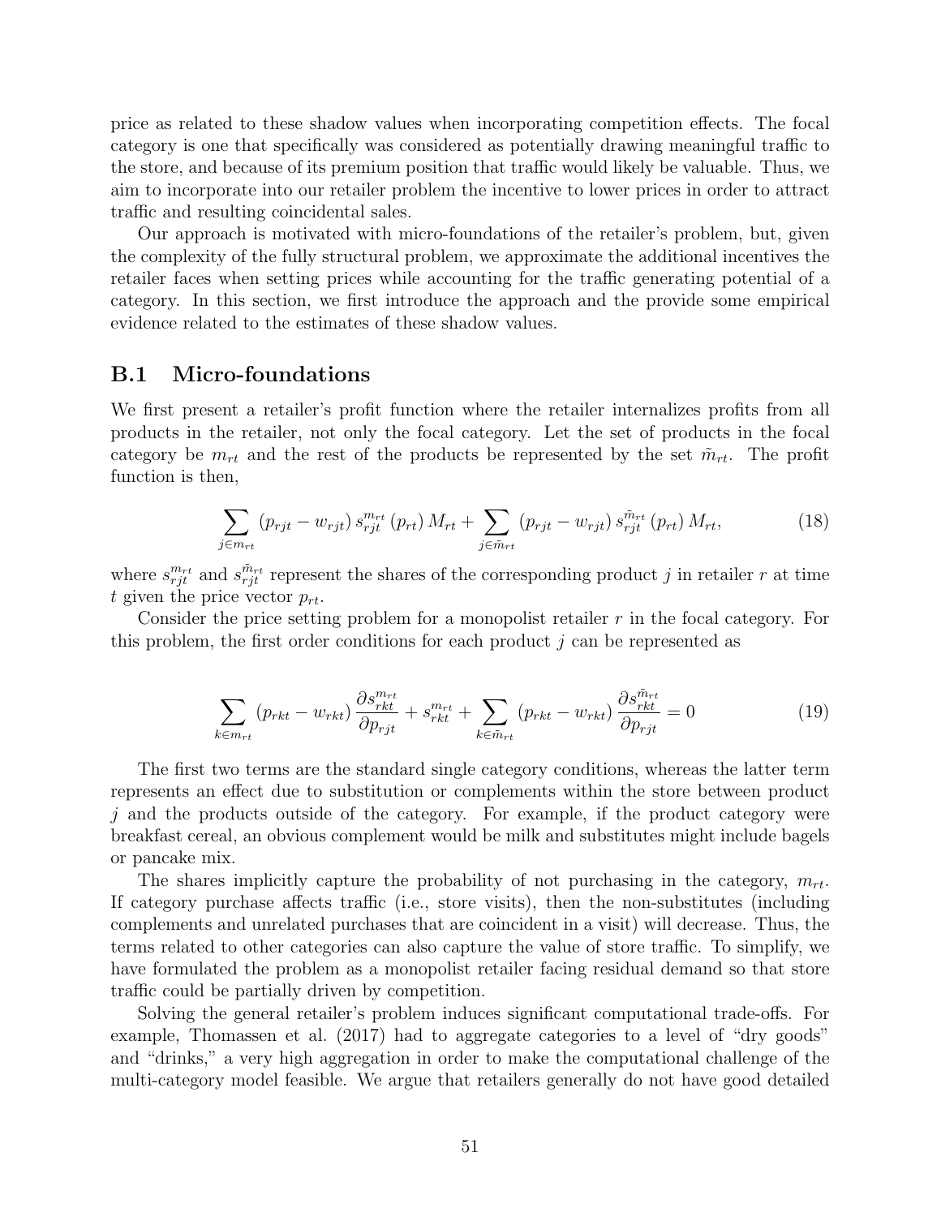price as related to these shadow values when incorporating competition effects. The focal category is one that specifically was considered as potentially drawing meaningful traffic to the store, and because of its premium position that traffic would likely be valuable. Thus, we aim to incorporate into our retailer problem the incentive to lower prices in order to attract traffic and resulting coincidental sales.

Our approach is motivated with micro-foundations of the retailer's problem, but, given the complexity of the fully structural problem, we approximate the additional incentives the retailer faces when setting prices while accounting for the traffic generating potential of a category. In this section, we first introduce the approach and the provide some empirical evidence related to the estimates of these shadow values.

## B.1 Micro-foundations

We first present a retailer's profit function where the retailer internalizes profits from all products in the retailer, not only the focal category. Let the set of products in the focal category be $m_{rt}$ and the rest of the products be represented by the set $\tilde{m}_{rt}$. The profit function is then,

$$\sum_{j \in m_{rt}} (p_{rjt} - w_{rjt}) \, s_{rjt}^{m_{rt}} (p_{rt}) \, M_{rt} + \sum_{j \in \tilde{m}_{rt}} (p_{rjt} - w_{rjt}) \, s_{rjt}^{\tilde{m}_{rt}} (p_{rt}) \, M_{rt}, \tag{18}$$

where $s_{rjt}^{m_{rt}}$ and $s_{rjt}^{\tilde{m}_{rt}}$ represent the shares of the corresponding product $j$ in retailer $r$ at time $t$ given the price vector $p_{rt}$.

Consider the price setting problem for a monopolist retailer $r$ in the focal category. For this problem, the first order conditions for each product $j$ can be represented as

$$\sum_{k \in m_{rt}} (p_{rkt} - w_{rkt}) \frac{\partial s_{rkt}^{m_{rt}}}{\partial p_{rjt}} + s_{rkt}^{m_{rt}} + \sum_{k \in \tilde{m}_{rt}} (p_{rkt} - w_{rkt}) \frac{\partial s_{rkt}^{\tilde{m}_{rt}}}{\partial p_{rjt}} = 0 \tag{19}$$

The first two terms are the standard single category conditions, whereas the latter term represents an effect due to substitution or complements within the store between product $j$ and the products outside of the category. For example, if the product category were breakfast cereal, an obvious complement would be milk and substitutes might include bagels or pancake mix.

The shares implicitly capture the probability of not purchasing in the category, $m_{rt}$. If category purchase affects traffic (i.e., store visits), then the non-substitutes (including complements and unrelated purchases that are coincident in a visit) will decrease. Thus, the terms related to other categories can also capture the value of store traffic. To simplify, we have formulated the problem as a monopolist retailer facing residual demand so that store traffic could be partially driven by competition.

Solving the general retailer's problem induces significant computational trade-offs. For example, Thomassen et al. (2017) had to aggregate categories to a level of "dry goods" and "drinks," a very high aggregation in order to make the computational challenge of the multi-category model feasible. We argue that retailers generally do not have good detailed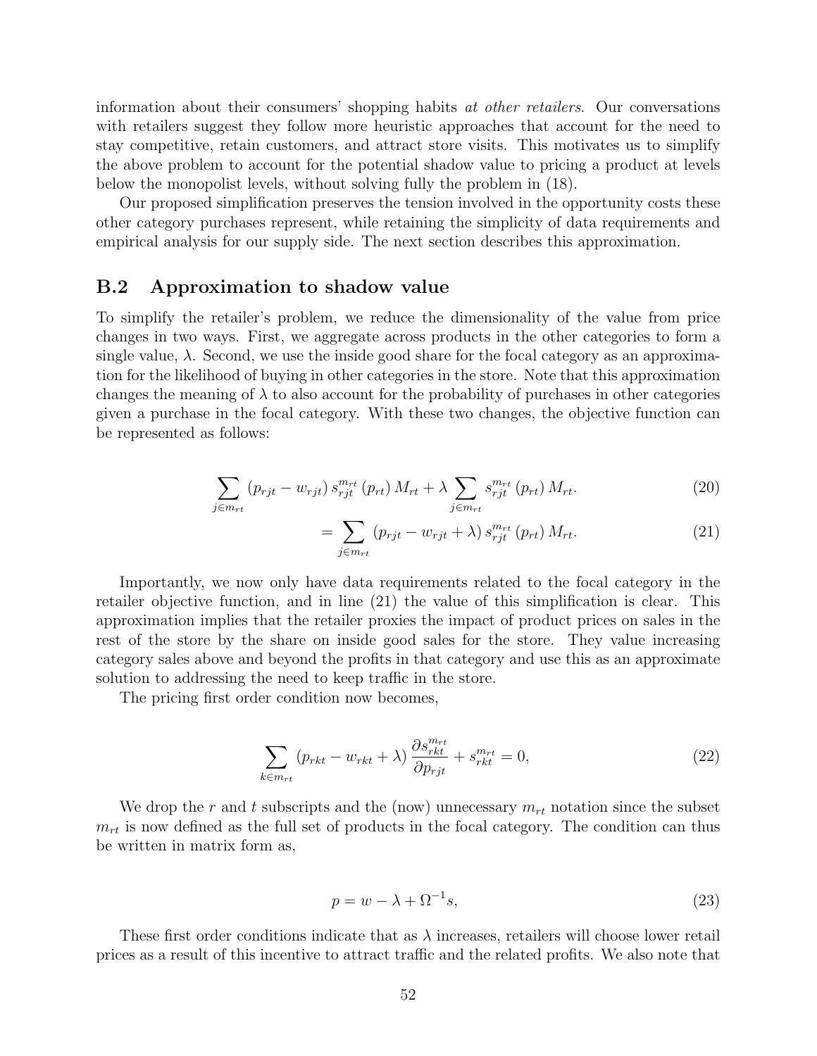information about their consumers' shopping habits *at other retailers*. Our conversations with retailers suggest they follow more heuristic approaches that account for the need to stay competitive, retain customers, and attract store visits. This motivates us to simplify the above problem to account for the potential shadow value to pricing a product at levels below the monopolist levels, without solving fully the problem in (18).

Our proposed simplification preserves the tension involved in the opportunity costs these other category purchases represent, while retaining the simplicity of data requirements and empirical analysis for our supply side. The next section describes this approximation.

## B.2 Approximation to shadow value

To simplify the retailer's problem, we reduce the dimensionality of the value from price changes in two ways. First, we aggregate across products in the other categories to form a single value, $\lambda$. Second, we use the inside good share for the focal category as an approximation for the likelihood of buying in other categories in the store. Note that this approximation changes the meaning of $\lambda$ to also account for the probability of purchases in other categories given a purchase in the focal category. With these two changes, the objective function can be represented as follows:

$$\sum_{j \in m_{rt}} (p_{rjt} - w_{rjt}) \, s_{rjt}^{m_{rt}} (p_{rt}) \, M_{rt} + \lambda \sum_{j \in m_{rt}} s_{rjt}^{m_{rt}} (p_{rt}) \, M_{rt}. \tag{20}$$

$$= \sum_{j \in m_{rt}} (p_{rjt} - w_{rjt} + \lambda) \, s_{rjt}^{m_{rt}} (p_{rt}) \, M_{rt}. \tag{21}$$

Importantly, we now only have data requirements related to the focal category in the retailer objective function, and in line (21) the value of this simplification is clear. This approximation implies that the retailer proxies the impact of product prices on sales in the rest of the store by the share on inside good sales for the store. They value increasing category sales above and beyond the profits in that category and use this as an approximate solution to addressing the need to keep traffic in the store.

The pricing first order condition now becomes,

$$\sum_{k \in m_{rt}} (p_{rkt} - w_{rkt} + \lambda) \frac{\partial s_{rkt}^{m_{rt}}}{\partial p_{rjt}} + s_{rkt}^{m_{rt}} = 0, \tag{22}$$

We drop the $r$ and $t$ subscripts and the (now) unnecessary $m_{rt}$ notation since the subset $m_{rt}$ is now defined as the full set of products in the focal category. The condition can thus be written in matrix form as,

$$p = w - \lambda + \Omega^{-1} s, \tag{23}$$

These first order conditions indicate that as $\lambda$ increases, retailers will choose lower retail prices as a result of this incentive to attract traffic and the related profits. We also note that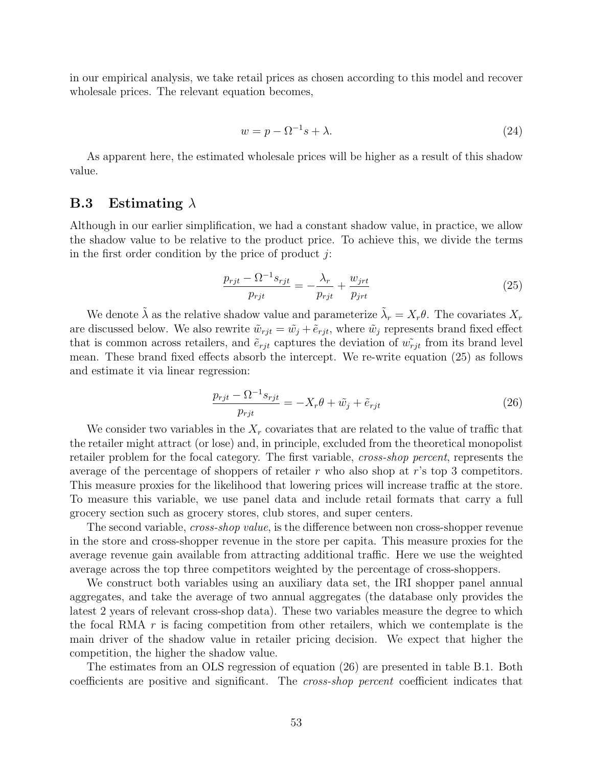in our empirical analysis, we take retail prices as chosen according to this model and recover wholesale prices. The relevant equation becomes,

$$w = p - \Omega^{-1}s + \lambda. \tag{24}$$

As apparent here, the estimated wholesale prices will be higher as a result of this shadow value.

### B.3 Estimating $\lambda$

Although in our earlier simplification, we had a constant shadow value, in practice, we allow the shadow value to be relative to the product price. To achieve this, we divide the terms in the first order condition by the price of product $j$:

$$\frac{p_{rjt} - \Omega^{-1}s_{rjt}}{p_{rjt}} = -\frac{\lambda_r}{p_{rjt}} + \frac{w_{jrt}}{p_{jrt}} \tag{25}$$

We denote $\tilde{\lambda}$ as the relative shadow value and parameterize $\tilde{\lambda}_r = X_r\theta$. The covariates $X_r$ are discussed below. We also rewrite $\tilde{w}_{rjt} = \tilde{w}_j + \tilde{e}_{rjt}$, where $\tilde{w}_j$ represents brand fixed effect that is common across retailers, and $\tilde{e}_{rjt}$ captures the deviation of $\tilde{w_{rjt}}$ from its brand level mean. These brand fixed effects absorb the intercept. We re-write equation (25) as follows and estimate it via linear regression:

$$\frac{p_{rjt} - \Omega^{-1}s_{rjt}}{p_{rjt}} = -X_r\theta + \tilde{w}_j + \tilde{e}_{rjt} \tag{26}$$

We consider two variables in the $X_r$ covariates that are related to the value of traffic that the retailer might attract (or lose) and, in principle, excluded from the theoretical monopolist retailer problem for the focal category. The first variable, *cross-shop percent*, represents the average of the percentage of shoppers of retailer $r$ who also shop at $r$'s top 3 competitors. This measure proxies for the likelihood that lowering prices will increase traffic at the store. To measure this variable, we use panel data and include retail formats that carry a full grocery section such as grocery stores, club stores, and super centers.

The second variable, *cross-shop value*, is the difference between non cross-shopper revenue in the store and cross-shopper revenue in the store per capita. This measure proxies for the average revenue gain available from attracting additional traffic. Here we use the weighted average across the top three competitors weighted by the percentage of cross-shoppers.

We construct both variables using an auxiliary data set, the IRI shopper panel annual aggregates, and take the average of two annual aggregates (the database only provides the latest 2 years of relevant cross-shop data). These two variables measure the degree to which the focal RMA $r$ is facing competition from other retailers, which we contemplate is the main driver of the shadow value in retailer pricing decision. We expect that higher the competition, the higher the shadow value.

The estimates from an OLS regression of equation (26) are presented in table B.1. Both coefficients are positive and significant. The *cross-shop percent* coefficient indicates that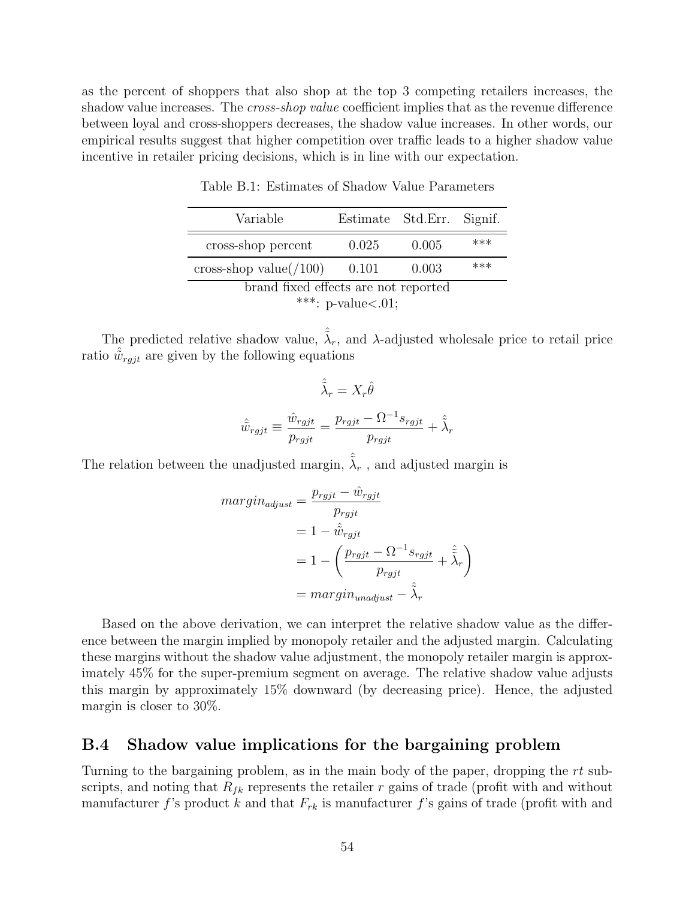as the percent of shoppers that also shop at the top 3 competing retailers increases, the shadow value increases. The *cross-shop value* coefficient implies that as the revenue difference between loyal and cross-shoppers decreases, the shadow value increases. In other words, our empirical results suggest that higher competition over traffic leads to a higher shadow value incentive in retailer pricing decisions, which is in line with our expectation.

Table B.1: Estimates of Shadow Value Parameters

| Variable | Estimate | Std.Err. | Signif. |
|---|---|---|---|
| cross-shop percent | 0.025 | 0.005 | *** |
| cross-shop value(/100) | 0.101 | 0.003 | *** |

brand fixed effects are not reported
***: p-value<.01;

The predicted relative shadow value, $\hat{\tilde{\lambda}}_r$, and $\lambda$-adjusted wholesale price to retail price ratio $\hat{\tilde{w}}_{rgjt}$ are given by the following equations

$$\hat{\tilde{\lambda}}_r = X_r \hat{\theta}$$

$$\hat{\tilde{w}}_{rgjt} \equiv \frac{\hat{w}_{rgjt}}{p_{rgjt}} = \frac{p_{rgjt} - \Omega^{-1} s_{rgjt}}{p_{rgjt}} + \hat{\tilde{\lambda}}_r$$

The relation between the unadjusted margin, $\hat{\tilde{\lambda}}_r$ , and adjusted margin is

$$\begin{aligned}
margin_{adjust} &= \frac{p_{rgjt} - \hat{w}_{rgjt}}{p_{rgjt}} \\
&= 1 - \hat{\tilde{w}}_{rgjt} \\
&= 1 - \left( \frac{p_{rgjt} - \Omega^{-1} s_{rgjt}}{p_{rgjt}} + \hat{\tilde{\lambda}}_r \right) \\
&= margin_{unadjust} - \hat{\tilde{\lambda}}_r
\end{aligned}$$

Based on the above derivation, we can interpret the relative shadow value as the difference between the margin implied by monopoly retailer and the adjusted margin. Calculating these margins without the shadow value adjustment, the monopoly retailer margin is approximately 45% for the super-premium segment on average. The relative shadow value adjusts this margin by approximately 15% downward (by decreasing price). Hence, the adjusted margin is closer to 30%.

## B.4 Shadow value implications for the bargaining problem

Turning to the bargaining problem, as in the main body of the paper, dropping the $rt$ subscripts, and noting that $R_{fk}$ represents the retailer $r$ gains of trade (profit with and without manufacturer $f$'s product $k$ and that $F_{rk}$ is manufacturer $f$'s gains of trade (profit with and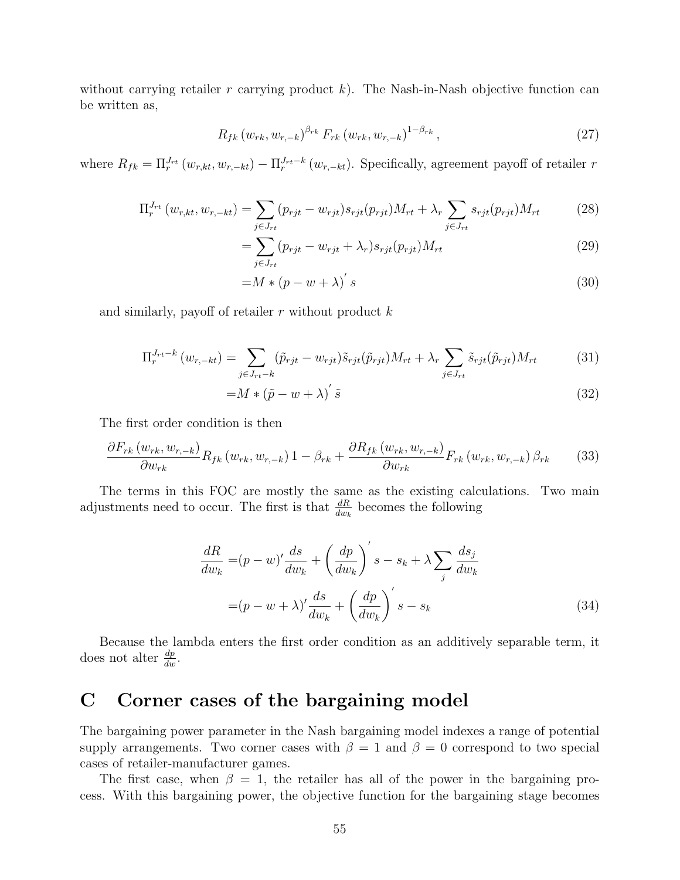without carrying retailer $r$ carrying product $k$). The Nash-in-Nash objective function can be written as,

$$R_{fk}\left(w_{rk}, w_{r,-k}\right)^{\beta_{rk}} F_{rk}\left(w_{rk}, w_{r,-k}\right)^{1-\beta_{rk}}, \tag{27}$$

where $R_{fk} = \Pi_r^{J_{rt}}\left(w_{r,kt}, w_{r,-kt}\right) - \Pi_r^{J_{rt}-k}\left(w_{r,-kt}\right)$. Specifically, agreement payoff of retailer $r$

$$\Pi_r^{J_{rt}}\left(w_{r,kt}, w_{r,-kt}\right) = \sum_{j \in J_{rt}} (p_{rjt} - w_{rjt}) s_{rjt}(p_{rjt}) M_{rt} + \lambda_r \sum_{j \in J_{rt}} s_{rjt}(p_{rjt}) M_{rt} \tag{28}$$

$$= \sum_{j \in J_{rt}} (p_{rjt} - w_{rjt} + \lambda_r) s_{rjt}(p_{rjt}) M_{rt} \tag{29}$$

$$= M * (p - w + \lambda)' s \tag{30}$$

and similarly, payoff of retailer $r$ without product $k$

$$\Pi_r^{J_{rt}-k}\left(w_{r,-kt}\right) = \sum_{j \in J_{rt}-k} (\tilde{p}_{rjt} - w_{rjt}) \tilde{s}_{rjt}(\tilde{p}_{rjt}) M_{rt} + \lambda_r \sum_{j \in J_{rt}} \tilde{s}_{rjt}(\tilde{p}_{rjt}) M_{rt} \tag{31}$$

$$= M * (\tilde{p} - w + \lambda)' \tilde{s} \tag{32}$$

The first order condition is then

$$\frac{\partial F_{rk}\left(w_{rk}, w_{r,-k}\right)}{\partial w_{rk}} R_{fk}\left(w_{rk}, w_{r,-k}\right) 1 - \beta_{rk} + \frac{\partial R_{fk}\left(w_{rk}, w_{r,-k}\right)}{\partial w_{rk}} F_{rk}\left(w_{rk}, w_{r,-k}\right) \beta_{rk} \tag{33}$$

The terms in this FOC are mostly the same as the existing calculations. Two main adjustments need to occur. The first is that $\frac{dR}{dw_k}$ becomes the following

$$\frac{dR}{dw_k} = (p - w)' \frac{ds}{dw_k} + \left(\frac{dp}{dw_k}\right)' s - s_k + \lambda \sum_j \frac{ds_j}{dw_k}$$

$$= (p - w + \lambda)' \frac{ds}{dw_k} + \left(\frac{dp}{dw_k}\right)' s - s_k \tag{34}$$

Because the lambda enters the first order condition as an additively separable term, it does not alter $\frac{dp}{dw}$.

# C Corner cases of the bargaining model

The bargaining power parameter in the Nash bargaining model indexes a range of potential supply arrangements. Two corner cases with $\beta = 1$ and $\beta = 0$ correspond to two special cases of retailer-manufacturer games.

The first case, when $\beta = 1$, the retailer has all of the power in the bargaining process. With this bargaining power, the objective function for the bargaining stage becomes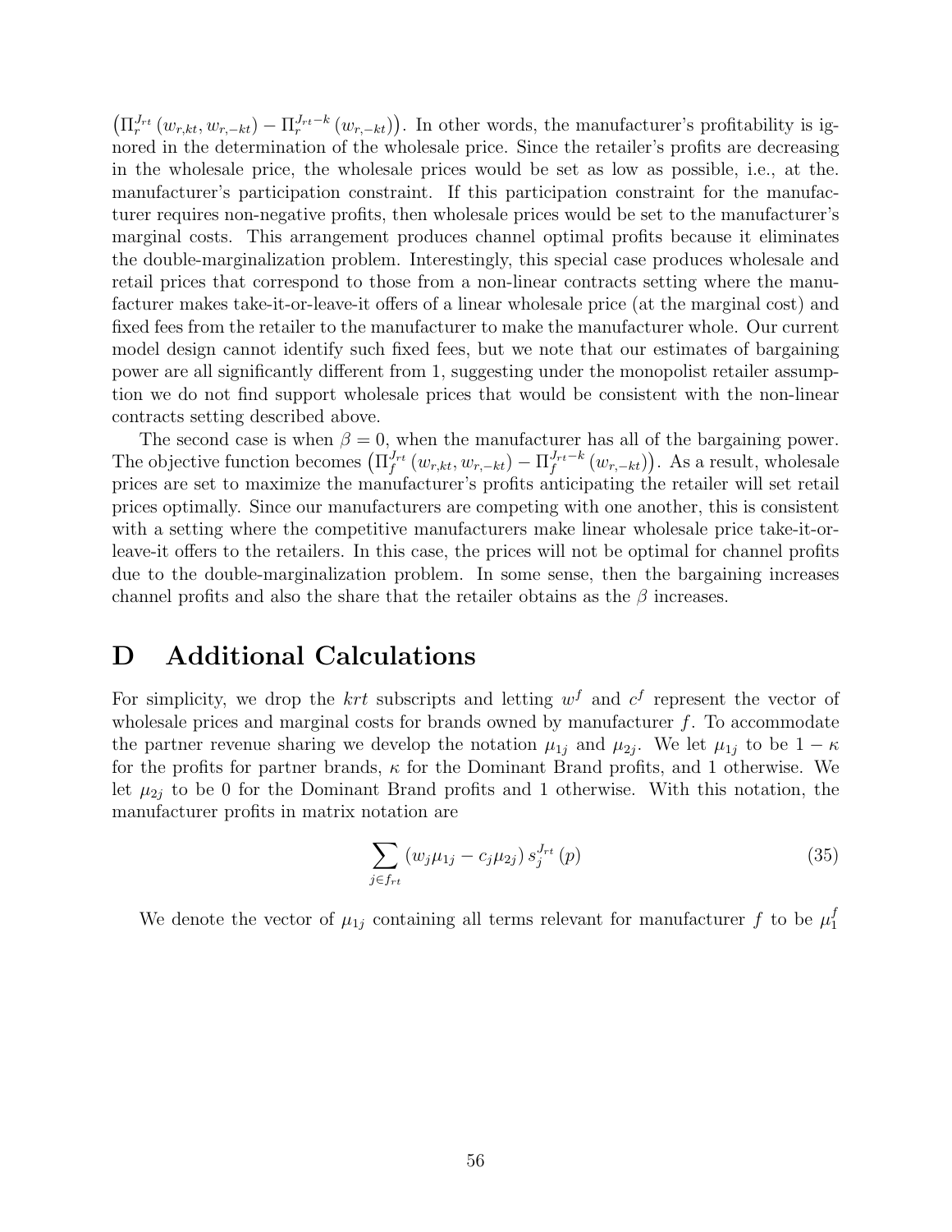$\left(\Pi_r^{J_{rt}}\left(w_{r,kt}, w_{r,-kt}\right) - \Pi_r^{J_{rt}-k}\left(w_{r,-kt}\right)\right)$. In other words, the manufacturer's profitability is ignored in the determination of the wholesale price. Since the retailer's profits are decreasing in the wholesale price, the wholesale prices would be set as low as possible, i.e., at the. manufacturer's participation constraint. If this participation constraint for the manufacturer requires non-negative profits, then wholesale prices would be set to the manufacturer's marginal costs. This arrangement produces channel optimal profits because it eliminates the double-marginalization problem. Interestingly, this special case produces wholesale and retail prices that correspond to those from a non-linear contracts setting where the manufacturer makes take-it-or-leave-it offers of a linear wholesale price (at the marginal cost) and fixed fees from the retailer to the manufacturer to make the manufacturer whole. Our current model design cannot identify such fixed fees, but we note that our estimates of bargaining power are all significantly different from 1, suggesting under the monopolist retailer assumption we do not find support wholesale prices that would be consistent with the non-linear contracts setting described above.

The second case is when $\beta = 0$, when the manufacturer has all of the bargaining power. The objective function becomes $\left(\Pi_f^{J_{rt}}\left(w_{r,kt}, w_{r,-kt}\right) - \Pi_f^{J_{rt}-k}\left(w_{r,-kt}\right)\right)$. As a result, wholesale prices are set to maximize the manufacturer's profits anticipating the retailer will set retail prices optimally. Since our manufacturers are competing with one another, this is consistent with a setting where the competitive manufacturers make linear wholesale price take-it-or-leave-it offers to the retailers. In this case, the prices will not be optimal for channel profits due to the double-marginalization problem. In some sense, then the bargaining increases channel profits and also the share that the retailer obtains as the $\beta$ increases.

# D Additional Calculations

For simplicity, we drop the $krt$ subscripts and letting $w^f$ and $c^f$ represent the vector of wholesale prices and marginal costs for brands owned by manufacturer $f$. To accommodate the partner revenue sharing we develop the notation $\mu_{1j}$ and $\mu_{2j}$. We let $\mu_{1j}$ to be $1 - \kappa$ for the profits for partner brands, $\kappa$ for the Dominant Brand profits, and 1 otherwise. We let $\mu_{2j}$ to be 0 for the Dominant Brand profits and 1 otherwise. With this notation, the manufacturer profits in matrix notation are

$$\sum_{j \in f_{rt}} \left(w_j \mu_{1j} - c_j \mu_{2j}\right) s_j^{J_{rt}}(p) \tag{35}$$

We denote the vector of $\mu_{1j}$ containing all terms relevant for manufacturer $f$ to be $\mu_1^f$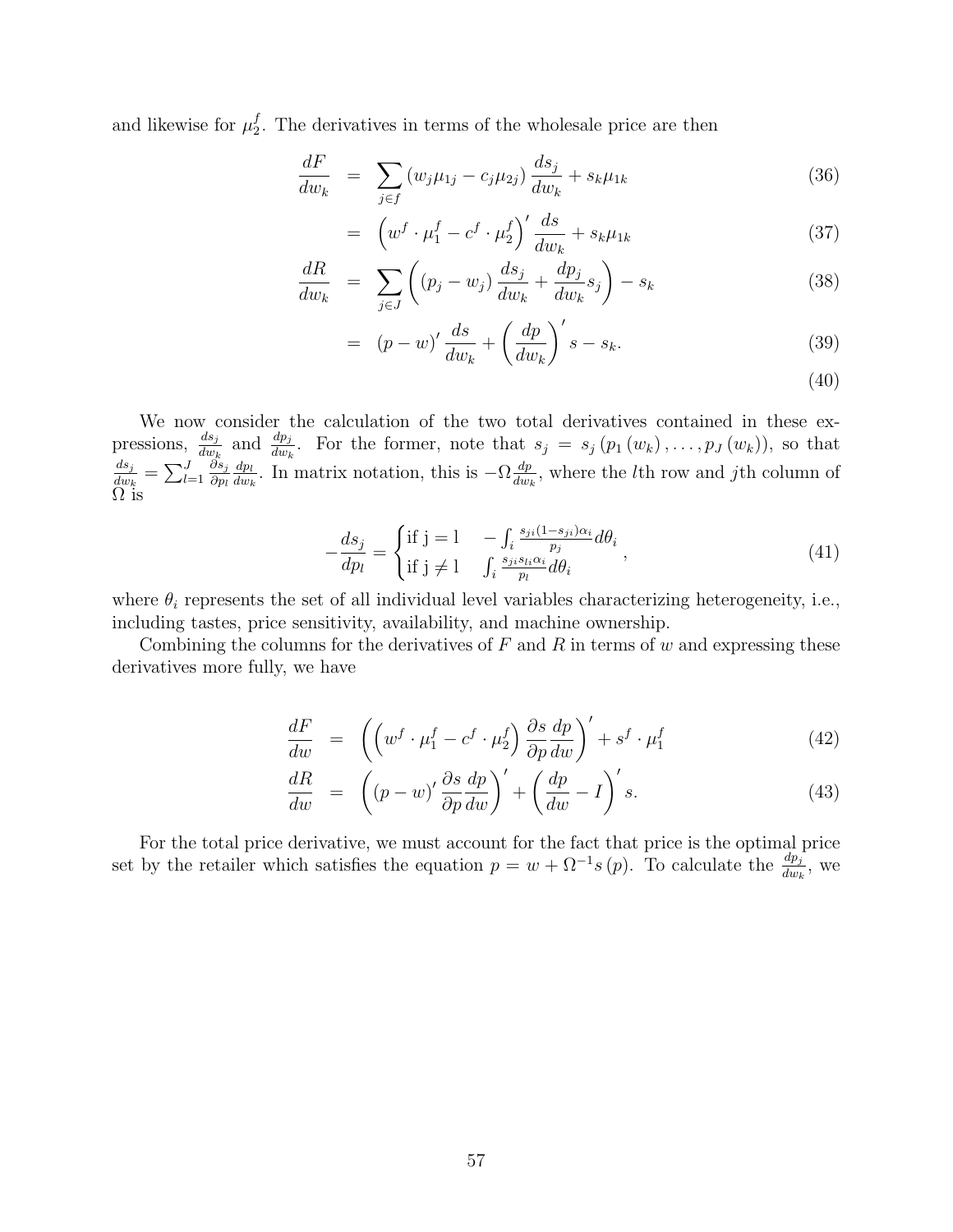and likewise for $\mu_2^f$. The derivatives in terms of the wholesale price are then

$$\frac{dF}{dw_k} = \sum_{j \in f} \left(w_j \mu_{1j} - c_j \mu_{2j}\right) \frac{ds_j}{dw_k} + s_k \mu_{1k} \tag{36}$$

$$= \left(w^f \cdot \mu_1^f - c^f \cdot \mu_2^f\right)' \frac{ds}{dw_k} + s_k \mu_{1k} \tag{37}$$

$$\frac{dR}{dw_k} = \sum_{j \in J} \left( \left(p_j - w_j\right) \frac{ds_j}{dw_k} + \frac{dp_j}{dw_k} s_j \right) - s_k \tag{38}$$

$$= (p - w)' \frac{ds}{dw_k} + \left(\frac{dp}{dw_k}\right)' s - s_k. \tag{39}$$

$$\tag{40}$$

We now consider the calculation of the two total derivatives contained in these expressions, $\frac{ds_j}{dw_k}$ and $\frac{dp_j}{dw_k}$. For the former, note that $s_j = s_j\left(p_1\left(w_k\right), \ldots, p_J\left(w_k\right)\right)$, so that $\frac{ds_j}{dw_k} = \sum_{l=1}^J \frac{\partial s_j}{\partial p_l} \frac{dp_l}{dw_k}$. In matrix notation, this is $-\Omega \frac{dp}{dw_k}$, where the $l$th row and $j$th column of $\Omega$ is

$$-\frac{ds_j}{dp_l} = \begin{cases} \text{if j = l} & -\int_i \frac{s_{ji}(1-s_{ji})\alpha_i}{p_j} d\theta_i \\ \text{if j} \neq \text{l} & \int_i \frac{s_{ji} s_{li} \alpha_i}{p_l} d\theta_i \end{cases}, \tag{41}$$

where $\theta_i$ represents the set of all individual level variables characterizing heterogeneity, i.e., including tastes, price sensitivity, availability, and machine ownership.

Combining the columns for the derivatives of $F$ and $R$ in terms of $w$ and expressing these derivatives more fully, we have

$$\frac{dF}{dw} = \left(\left(w^f \cdot \mu_1^f - c^f \cdot \mu_2^f\right) \frac{\partial s}{\partial p} \frac{dp}{dw}\right)' + s^f \cdot \mu_1^f \tag{42}$$

$$\frac{dR}{dw} = \left((p - w)' \frac{\partial s}{\partial p} \frac{dp}{dw}\right)' + \left(\frac{dp}{dw} - I\right)' s. \tag{43}$$

For the total price derivative, we must account for the fact that price is the optimal price set by the retailer which satisfies the equation $p = w + \Omega^{-1} s\,(p)$. To calculate the $\frac{dp_j}{dw_k}$, we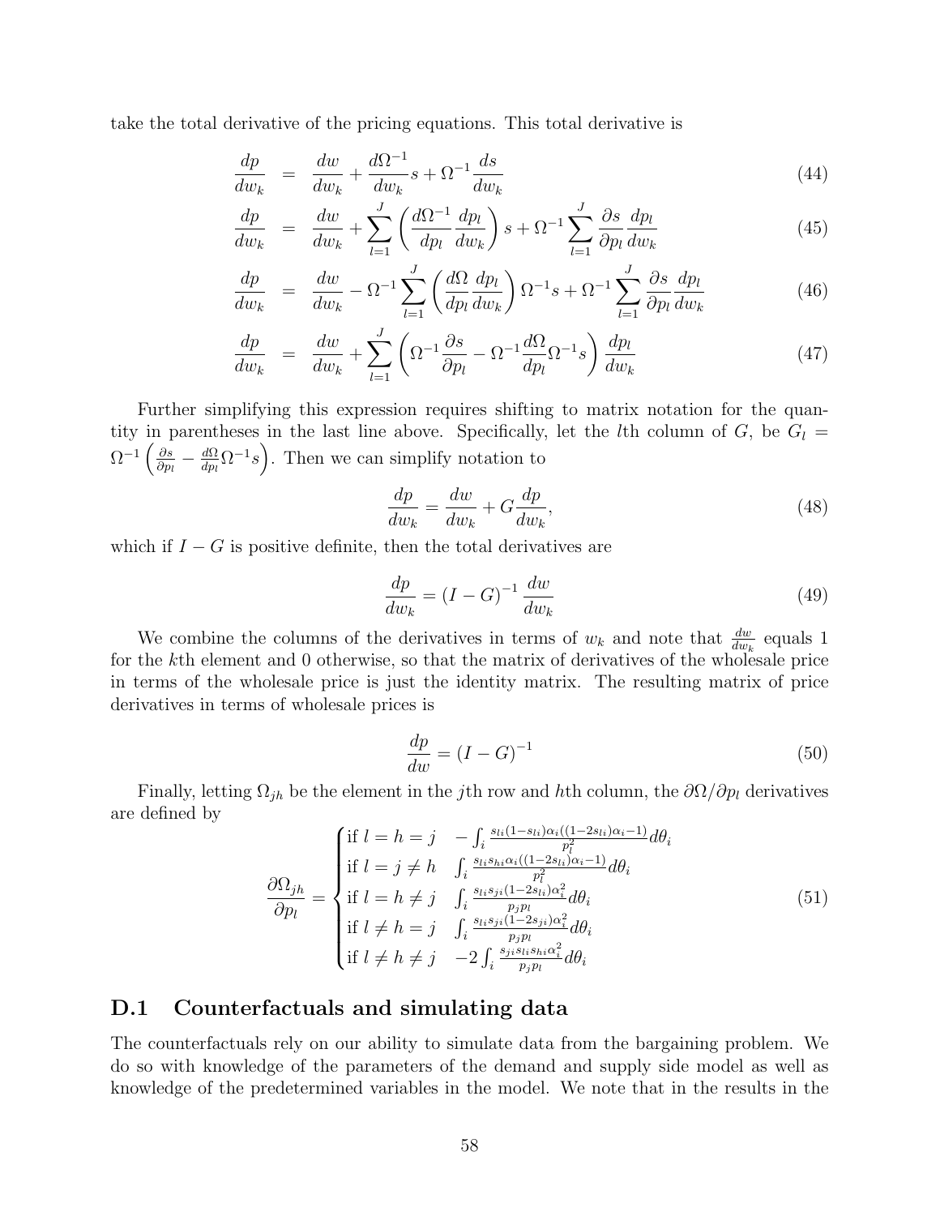take the total derivative of the pricing equations. This total derivative is

$$
\frac{dp}{dw_k} = \frac{dw}{dw_k} + \frac{d\Omega^{-1}}{dw_k}s + \Omega^{-1}\frac{ds}{dw_k} \tag{44}
$$

$$
\frac{dp}{dw_k} = \frac{dw}{dw_k} + \sum_{l=1}^{J}\left(\frac{d\Omega^{-1}}{dp_l}\frac{dp_l}{dw_k}\right)s + \Omega^{-1}\sum_{l=1}^{J}\frac{\partial s}{\partial p_l}\frac{dp_l}{dw_k} \tag{45}
$$

$$
\frac{dp}{dw_k} = \frac{dw}{dw_k} - \Omega^{-1}\sum_{l=1}^{J}\left(\frac{d\Omega}{dp_l}\frac{dp_l}{dw_k}\right)\Omega^{-1}s + \Omega^{-1}\sum_{l=1}^{J}\frac{\partial s}{\partial p_l}\frac{dp_l}{dw_k} \tag{46}
$$

$$
\frac{dp}{dw_k} = \frac{dw}{dw_k} + \sum_{l=1}^{J}\left(\Omega^{-1}\frac{\partial s}{\partial p_l} - \Omega^{-1}\frac{d\Omega}{dp_l}\Omega^{-1}s\right)\frac{dp_l}{dw_k} \tag{47}
$$

Further simplifying this expression requires shifting to matrix notation for the quantity in parentheses in the last line above. Specifically, let the $l$th column of $G$, be $G_l = \Omega^{-1}\left(\frac{\partial s}{\partial p_l} - \frac{d\Omega}{dp_l}\Omega^{-1}s\right)$. Then we can simplify notation to

$$
\frac{dp}{dw_k} = \frac{dw}{dw_k} + G\frac{dp}{dw_k}, \tag{48}
$$

which if $I - G$ is positive definite, then the total derivatives are

$$
\frac{dp}{dw_k} = (I - G)^{-1}\frac{dw}{dw_k} \tag{49}
$$

We combine the columns of the derivatives in terms of $w_k$ and note that $\frac{dw}{dw_k}$ equals 1 for the $k$th element and 0 otherwise, so that the matrix of derivatives of the wholesale price in terms of the wholesale price is just the identity matrix. The resulting matrix of price derivatives in terms of wholesale prices is

$$
\frac{dp}{dw} = (I - G)^{-1} \tag{50}
$$

Finally, letting $\Omega_{jh}$ be the element in the $j$th row and $h$th column, the $\partial\Omega/\partial p_l$ derivatives are defined by

$$
\frac{\partial \Omega_{jh}}{\partial p_l} = \begin{cases}
\text{if } l = h = j & -\int_i \frac{s_{li}(1-s_{li})\alpha_i((1-2s_{li})\alpha_i - 1)}{p_l^2}d\theta_i \\
\text{if } l = j \neq h & \int_i \frac{s_{li}s_{hi}\alpha_i((1-2s_{li})\alpha_i - 1)}{p_l^2}d\theta_i \\
\text{if } l = h \neq j & \int_i \frac{s_{li}s_{ji}(1-2s_{li})\alpha_i^2}{p_j p_l}d\theta_i \\
\text{if } l \neq h = j & \int_i \frac{s_{li}s_{ji}(1-2s_{ji})\alpha_i^2}{p_j p_l}d\theta_i \\
\text{if } l \neq h \neq j & -2\int_i \frac{s_{ji}s_{li}s_{hi}\alpha_i^2}{p_j p_l}d\theta_i
\end{cases} \tag{51}
$$

## D.1 Counterfactuals and simulating data

The counterfactuals rely on our ability to simulate data from the bargaining problem. We do so with knowledge of the parameters of the demand and supply side model as well as knowledge of the predetermined variables in the model. We note that in the results in the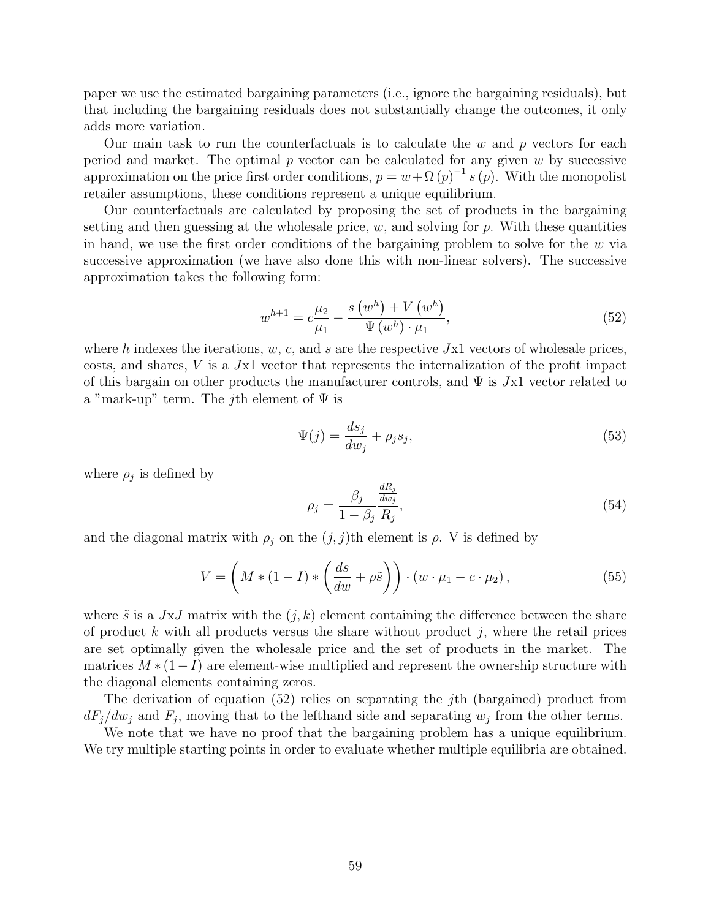paper we use the estimated bargaining parameters (i.e., ignore the bargaining residuals), but that including the bargaining residuals does not substantially change the outcomes, it only adds more variation.

Our main task to run the counterfactuals is to calculate the $w$ and $p$ vectors for each period and market. The optimal $p$ vector can be calculated for any given $w$ by successive approximation on the price first order conditions, $p = w + \Omega(p)^{-1} s(p)$. With the monopolist retailer assumptions, these conditions represent a unique equilibrium.

Our counterfactuals are calculated by proposing the set of products in the bargaining setting and then guessing at the wholesale price, $w$, and solving for $p$. With these quantities in hand, we use the first order conditions of the bargaining problem to solve for the $w$ via successive approximation (we have also done this with non-linear solvers). The successive approximation takes the following form:

$$w^{h+1} = c\frac{\mu_2}{\mu_1} - \frac{s\left(w^h\right) + V\left(w^h\right)}{\Psi\left(w^h\right) \cdot \mu_1}, \tag{52}$$

where $h$ indexes the iterations, $w$, $c$, and $s$ are the respective $J$x1 vectors of wholesale prices, costs, and shares, $V$ is a $J$x1 vector that represents the internalization of the profit impact of this bargain on other products the manufacturer controls, and $\Psi$ is $J$x1 vector related to a "mark-up" term. The $j$th element of $\Psi$ is

$$\Psi(j) = \frac{ds_j}{dw_j} + \rho_j s_j, \tag{53}$$

where $\rho_j$ is defined by

$$\rho_j = \frac{\beta_j}{1-\beta_j}\frac{\frac{dR_j}{dw_j}}{R_j}, \tag{54}$$

and the diagonal matrix with $\rho_j$ on the $(j,j)$th element is $\rho$. V is defined by

$$V = \left(M * (1-I) * \left(\frac{ds}{dw} + \rho\tilde{s}\right)\right) \cdot \left(w \cdot \mu_1 - c \cdot \mu_2\right), \tag{55}$$

where $\tilde{s}$ is a $J$x$J$ matrix with the $(j,k)$ element containing the difference between the share of product $k$ with all products versus the share without product $j$, where the retail prices are set optimally given the wholesale price and the set of products in the market. The matrices $M*(1-I)$ are element-wise multiplied and represent the ownership structure with the diagonal elements containing zeros.

The derivation of equation (52) relies on separating the $j$th (bargained) product from $dF_j/dw_j$ and $F_j$, moving that to the lefthand side and separating $w_j$ from the other terms.

We note that we have no proof that the bargaining problem has a unique equilibrium. We try multiple starting points in order to evaluate whether multiple equilibria are obtained.